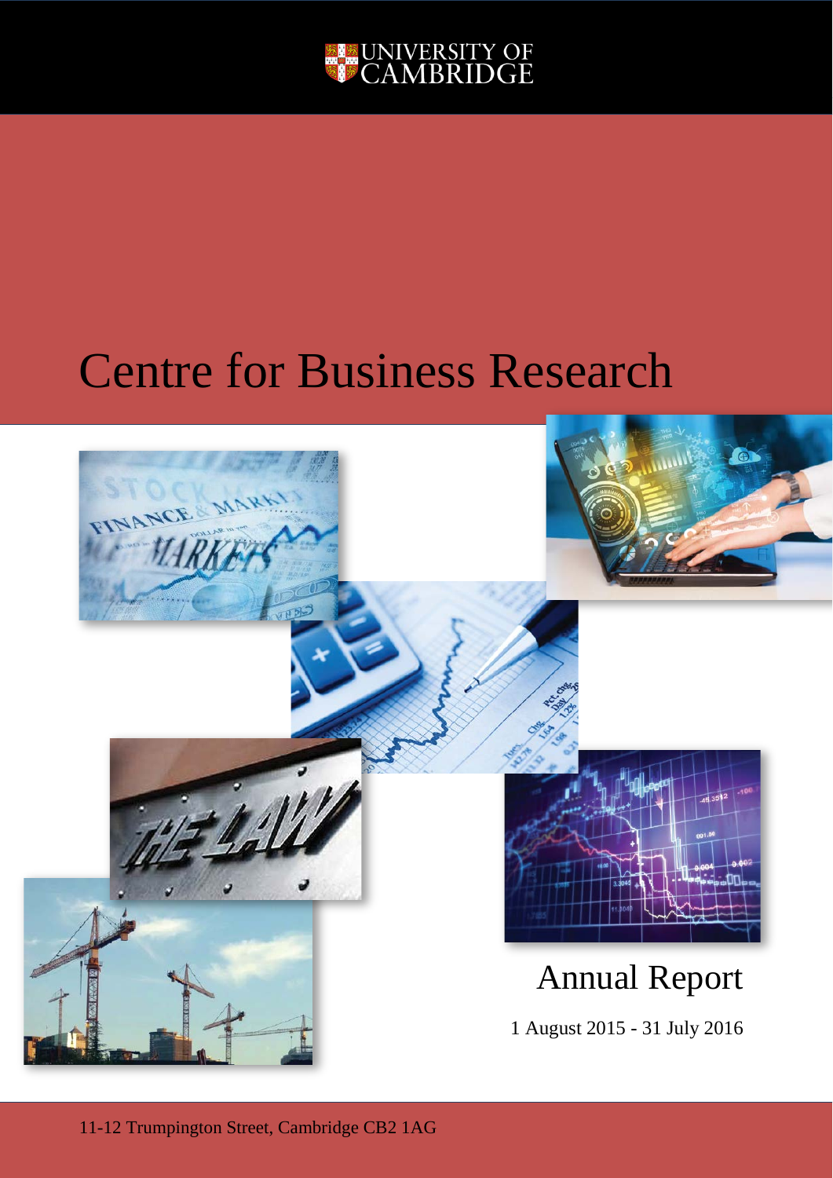UNIVERSITY OF CAMBRIDGE

# Centre for Business Research

## Annual Report

1 August 2015 - 31 July 2016

11-12 Trumpington Street, Cambridge CB2 1AG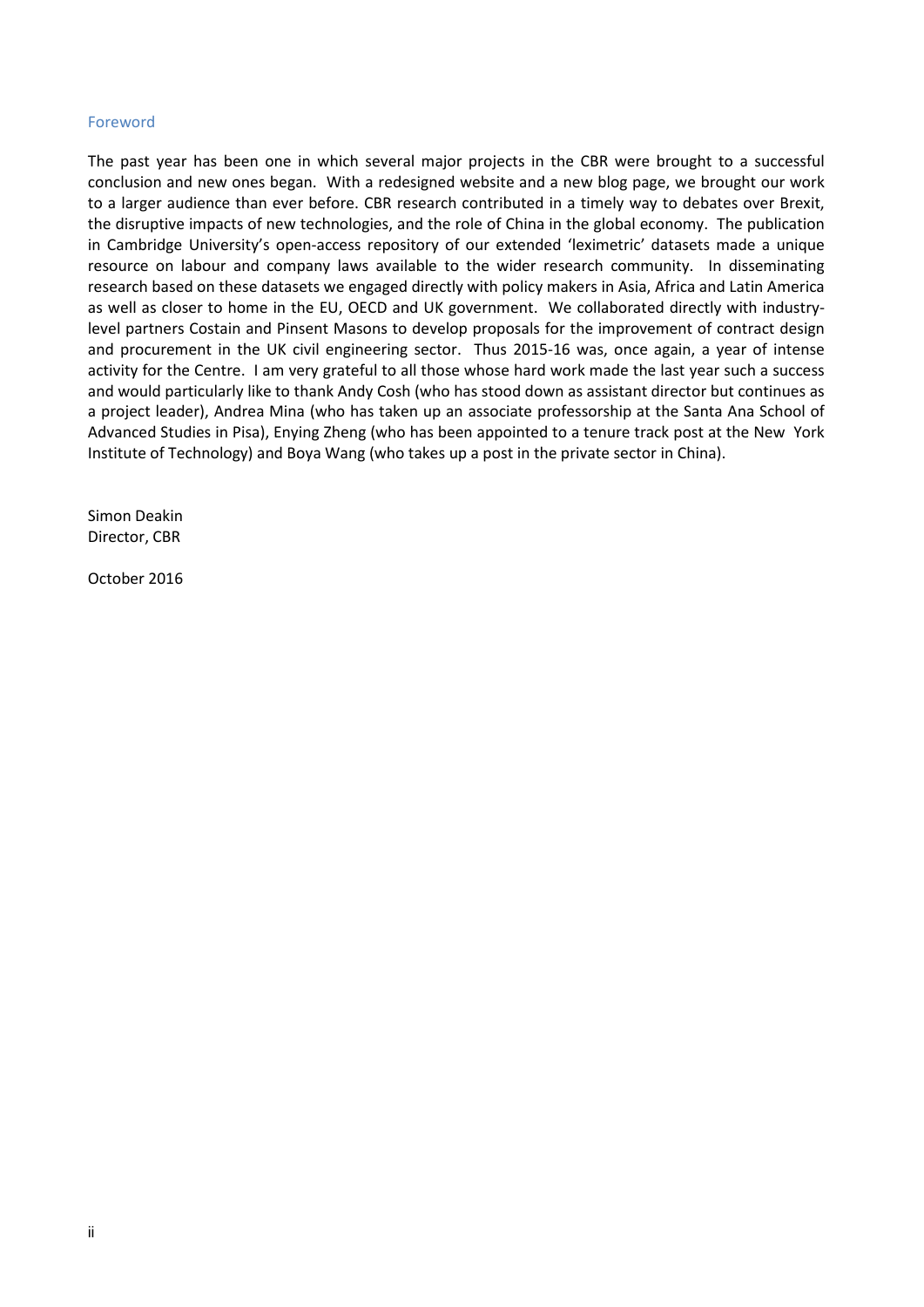## Foreword

The past year has been one in which several major projects in the CBR were brought to a successful conclusion and new ones began. With a redesigned website and a new blog page, we brought our work to a larger audience than ever before. CBR research contributed in a timely way to debates over Brexit, the disruptive impacts of new technologies, and the role of China in the global economy. The publication in Cambridge University's open-access repository of our extended 'leximetric' datasets made a unique resource on labour and company laws available to the wider research community. In disseminating research based on these datasets we engaged directly with policy makers in Asia, Africa and Latin America as well as closer to home in the EU, OECD and UK government. We collaborated directly with industry-level partners Costain and Pinsent Masons to develop proposals for the improvement of contract design and procurement in the UK civil engineering sector. Thus 2015-16 was, once again, a year of intense activity for the Centre. I am very grateful to all those whose hard work made the last year such a success and would particularly like to thank Andy Cosh (who has stood down as assistant director but continues as a project leader), Andrea Mina (who has taken up an associate professorship at the Santa Ana School of Advanced Studies in Pisa), Enying Zheng (who has been appointed to a tenure track post at the New York Institute of Technology) and Boya Wang (who takes up a post in the private sector in China).

Simon Deakin
Director, CBR

October 2016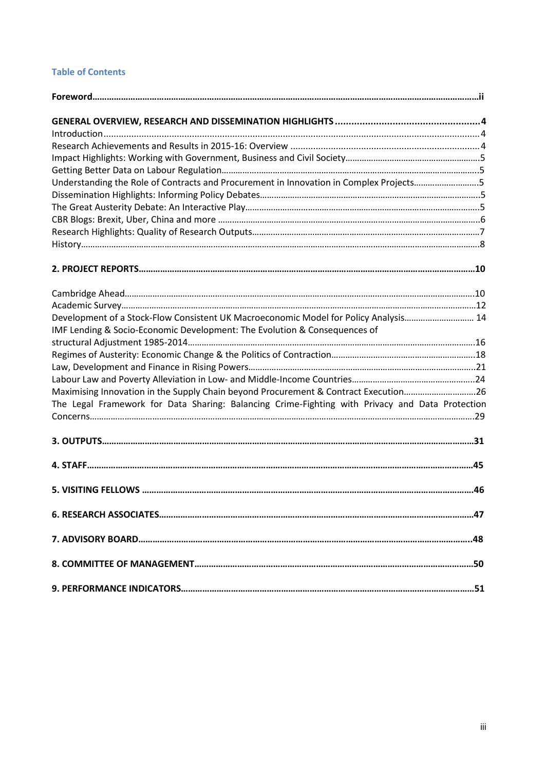# Table of Contents

**Foreword**......................................................................................................................................ii

**GENERAL OVERVIEW, RESEARCH AND DISSEMINATION HIGHLIGHTS**..................................................4

Introduction..........................................................................................................................................4

Research Achievements and Results in 2015-16: Overview ...............................................................4

Impact Highlights: Working with Government, Business and Civil Society.........................................5

Getting Better Data on Labour Regulation...........................................................................................5

Understanding the Role of Contracts and Procurement in Innovation in Complex Projects.................5

Dissemination Highlights: Informing Policy Debates...........................................................................5

The Great Austerity Debate: An Interactive Play..................................................................................5

CBR Blogs: Brexit, Uber, China and more ............................................................................................6

Research Highlights: Quality of Research Outputs...............................................................................7

History....................................................................................................................................................8

**2. PROJECT REPORTS**...........................................................................................................................10

Cambridge Ahead.................................................................................................................................10

Academic Survey...................................................................................................................................12

Development of a Stock-Flow Consistent UK Macroeconomic Model for Policy Analysis.................. 14

IMF Lending & Socio-Economic Development: The Evolution & Consequences of structural Adjustment 1985-2014...........................................................................................................16

Regimes of Austerity: Economic Change & the Politics of Contraction................................................18

Law, Development and Finance in Rising Powers.................................................................................21

Labour Law and Poverty Alleviation in Low- and Middle-Income Countries.......................................24

Maximising Innovation in the Supply Chain beyond Procurement & Contract Execution....................26

The Legal Framework for Data Sharing: Balancing Crime-Fighting with Privacy and Data Protection Concerns....................................................................................................................................29

**3. OUTPUTS**.............................................................................................................................................31

**4. STAFF**....................................................................................................................................................45

**5. VISITING FELLOWS** ...........................................................................................................................46

**6. RESEARCH ASSOCIATES**...................................................................................................................47

**7. ADVISORY BOARD**..............................................................................................................................48

**8. COMMITTEE OF MANAGEMENT**........................................................................................................50

**9. PERFORMANCE INDICATORS**..............................................................................................................51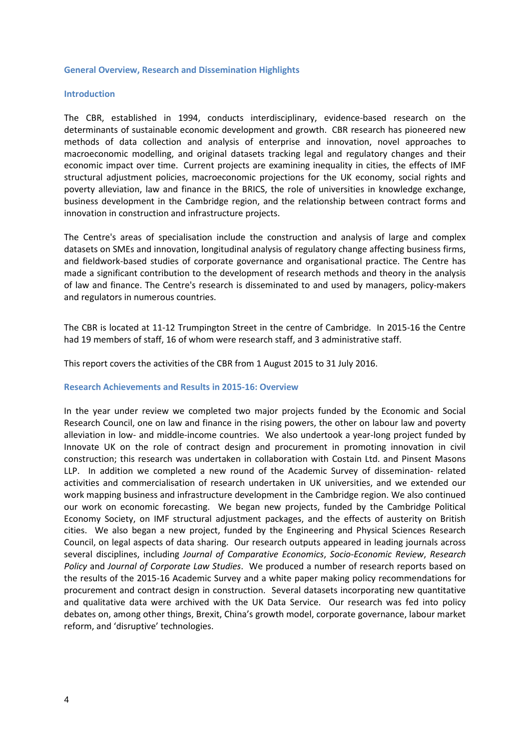## General Overview, Research and Dissemination Highlights

### Introduction

The CBR, established in 1994, conducts interdisciplinary, evidence-based research on the determinants of sustainable economic development and growth. CBR research has pioneered new methods of data collection and analysis of enterprise and innovation, novel approaches to macroeconomic modelling, and original datasets tracking legal and regulatory changes and their economic impact over time. Current projects are examining inequality in cities, the effects of IMF structural adjustment policies, macroeconomic projections for the UK economy, social rights and poverty alleviation, law and finance in the BRICS, the role of universities in knowledge exchange, business development in the Cambridge region, and the relationship between contract forms and innovation in construction and infrastructure projects.

The Centre's areas of specialisation include the construction and analysis of large and complex datasets on SMEs and innovation, longitudinal analysis of regulatory change affecting business firms, and fieldwork-based studies of corporate governance and organisational practice. The Centre has made a significant contribution to the development of research methods and theory in the analysis of law and finance. The Centre's research is disseminated to and used by managers, policy-makers and regulators in numerous countries.

The CBR is located at 11-12 Trumpington Street in the centre of Cambridge. In 2015-16 the Centre had 19 members of staff, 16 of whom were research staff, and 3 administrative staff.

This report covers the activities of the CBR from 1 August 2015 to 31 July 2016.

### Research Achievements and Results in 2015-16: Overview

In the year under review we completed two major projects funded by the Economic and Social Research Council, one on law and finance in the rising powers, the other on labour law and poverty alleviation in low- and middle-income countries. We also undertook a year-long project funded by Innovate UK on the role of contract design and procurement in promoting innovation in civil construction; this research was undertaken in collaboration with Costain Ltd. and Pinsent Masons LLP. In addition we completed a new round of the Academic Survey of dissemination- related activities and commercialisation of research undertaken in UK universities, and we extended our work mapping business and infrastructure development in the Cambridge region. We also continued our work on economic forecasting. We began new projects, funded by the Cambridge Political Economy Society, on IMF structural adjustment packages, and the effects of austerity on British cities. We also began a new project, funded by the Engineering and Physical Sciences Research Council, on legal aspects of data sharing. Our research outputs appeared in leading journals across several disciplines, including *Journal of Comparative Economics*, *Socio-Economic Review*, *Research Policy* and *Journal of Corporate Law Studies*. We produced a number of research reports based on the results of the 2015-16 Academic Survey and a white paper making policy recommendations for procurement and contract design in construction. Several datasets incorporating new quantitative and qualitative data were archived with the UK Data Service. Our research was fed into policy debates on, among other things, Brexit, China's growth model, corporate governance, labour market reform, and 'disruptive' technologies.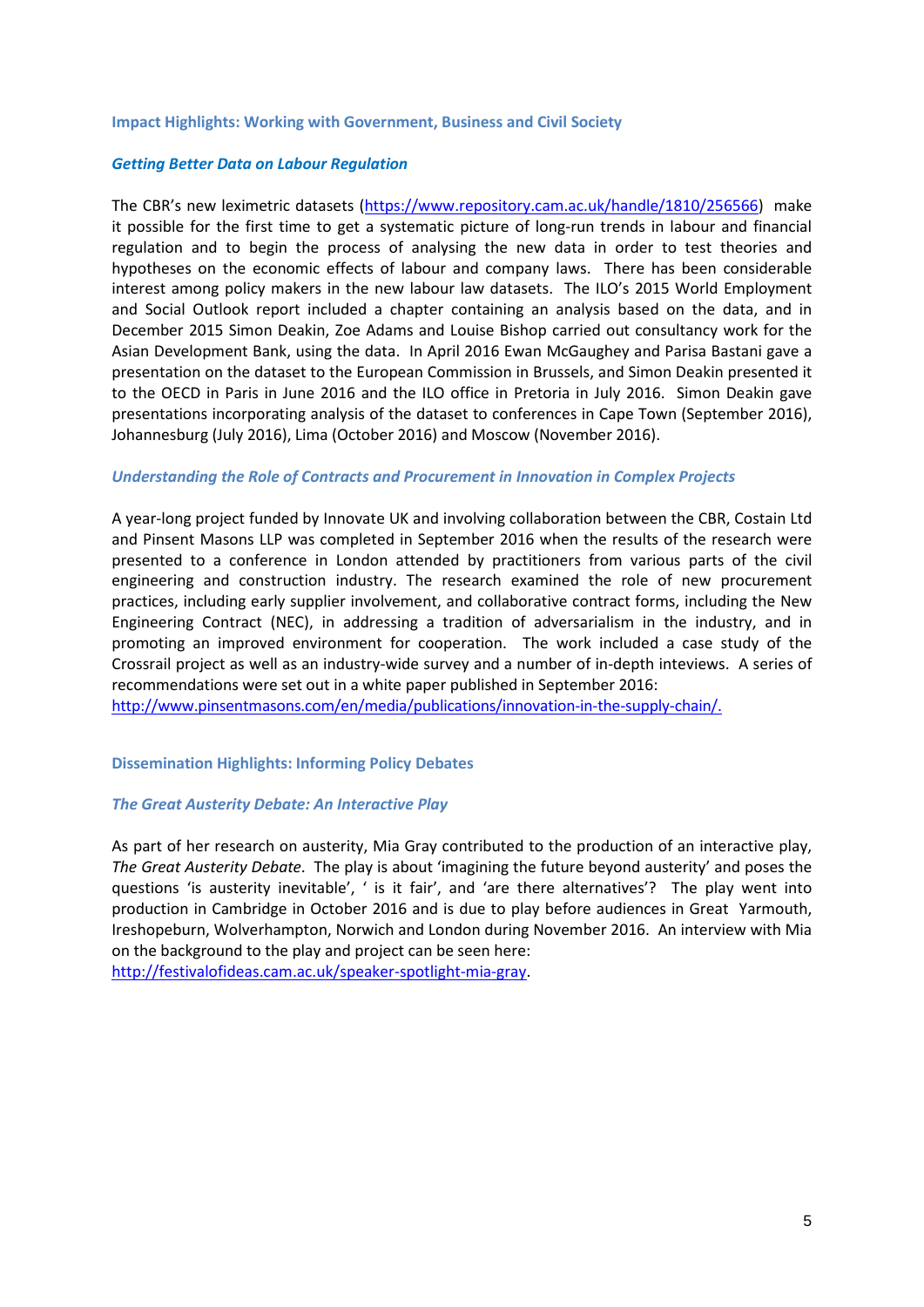## Impact Highlights: Working with Government, Business and Civil Society

### *Getting Better Data on Labour Regulation*

The CBR's new leximetric datasets (https://www.repository.cam.ac.uk/handle/1810/256566) make it possible for the first time to get a systematic picture of long-run trends in labour and financial regulation and to begin the process of analysing the new data in order to test theories and hypotheses on the economic effects of labour and company laws. There has been considerable interest among policy makers in the new labour law datasets. The ILO's 2015 World Employment and Social Outlook report included a chapter containing an analysis based on the data, and in December 2015 Simon Deakin, Zoe Adams and Louise Bishop carried out consultancy work for the Asian Development Bank, using the data. In April 2016 Ewan McGaughey and Parisa Bastani gave a presentation on the dataset to the European Commission in Brussels, and Simon Deakin presented it to the OECD in Paris in June 2016 and the ILO office in Pretoria in July 2016. Simon Deakin gave presentations incorporating analysis of the dataset to conferences in Cape Town (September 2016), Johannesburg (July 2016), Lima (October 2016) and Moscow (November 2016).

### *Understanding the Role of Contracts and Procurement in Innovation in Complex Projects*

A year-long project funded by Innovate UK and involving collaboration between the CBR, Costain Ltd and Pinsent Masons LLP was completed in September 2016 when the results of the research were presented to a conference in London attended by practitioners from various parts of the civil engineering and construction industry. The research examined the role of new procurement practices, including early supplier involvement, and collaborative contract forms, including the New Engineering Contract (NEC), in addressing a tradition of adversarialism in the industry, and in promoting an improved environment for cooperation. The work included a case study of the Crossrail project as well as an industry-wide survey and a number of in-depth inteviews. A series of recommendations were set out in a white paper published in September 2016:
http://www.pinsentmasons.com/en/media/publications/innovation-in-the-supply-chain/.

## Dissemination Highlights: Informing Policy Debates

### *The Great Austerity Debate: An Interactive Play*

As part of her research on austerity, Mia Gray contributed to the production of an interactive play, *The Great Austerity Debate*. The play is about 'imagining the future beyond austerity' and poses the questions 'is austerity inevitable', ' is it fair', and 'are there alternatives'? The play went into production in Cambridge in October 2016 and is due to play before audiences in Great Yarmouth, Ireshopeburn, Wolverhampton, Norwich and London during November 2016. An interview with Mia on the background to the play and project can be seen here:
http://festivalofideas.cam.ac.uk/speaker-spotlight-mia-gray.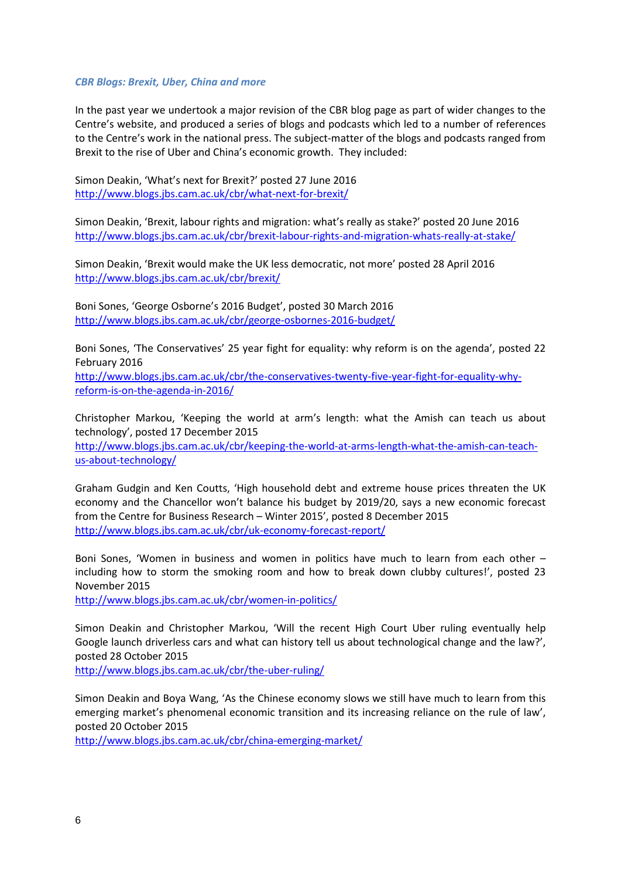### *CBR Blogs: Brexit, Uber, China and more*

In the past year we undertook a major revision of the CBR blog page as part of wider changes to the Centre's website, and produced a series of blogs and podcasts which led to a number of references to the Centre's work in the national press. The subject-matter of the blogs and podcasts ranged from Brexit to the rise of Uber and China's economic growth. They included:

Simon Deakin, 'What's next for Brexit?' posted 27 June 2016
http://www.blogs.jbs.cam.ac.uk/cbr/what-next-for-brexit/

Simon Deakin, 'Brexit, labour rights and migration: what's really as stake?' posted 20 June 2016
http://www.blogs.jbs.cam.ac.uk/cbr/brexit-labour-rights-and-migration-whats-really-at-stake/

Simon Deakin, 'Brexit would make the UK less democratic, not more' posted 28 April 2016
http://www.blogs.jbs.cam.ac.uk/cbr/brexit/

Boni Sones, 'George Osborne's 2016 Budget', posted 30 March 2016
http://www.blogs.jbs.cam.ac.uk/cbr/george-osbornes-2016-budget/

Boni Sones, 'The Conservatives' 25 year fight for equality: why reform is on the agenda', posted 22 February 2016
http://www.blogs.jbs.cam.ac.uk/cbr/the-conservatives-twenty-five-year-fight-for-equality-why-reform-is-on-the-agenda-in-2016/

Christopher Markou, 'Keeping the world at arm's length: what the Amish can teach us about technology', posted 17 December 2015
http://www.blogs.jbs.cam.ac.uk/cbr/keeping-the-world-at-arms-length-what-the-amish-can-teach-us-about-technology/

Graham Gudgin and Ken Coutts, 'High household debt and extreme house prices threaten the UK economy and the Chancellor won't balance his budget by 2019/20, says a new economic forecast from the Centre for Business Research – Winter 2015', posted 8 December 2015
http://www.blogs.jbs.cam.ac.uk/cbr/uk-economy-forecast-report/

Boni Sones, 'Women in business and women in politics have much to learn from each other – including how to storm the smoking room and how to break down clubby cultures!', posted 23 November 2015
http://www.blogs.jbs.cam.ac.uk/cbr/women-in-politics/

Simon Deakin and Christopher Markou, 'Will the recent High Court Uber ruling eventually help Google launch driverless cars and what can history tell us about technological change and the law?', posted 28 October 2015
http://www.blogs.jbs.cam.ac.uk/cbr/the-uber-ruling/

Simon Deakin and Boya Wang, 'As the Chinese economy slows we still have much to learn from this emerging market's phenomenal economic transition and its increasing reliance on the rule of law', posted 20 October 2015
http://www.blogs.jbs.cam.ac.uk/cbr/china-emerging-market/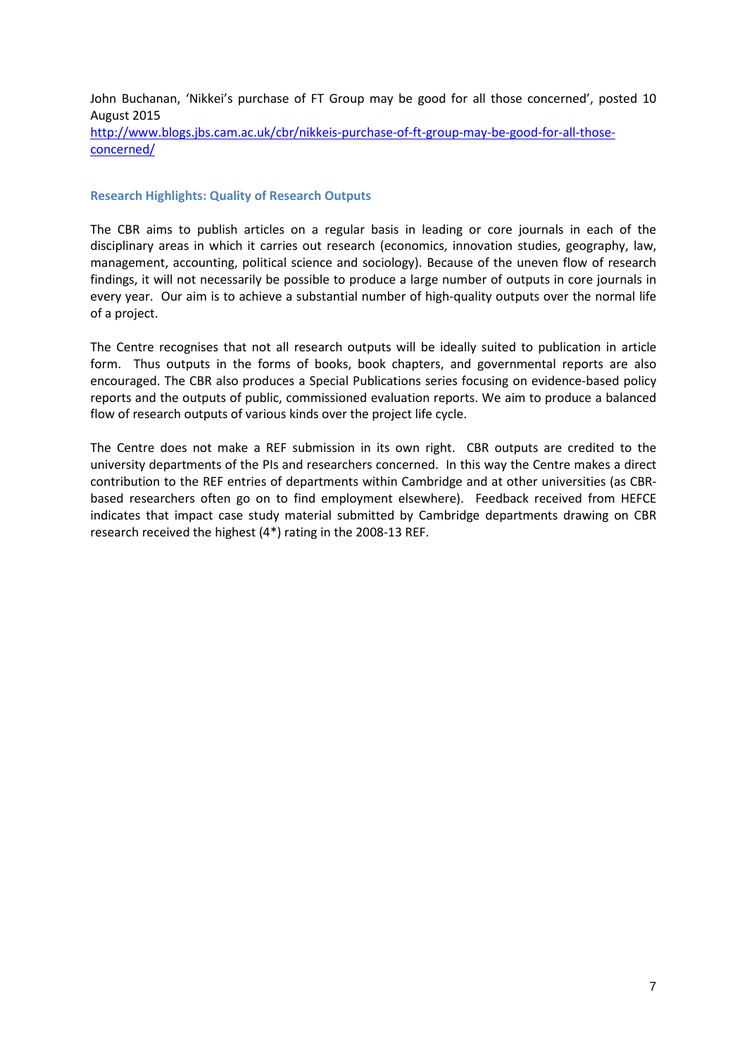John Buchanan, 'Nikkei's purchase of FT Group may be good for all those concerned', posted 10 August 2015
[http://www.blogs.jbs.cam.ac.uk/cbr/nikkeis-purchase-of-ft-group-may-be-good-for-all-those-concerned/](http://www.blogs.jbs.cam.ac.uk/cbr/nikkeis-purchase-of-ft-group-may-be-good-for-all-those-concerned/)

### Research Highlights: Quality of Research Outputs

The CBR aims to publish articles on a regular basis in leading or core journals in each of the disciplinary areas in which it carries out research (economics, innovation studies, geography, law, management, accounting, political science and sociology). Because of the uneven flow of research findings, it will not necessarily be possible to produce a large number of outputs in core journals in every year. Our aim is to achieve a substantial number of high-quality outputs over the normal life of a project.

The Centre recognises that not all research outputs will be ideally suited to publication in article form. Thus outputs in the forms of books, book chapters, and governmental reports are also encouraged. The CBR also produces a Special Publications series focusing on evidence-based policy reports and the outputs of public, commissioned evaluation reports. We aim to produce a balanced flow of research outputs of various kinds over the project life cycle.

The Centre does not make a REF submission in its own right. CBR outputs are credited to the university departments of the PIs and researchers concerned. In this way the Centre makes a direct contribution to the REF entries of departments within Cambridge and at other universities (as CBR-based researchers often go on to find employment elsewhere). Feedback received from HEFCE indicates that impact case study material submitted by Cambridge departments drawing on CBR research received the highest (4*) rating in the 2008-13 REF.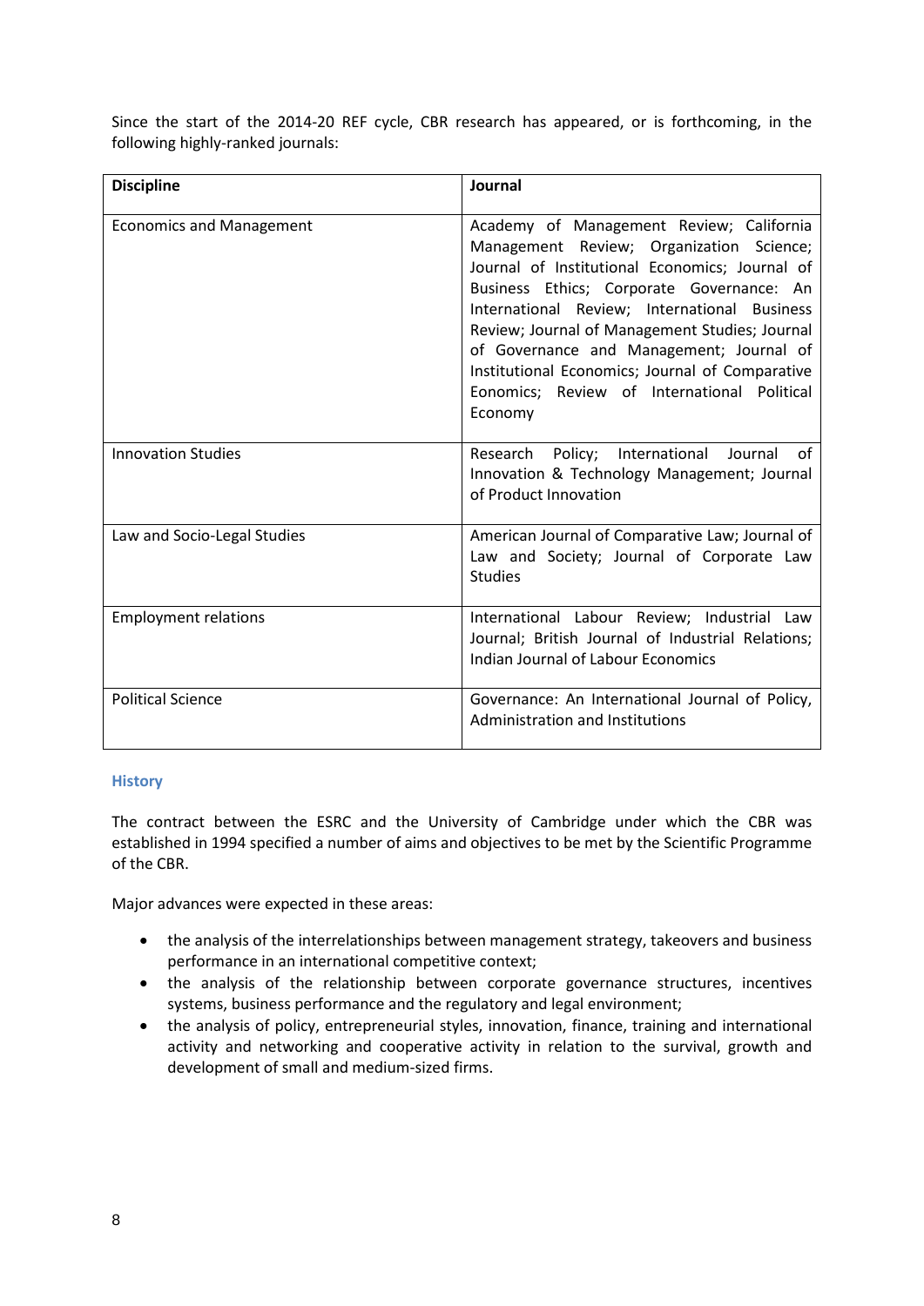Since the start of the 2014-20 REF cycle, CBR research has appeared, or is forthcoming, in the following highly-ranked journals:

| Discipline | Journal |
|---|---|
| Economics and Management | Academy of Management Review; California Management Review; Organization Science; Journal of Institutional Economics; Journal of Business Ethics; Corporate Governance: An International Review; International Business Review; Journal of Management Studies; Journal of Governance and Management; Journal of Institutional Economics; Journal of Comparative Eonomics; Review of International Political Economy |
| Innovation Studies | Research Policy; International Journal of Innovation & Technology Management; Journal of Product Innovation |
| Law and Socio-Legal Studies | American Journal of Comparative Law; Journal of Law and Society; Journal of Corporate Law Studies |
| Employment relations | International Labour Review; Industrial Law Journal; British Journal of Industrial Relations; Indian Journal of Labour Economics |
| Political Science | Governance: An International Journal of Policy, Administration and Institutions |

### History

The contract between the ESRC and the University of Cambridge under which the CBR was established in 1994 specified a number of aims and objectives to be met by the Scientific Programme of the CBR.

Major advances were expected in these areas:

- the analysis of the interrelationships between management strategy, takeovers and business performance in an international competitive context;
- the analysis of the relationship between corporate governance structures, incentives systems, business performance and the regulatory and legal environment;
- the analysis of policy, entrepreneurial styles, innovation, finance, training and international activity and networking and cooperative activity in relation to the survival, growth and development of small and medium-sized firms.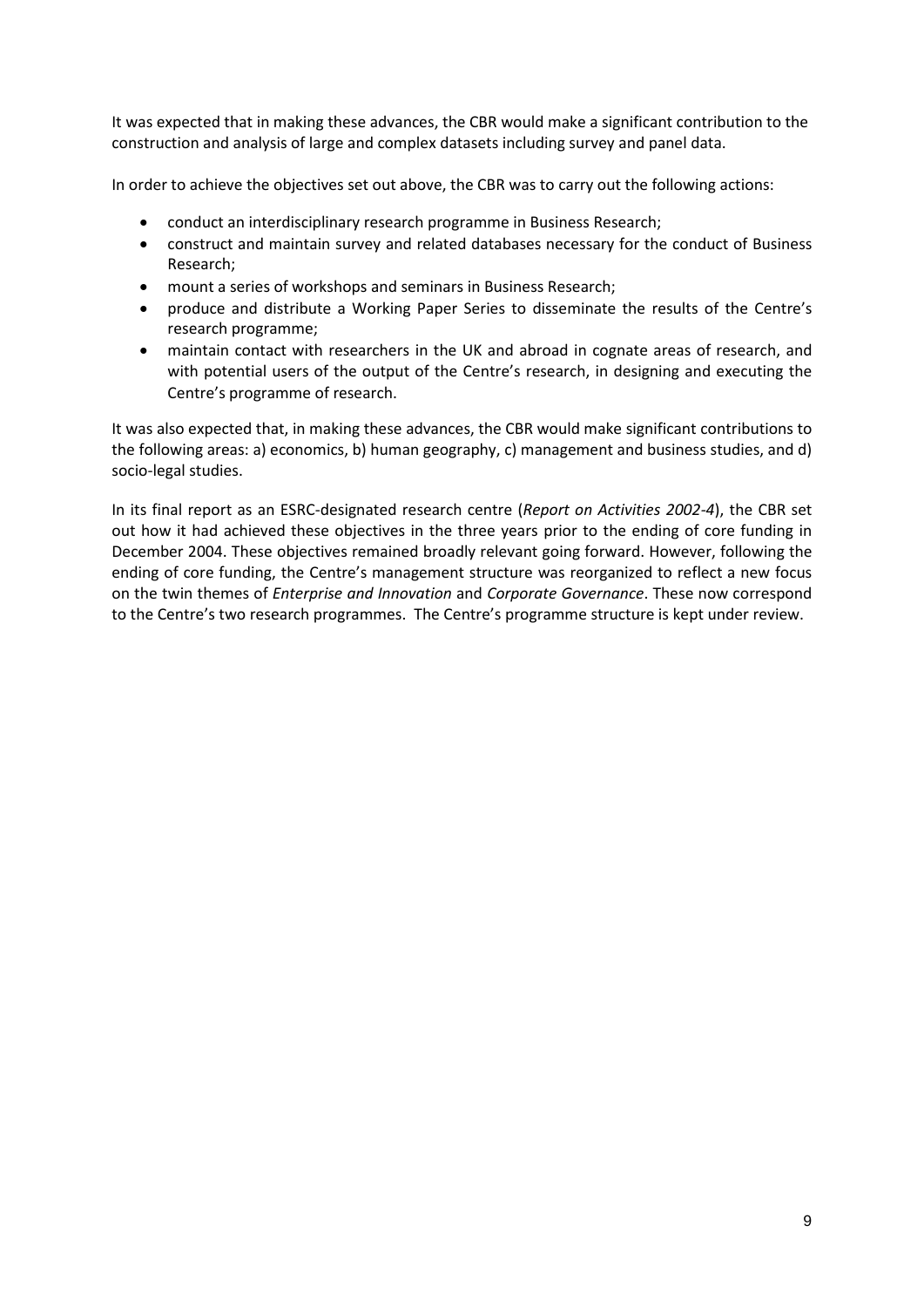It was expected that in making these advances, the CBR would make a significant contribution to the construction and analysis of large and complex datasets including survey and panel data.

In order to achieve the objectives set out above, the CBR was to carry out the following actions:

- conduct an interdisciplinary research programme in Business Research;
- construct and maintain survey and related databases necessary for the conduct of Business Research;
- mount a series of workshops and seminars in Business Research;
- produce and distribute a Working Paper Series to disseminate the results of the Centre's research programme;
- maintain contact with researchers in the UK and abroad in cognate areas of research, and with potential users of the output of the Centre's research, in designing and executing the Centre's programme of research.

It was also expected that, in making these advances, the CBR would make significant contributions to the following areas: a) economics, b) human geography, c) management and business studies, and d) socio-legal studies.

In its final report as an ESRC-designated research centre (*Report on Activities 2002-4*), the CBR set out how it had achieved these objectives in the three years prior to the ending of core funding in December 2004. These objectives remained broadly relevant going forward. However, following the ending of core funding, the Centre's management structure was reorganized to reflect a new focus on the twin themes of *Enterprise and Innovation* and *Corporate Governance*. These now correspond to the Centre's two research programmes. The Centre's programme structure is kept under review.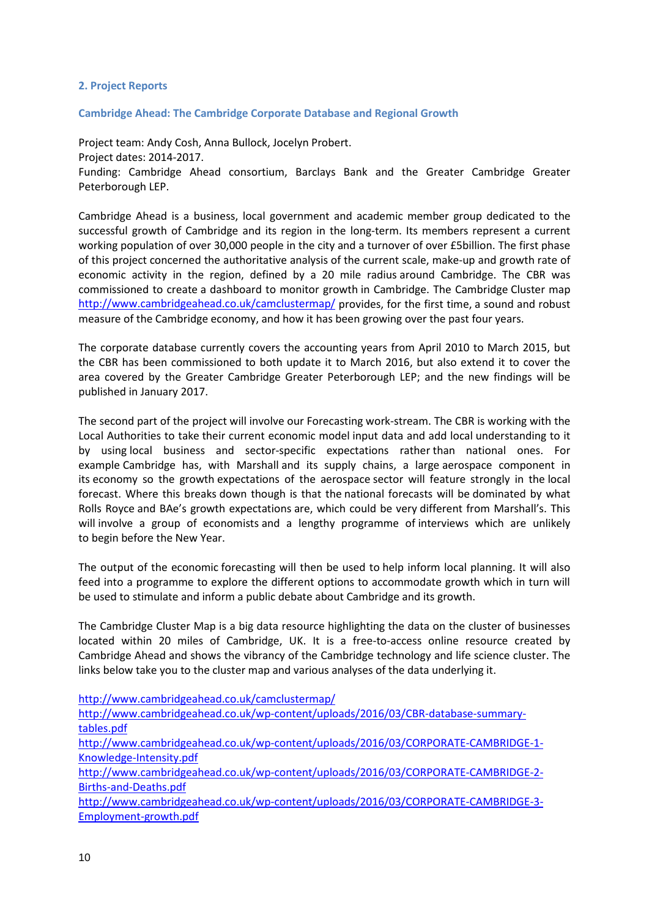## 2. Project Reports

### Cambridge Ahead: The Cambridge Corporate Database and Regional Growth

Project team: Andy Cosh, Anna Bullock, Jocelyn Probert.
Project dates: 2014-2017.
Funding: Cambridge Ahead consortium, Barclays Bank and the Greater Cambridge Greater Peterborough LEP.

Cambridge Ahead is a business, local government and academic member group dedicated to the successful growth of Cambridge and its region in the long-term. Its members represent a current working population of over 30,000 people in the city and a turnover of over £5billion. The first phase of this project concerned the authoritative analysis of the current scale, make-up and growth rate of economic activity in the region, defined by a 20 mile radius around Cambridge. The CBR was commissioned to create a dashboard to monitor growth in Cambridge. The Cambridge Cluster map http://www.cambridgeahead.co.uk/camclustermap/ provides, for the first time, a sound and robust measure of the Cambridge economy, and how it has been growing over the past four years.

The corporate database currently covers the accounting years from April 2010 to March 2015, but the CBR has been commissioned to both update it to March 2016, but also extend it to cover the area covered by the Greater Cambridge Greater Peterborough LEP; and the new findings will be published in January 2017.

The second part of the project will involve our Forecasting work-stream. The CBR is working with the Local Authorities to take their current economic model input data and add local understanding to it by using local business and sector-specific expectations rather than national ones. For example Cambridge has, with Marshall and its supply chains, a large aerospace component in its economy so the growth expectations of the aerospace sector will feature strongly in the local forecast. Where this breaks down though is that the national forecasts will be dominated by what Rolls Royce and BAe's growth expectations are, which could be very different from Marshall's. This will involve a group of economists and a lengthy programme of interviews which are unlikely to begin before the New Year.

The output of the economic forecasting will then be used to help inform local planning. It will also feed into a programme to explore the different options to accommodate growth which in turn will be used to stimulate and inform a public debate about Cambridge and its growth.

The Cambridge Cluster Map is a big data resource highlighting the data on the cluster of businesses located within 20 miles of Cambridge, UK. It is a free-to-access online resource created by Cambridge Ahead and shows the vibrancy of the Cambridge technology and life science cluster. The links below take you to the cluster map and various analyses of the data underlying it.

http://www.cambridgeahead.co.uk/camclustermap/
http://www.cambridgeahead.co.uk/wp-content/uploads/2016/03/CBR-database-summary-tables.pdf
http://www.cambridgeahead.co.uk/wp-content/uploads/2016/03/CORPORATE-CAMBRIDGE-1-Knowledge-Intensity.pdf
http://www.cambridgeahead.co.uk/wp-content/uploads/2016/03/CORPORATE-CAMBRIDGE-2-Births-and-Deaths.pdf
http://www.cambridgeahead.co.uk/wp-content/uploads/2016/03/CORPORATE-CAMBRIDGE-3-Employment-growth.pdf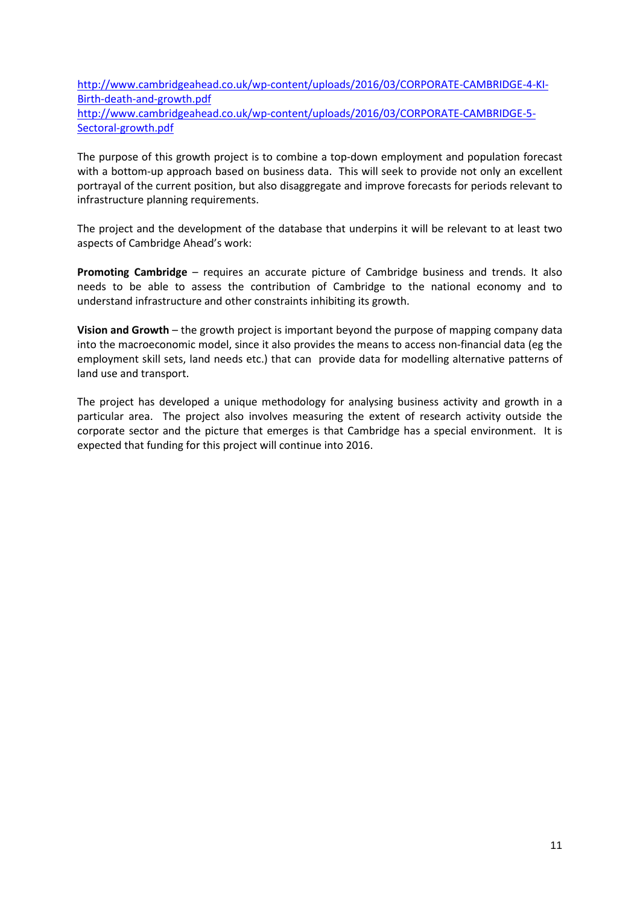[http://www.cambridgeahead.co.uk/wp-content/uploads/2016/03/CORPORATE-CAMBRIDGE-4-KI-Birth-death-and-growth.pdf](http://www.cambridgeahead.co.uk/wp-content/uploads/2016/03/CORPORATE-CAMBRIDGE-4-KI-Birth-death-and-growth.pdf)
[http://www.cambridgeahead.co.uk/wp-content/uploads/2016/03/CORPORATE-CAMBRIDGE-5-Sectoral-growth.pdf](http://www.cambridgeahead.co.uk/wp-content/uploads/2016/03/CORPORATE-CAMBRIDGE-5-Sectoral-growth.pdf)

The purpose of this growth project is to combine a top-down employment and population forecast with a bottom-up approach based on business data. This will seek to provide not only an excellent portrayal of the current position, but also disaggregate and improve forecasts for periods relevant to infrastructure planning requirements.

The project and the development of the database that underpins it will be relevant to at least two aspects of Cambridge Ahead's work:

**Promoting Cambridge** – requires an accurate picture of Cambridge business and trends. It also needs to be able to assess the contribution of Cambridge to the national economy and to understand infrastructure and other constraints inhibiting its growth.

**Vision and Growth** – the growth project is important beyond the purpose of mapping company data into the macroeconomic model, since it also provides the means to access non-financial data (eg the employment skill sets, land needs etc.) that can provide data for modelling alternative patterns of land use and transport.

The project has developed a unique methodology for analysing business activity and growth in a particular area. The project also involves measuring the extent of research activity outside the corporate sector and the picture that emerges is that Cambridge has a special environment. It is expected that funding for this project will continue into 2016.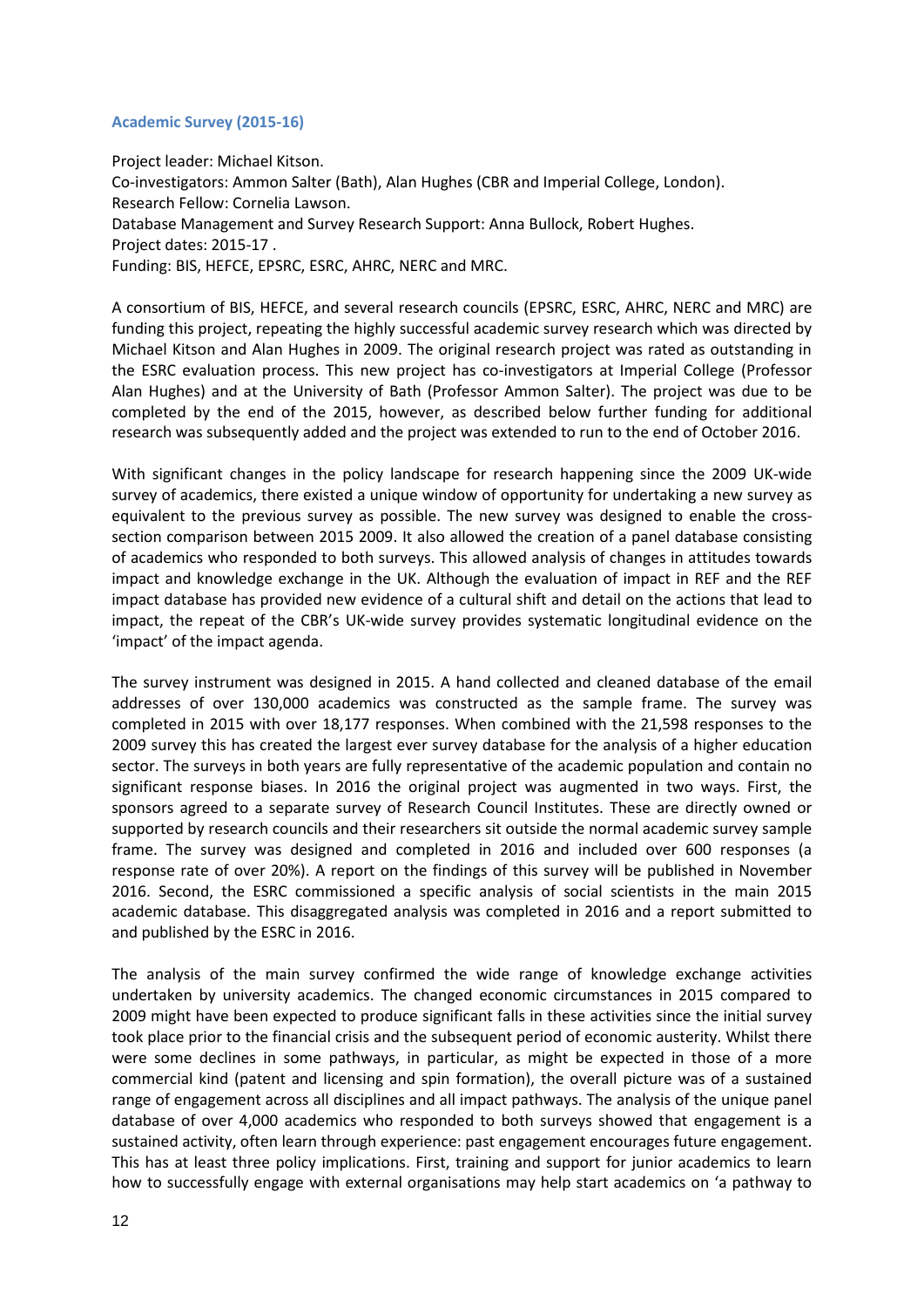### Academic Survey (2015-16)

Project leader: Michael Kitson.
Co-investigators: Ammon Salter (Bath), Alan Hughes (CBR and Imperial College, London).
Research Fellow: Cornelia Lawson.
Database Management and Survey Research Support: Anna Bullock, Robert Hughes.
Project dates: 2015-17 .
Funding: BIS, HEFCE, EPSRC, ESRC, AHRC, NERC and MRC.

A consortium of BIS, HEFCE, and several research councils (EPSRC, ESRC, AHRC, NERC and MRC) are funding this project, repeating the highly successful academic survey research which was directed by Michael Kitson and Alan Hughes in 2009. The original research project was rated as outstanding in the ESRC evaluation process. This new project has co-investigators at Imperial College (Professor Alan Hughes) and at the University of Bath (Professor Ammon Salter). The project was due to be completed by the end of the 2015, however, as described below further funding for additional research was subsequently added and the project was extended to run to the end of October 2016.

With significant changes in the policy landscape for research happening since the 2009 UK-wide survey of academics, there existed a unique window of opportunity for undertaking a new survey as equivalent to the previous survey as possible. The new survey was designed to enable the cross-section comparison between 2015 2009. It also allowed the creation of a panel database consisting of academics who responded to both surveys. This allowed analysis of changes in attitudes towards impact and knowledge exchange in the UK. Although the evaluation of impact in REF and the REF impact database has provided new evidence of a cultural shift and detail on the actions that lead to impact, the repeat of the CBR's UK-wide survey provides systematic longitudinal evidence on the 'impact' of the impact agenda.

The survey instrument was designed in 2015. A hand collected and cleaned database of the email addresses of over 130,000 academics was constructed as the sample frame. The survey was completed in 2015 with over 18,177 responses. When combined with the 21,598 responses to the 2009 survey this has created the largest ever survey database for the analysis of a higher education sector. The surveys in both years are fully representative of the academic population and contain no significant response biases. In 2016 the original project was augmented in two ways. First, the sponsors agreed to a separate survey of Research Council Institutes. These are directly owned or supported by research councils and their researchers sit outside the normal academic survey sample frame. The survey was designed and completed in 2016 and included over 600 responses (a response rate of over 20%). A report on the findings of this survey will be published in November 2016. Second, the ESRC commissioned a specific analysis of social scientists in the main 2015 academic database. This disaggregated analysis was completed in 2016 and a report submitted to and published by the ESRC in 2016.

The analysis of the main survey confirmed the wide range of knowledge exchange activities undertaken by university academics. The changed economic circumstances in 2015 compared to 2009 might have been expected to produce significant falls in these activities since the initial survey took place prior to the financial crisis and the subsequent period of economic austerity. Whilst there were some declines in some pathways, in particular, as might be expected in those of a more commercial kind (patent and licensing and spin formation), the overall picture was of a sustained range of engagement across all disciplines and all impact pathways. The analysis of the unique panel database of over 4,000 academics who responded to both surveys showed that engagement is a sustained activity, often learn through experience: past engagement encourages future engagement. This has at least three policy implications. First, training and support for junior academics to learn how to successfully engage with external organisations may help start academics on 'a pathway to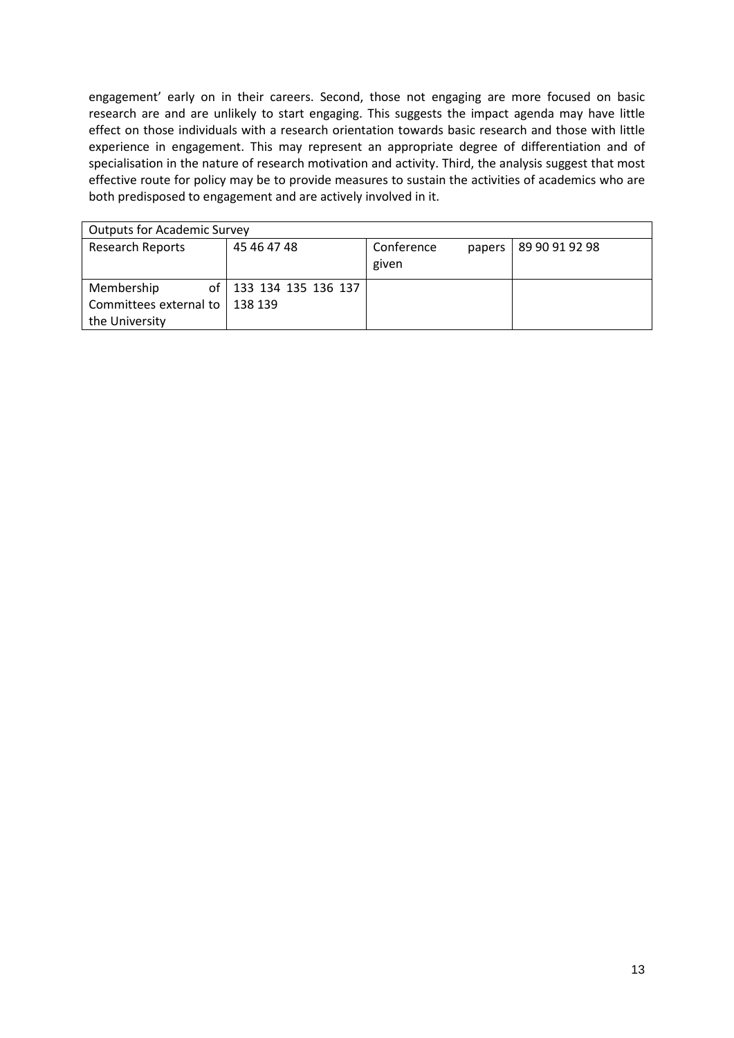engagement' early on in their careers. Second, those not engaging are more focused on basic research are and are unlikely to start engaging. This suggests the impact agenda may have little effect on those individuals with a research orientation towards basic research and those with little experience in engagement. This may represent an appropriate degree of differentiation and of specialisation in the nature of research motivation and activity. Third, the analysis suggest that most effective route for policy may be to provide measures to sustain the activities of academics who are both predisposed to engagement and are actively involved in it.

| Outputs for Academic Survey | | | |
|---|---|---|---|
| Research Reports | 45 46 47 48 | Conference papers given | 89 90 91 92 98 |
| Membership of Committees external to the University | 133 134 135 136 137 138 139 | | |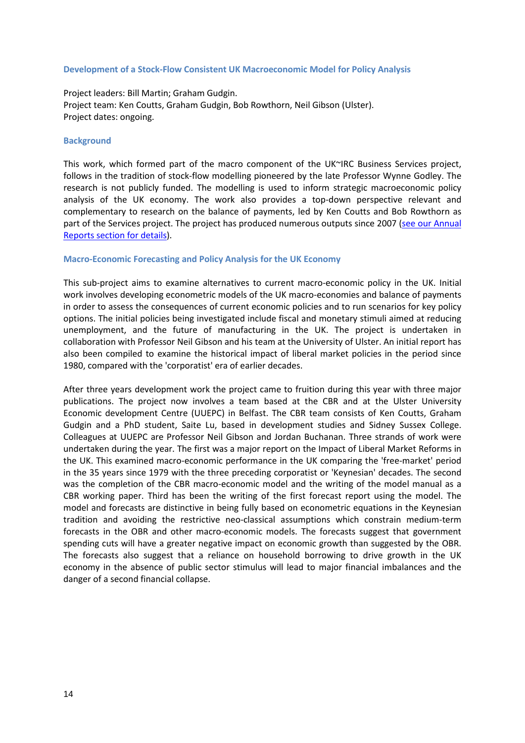### Development of a Stock-Flow Consistent UK Macroeconomic Model for Policy Analysis

Project leaders: Bill Martin; Graham Gudgin.
Project team: Ken Coutts, Graham Gudgin, Bob Rowthorn, Neil Gibson (Ulster).
Project dates: ongoing.

#### Background

This work, which formed part of the macro component of the UK~IRC Business Services project, follows in the tradition of stock-flow modelling pioneered by the late Professor Wynne Godley. The research is not publicly funded. The modelling is used to inform strategic macroeconomic policy analysis of the UK economy. The work also provides a top-down perspective relevant and complementary to research on the balance of payments, led by Ken Coutts and Bob Rowthorn as part of the Services project. The project has produced numerous outputs since 2007 (see our Annual Reports section for details).

#### Macro-Economic Forecasting and Policy Analysis for the UK Economy

This sub-project aims to examine alternatives to current macro-economic policy in the UK. Initial work involves developing econometric models of the UK macro-economies and balance of payments in order to assess the consequences of current economic policies and to run scenarios for key policy options. The initial policies being investigated include fiscal and monetary stimuli aimed at reducing unemployment, and the future of manufacturing in the UK. The project is undertaken in collaboration with Professor Neil Gibson and his team at the University of Ulster. An initial report has also been compiled to examine the historical impact of liberal market policies in the period since 1980, compared with the 'corporatist' era of earlier decades.

After three years development work the project came to fruition during this year with three major publications. The project now involves a team based at the CBR and at the Ulster University Economic development Centre (UUEPC) in Belfast. The CBR team consists of Ken Coutts, Graham Gudgin and a PhD student, Saite Lu, based in development studies and Sidney Sussex College. Colleagues at UUEPC are Professor Neil Gibson and Jordan Buchanan. Three strands of work were undertaken during the year. The first was a major report on the Impact of Liberal Market Reforms in the UK. This examined macro-economic performance in the UK comparing the 'free-market' period in the 35 years since 1979 with the three preceding corporatist or 'Keynesian' decades. The second was the completion of the CBR macro-economic model and the writing of the model manual as a CBR working paper. Third has been the writing of the first forecast report using the model. The model and forecasts are distinctive in being fully based on econometric equations in the Keynesian tradition and avoiding the restrictive neo-classical assumptions which constrain medium-term forecasts in the OBR and other macro-economic models. The forecasts suggest that government spending cuts will have a greater negative impact on economic growth than suggested by the OBR. The forecasts also suggest that a reliance on household borrowing to drive growth in the UK economy in the absence of public sector stimulus will lead to major financial imbalances and the danger of a second financial collapse.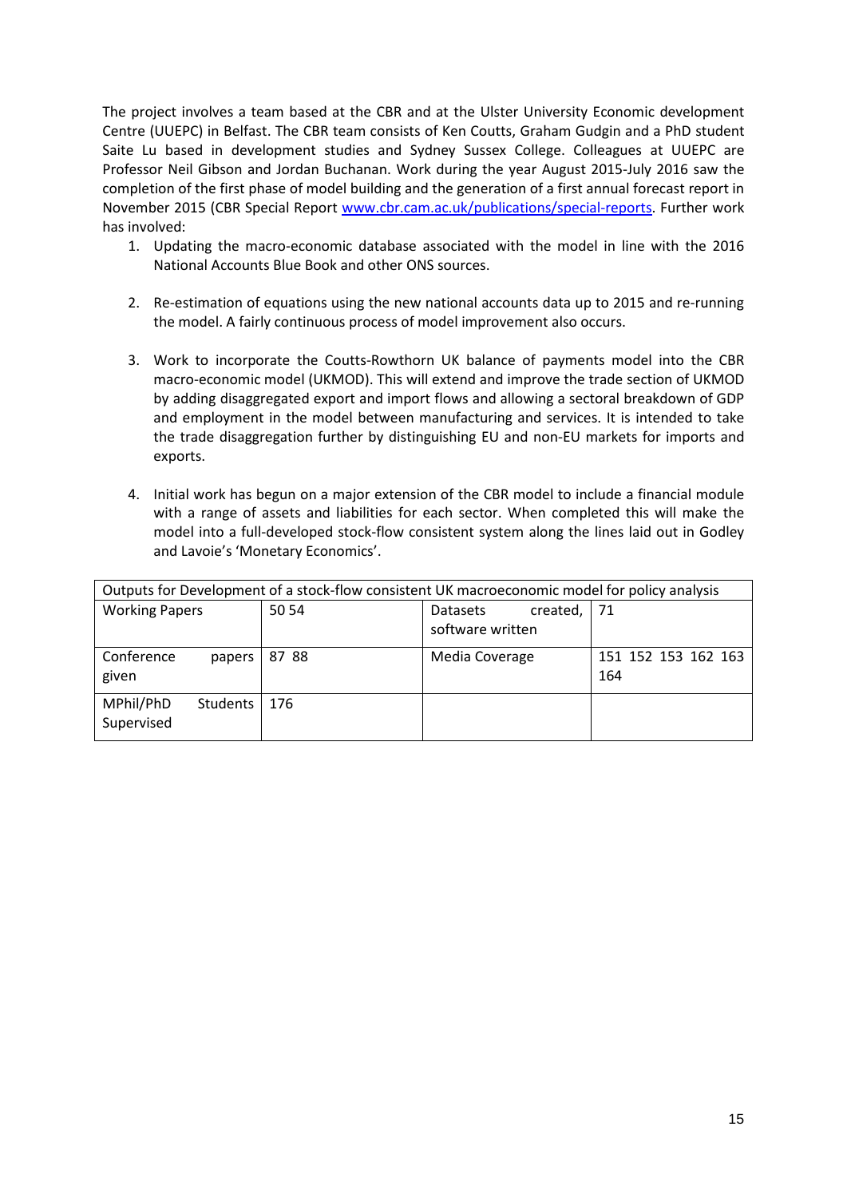The project involves a team based at the CBR and at the Ulster University Economic development Centre (UUEPC) in Belfast. The CBR team consists of Ken Coutts, Graham Gudgin and a PhD student Saite Lu based in development studies and Sydney Sussex College. Colleagues at UUEPC are Professor Neil Gibson and Jordan Buchanan. Work during the year August 2015-July 2016 saw the completion of the first phase of model building and the generation of a first annual forecast report in November 2015 (CBR Special Report [www.cbr.cam.ac.uk/publications/special-reports](www.cbr.cam.ac.uk/publications/special-reports). Further work has involved:

1. Updating the macro-economic database associated with the model in line with the 2016 National Accounts Blue Book and other ONS sources.

2. Re-estimation of equations using the new national accounts data up to 2015 and re-running the model. A fairly continuous process of model improvement also occurs.

3. Work to incorporate the Coutts-Rowthorn UK balance of payments model into the CBR macro-economic model (UKMOD). This will extend and improve the trade section of UKMOD by adding disaggregated export and import flows and allowing a sectoral breakdown of GDP and employment in the model between manufacturing and services. It is intended to take the trade disaggregation further by distinguishing EU and non-EU markets for imports and exports.

4. Initial work has begun on a major extension of the CBR model to include a financial module with a range of assets and liabilities for each sector. When completed this will make the model into a full-developed stock-flow consistent system along the lines laid out in Godley and Lavoie's 'Monetary Economics'.

| Outputs for Development of a stock-flow consistent UK macroeconomic model for policy analysis | | | |
|---|---|---|---|
| Working Papers | 50 54 | Datasets created, software written | 71 |
| Conference papers given | 87 88 | Media Coverage | 151 152 153 162 163 164 |
| MPhil/PhD Students Supervised | 176 | | |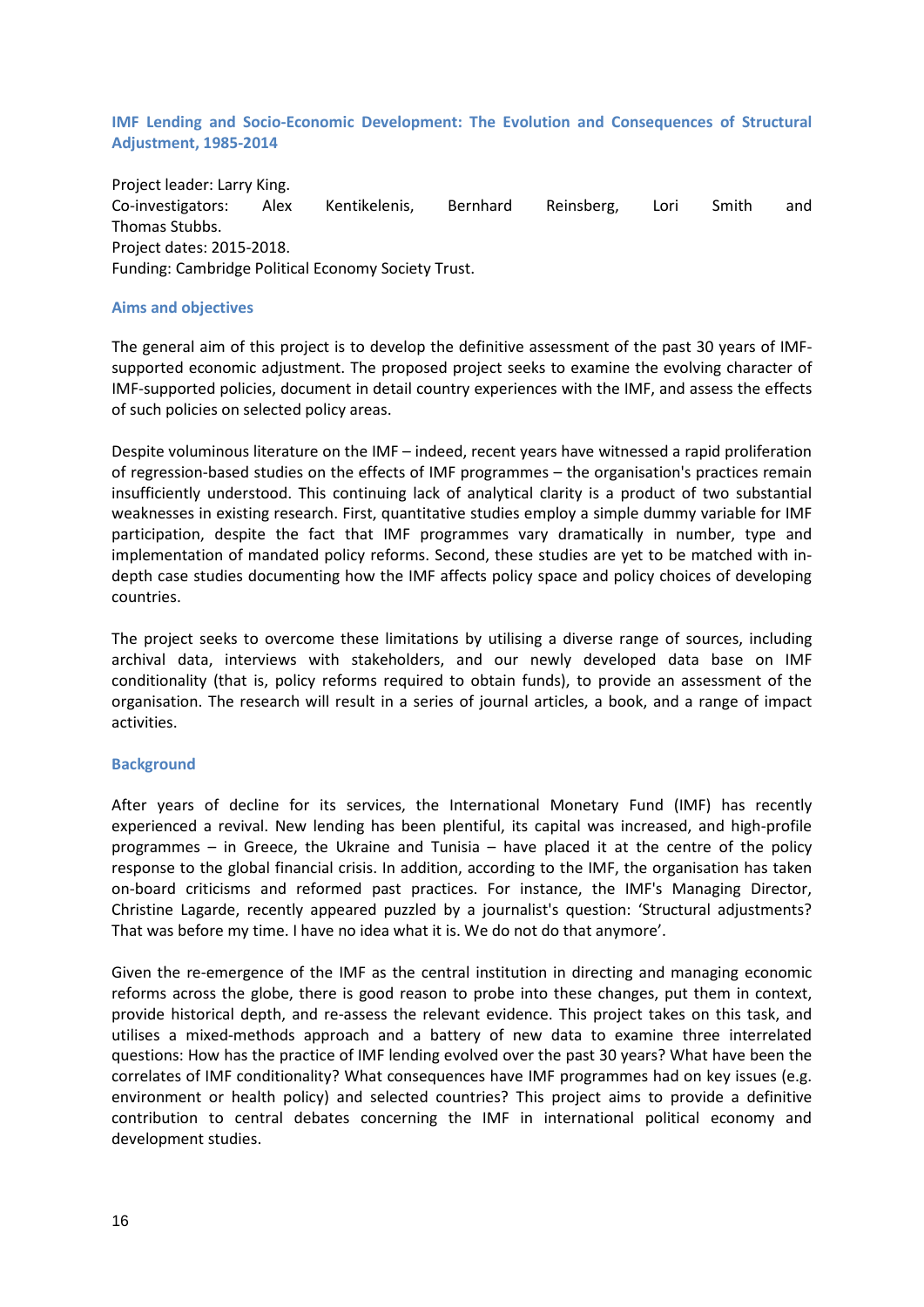### IMF Lending and Socio-Economic Development: The Evolution and Consequences of Structural Adjustment, 1985-2014

Project leader: Larry King.
Co-investigators: Alex Kentikelenis, Bernhard Reinsberg, Lori Smith and Thomas Stubbs.
Project dates: 2015-2018.
Funding: Cambridge Political Economy Society Trust.

#### Aims and objectives

The general aim of this project is to develop the definitive assessment of the past 30 years of IMF-supported economic adjustment. The proposed project seeks to examine the evolving character of IMF-supported policies, document in detail country experiences with the IMF, and assess the effects of such policies on selected policy areas.

Despite voluminous literature on the IMF – indeed, recent years have witnessed a rapid proliferation of regression-based studies on the effects of IMF programmes – the organisation's practices remain insufficiently understood. This continuing lack of analytical clarity is a product of two substantial weaknesses in existing research. First, quantitative studies employ a simple dummy variable for IMF participation, despite the fact that IMF programmes vary dramatically in number, type and implementation of mandated policy reforms. Second, these studies are yet to be matched with in-depth case studies documenting how the IMF affects policy space and policy choices of developing countries.

The project seeks to overcome these limitations by utilising a diverse range of sources, including archival data, interviews with stakeholders, and our newly developed data base on IMF conditionality (that is, policy reforms required to obtain funds), to provide an assessment of the organisation. The research will result in a series of journal articles, a book, and a range of impact activities.

#### Background

After years of decline for its services, the International Monetary Fund (IMF) has recently experienced a revival. New lending has been plentiful, its capital was increased, and high-profile programmes – in Greece, the Ukraine and Tunisia – have placed it at the centre of the policy response to the global financial crisis. In addition, according to the IMF, the organisation has taken on-board criticisms and reformed past practices. For instance, the IMF's Managing Director, Christine Lagarde, recently appeared puzzled by a journalist's question: 'Structural adjustments? That was before my time. I have no idea what it is. We do not do that anymore'.

Given the re-emergence of the IMF as the central institution in directing and managing economic reforms across the globe, there is good reason to probe into these changes, put them in context, provide historical depth, and re-assess the relevant evidence. This project takes on this task, and utilises a mixed-methods approach and a battery of new data to examine three interrelated questions: How has the practice of IMF lending evolved over the past 30 years? What have been the correlates of IMF conditionality? What consequences have IMF programmes had on key issues (e.g. environment or health policy) and selected countries? This project aims to provide a definitive contribution to central debates concerning the IMF in international political economy and development studies.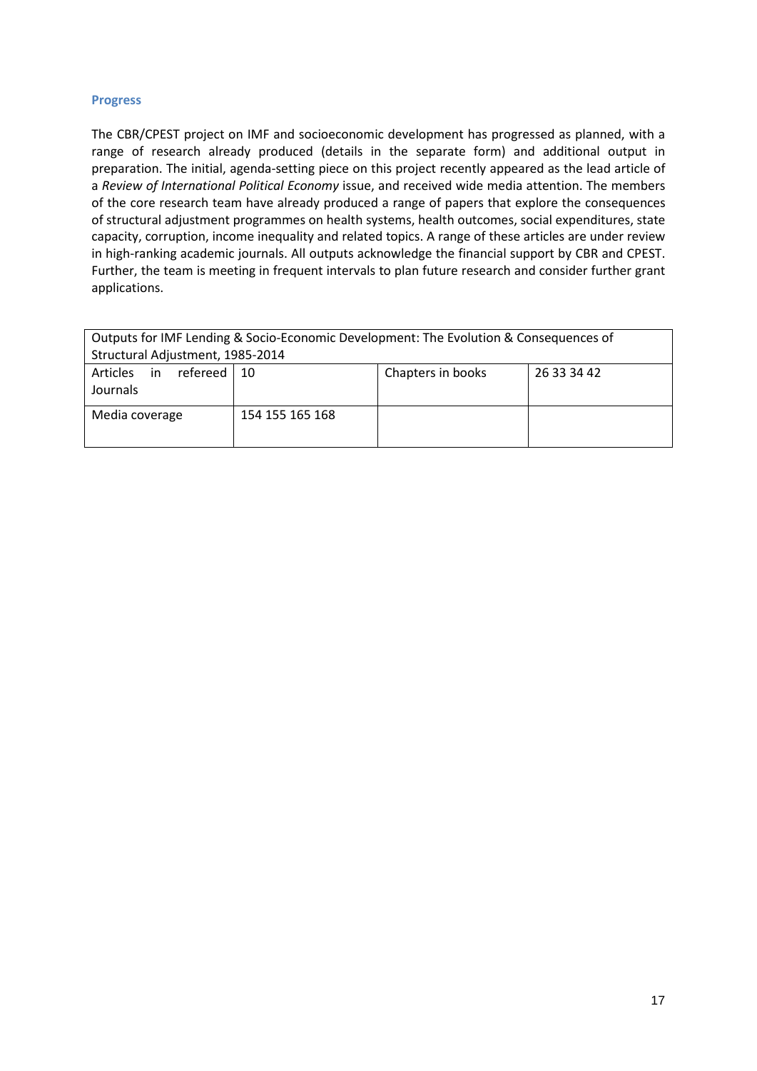### Progress

The CBR/CPEST project on IMF and socioeconomic development has progressed as planned, with a range of research already produced (details in the separate form) and additional output in preparation. The initial, agenda-setting piece on this project recently appeared as the lead article of a *Review of International Political Economy* issue, and received wide media attention. The members of the core research team have already produced a range of papers that explore the consequences of structural adjustment programmes on health systems, health outcomes, social expenditures, state capacity, corruption, income inequality and related topics. A range of these articles are under review in high-ranking academic journals. All outputs acknowledge the financial support by CBR and CPEST. Further, the team is meeting in frequent intervals to plan future research and consider further grant applications.

| Outputs for IMF Lending & Socio-Economic Development: The Evolution & Consequences of Structural Adjustment, 1985-2014 | | | |
|---|---|---|---|
| Articles in refereed Journals | 10 | Chapters in books | 26 33 34 42 |
| Media coverage | 154 155 165 168 | | |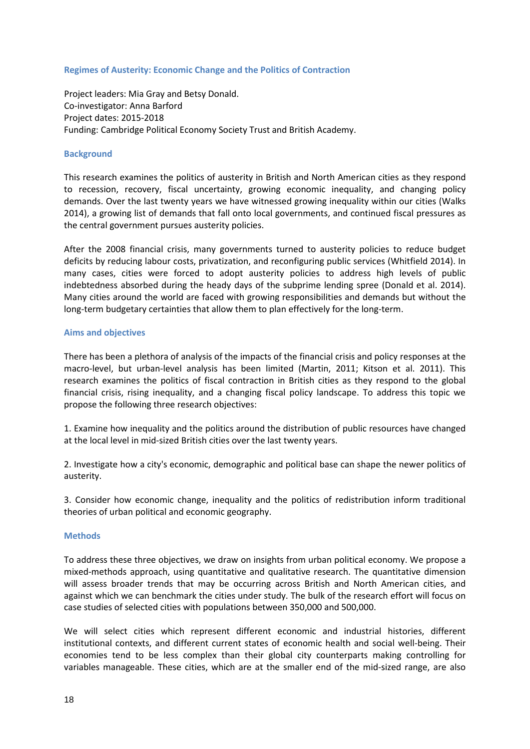## Regimes of Austerity: Economic Change and the Politics of Contraction

Project leaders: Mia Gray and Betsy Donald.
Co-investigator: Anna Barford
Project dates: 2015-2018
Funding: Cambridge Political Economy Society Trust and British Academy.

### Background

This research examines the politics of austerity in British and North American cities as they respond to recession, recovery, fiscal uncertainty, growing economic inequality, and changing policy demands. Over the last twenty years we have witnessed growing inequality within our cities (Walks 2014), a growing list of demands that fall onto local governments, and continued fiscal pressures as the central government pursues austerity policies.

After the 2008 financial crisis, many governments turned to austerity policies to reduce budget deficits by reducing labour costs, privatization, and reconfiguring public services (Whitfield 2014). In many cases, cities were forced to adopt austerity policies to address high levels of public indebtedness absorbed during the heady days of the subprime lending spree (Donald et al. 2014). Many cities around the world are faced with growing responsibilities and demands but without the long-term budgetary certainties that allow them to plan effectively for the long-term.

### Aims and objectives

There has been a plethora of analysis of the impacts of the financial crisis and policy responses at the macro-level, but urban-level analysis has been limited (Martin, 2011; Kitson et al. 2011). This research examines the politics of fiscal contraction in British cities as they respond to the global financial crisis, rising inequality, and a changing fiscal policy landscape. To address this topic we propose the following three research objectives:

1. Examine how inequality and the politics around the distribution of public resources have changed at the local level in mid-sized British cities over the last twenty years.

2. Investigate how a city's economic, demographic and political base can shape the newer politics of austerity.

3. Consider how economic change, inequality and the politics of redistribution inform traditional theories of urban political and economic geography.

### Methods

To address these three objectives, we draw on insights from urban political economy. We propose a mixed-methods approach, using quantitative and qualitative research. The quantitative dimension will assess broader trends that may be occurring across British and North American cities, and against which we can benchmark the cities under study. The bulk of the research effort will focus on case studies of selected cities with populations between 350,000 and 500,000.

We will select cities which represent different economic and industrial histories, different institutional contexts, and different current states of economic health and social well-being. Their economies tend to be less complex than their global city counterparts making controlling for variables manageable. These cities, which are at the smaller end of the mid-sized range, are also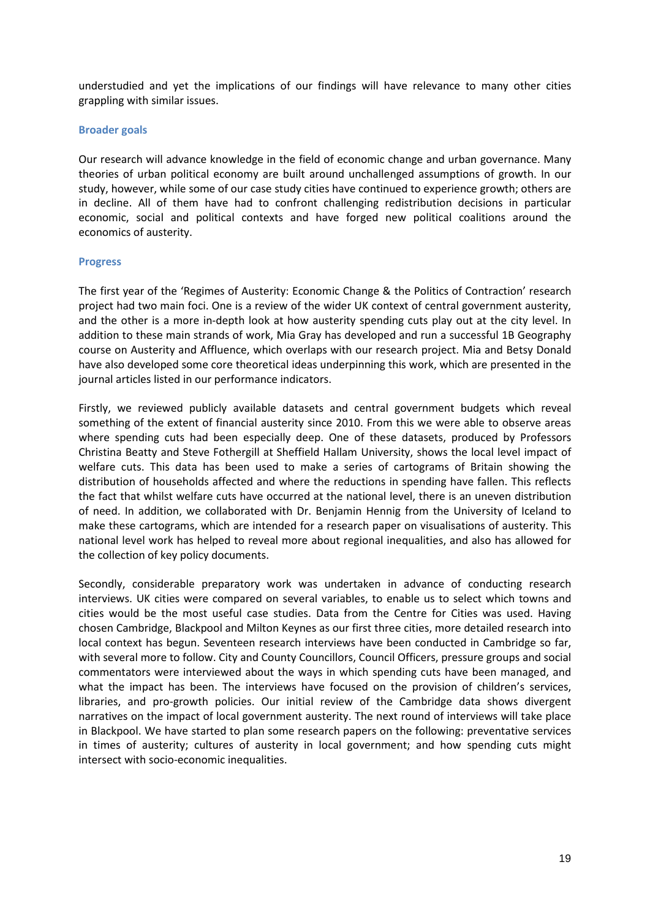understudied and yet the implications of our findings will have relevance to many other cities grappling with similar issues.

### Broader goals

Our research will advance knowledge in the field of economic change and urban governance. Many theories of urban political economy are built around unchallenged assumptions of growth. In our study, however, while some of our case study cities have continued to experience growth; others are in decline. All of them have had to confront challenging redistribution decisions in particular economic, social and political contexts and have forged new political coalitions around the economics of austerity.

### Progress

The first year of the 'Regimes of Austerity: Economic Change & the Politics of Contraction' research project had two main foci. One is a review of the wider UK context of central government austerity, and the other is a more in-depth look at how austerity spending cuts play out at the city level. In addition to these main strands of work, Mia Gray has developed and run a successful 1B Geography course on Austerity and Affluence, which overlaps with our research project. Mia and Betsy Donald have also developed some core theoretical ideas underpinning this work, which are presented in the journal articles listed in our performance indicators.

Firstly, we reviewed publicly available datasets and central government budgets which reveal something of the extent of financial austerity since 2010. From this we were able to observe areas where spending cuts had been especially deep. One of these datasets, produced by Professors Christina Beatty and Steve Fothergill at Sheffield Hallam University, shows the local level impact of welfare cuts. This data has been used to make a series of cartograms of Britain showing the distribution of households affected and where the reductions in spending have fallen. This reflects the fact that whilst welfare cuts have occurred at the national level, there is an uneven distribution of need. In addition, we collaborated with Dr. Benjamin Hennig from the University of Iceland to make these cartograms, which are intended for a research paper on visualisations of austerity. This national level work has helped to reveal more about regional inequalities, and also has allowed for the collection of key policy documents.

Secondly, considerable preparatory work was undertaken in advance of conducting research interviews. UK cities were compared on several variables, to enable us to select which towns and cities would be the most useful case studies. Data from the Centre for Cities was used. Having chosen Cambridge, Blackpool and Milton Keynes as our first three cities, more detailed research into local context has begun. Seventeen research interviews have been conducted in Cambridge so far, with several more to follow. City and County Councillors, Council Officers, pressure groups and social commentators were interviewed about the ways in which spending cuts have been managed, and what the impact has been. The interviews have focused on the provision of children's services, libraries, and pro-growth policies. Our initial review of the Cambridge data shows divergent narratives on the impact of local government austerity. The next round of interviews will take place in Blackpool. We have started to plan some research papers on the following: preventative services in times of austerity; cultures of austerity in local government; and how spending cuts might intersect with socio-economic inequalities.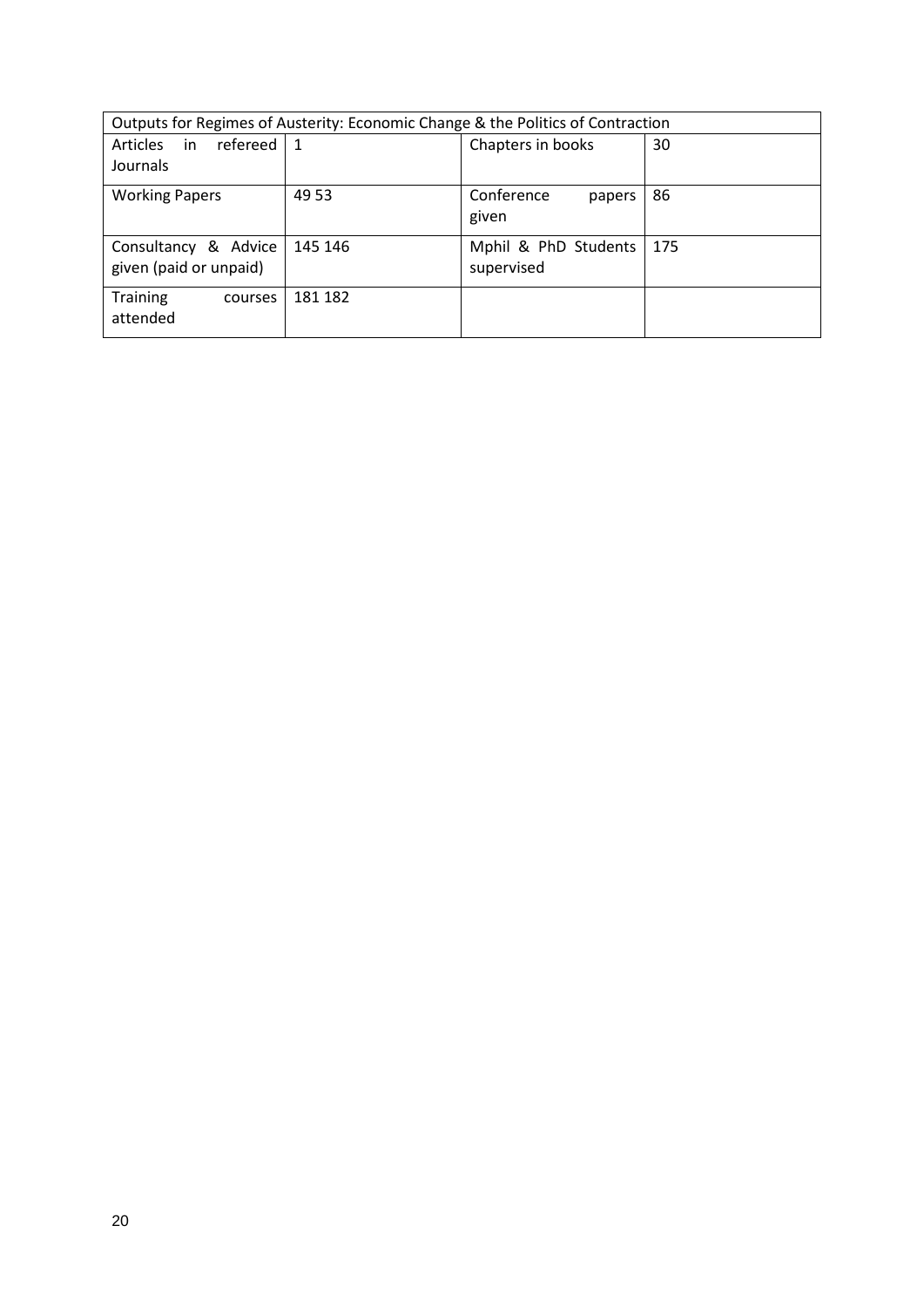| Outputs for Regimes of Austerity: Economic Change & the Politics of Contraction | | | |
|---|---|---|---|
| Articles in refereed Journals | 1 | Chapters in books | 30 |
| Working Papers | 49 53 | Conference papers given | 86 |
| Consultancy & Advice given (paid or unpaid) | 145 146 | Mphil & PhD Students supervised | 175 |
| Training courses attended | 181 182 | | |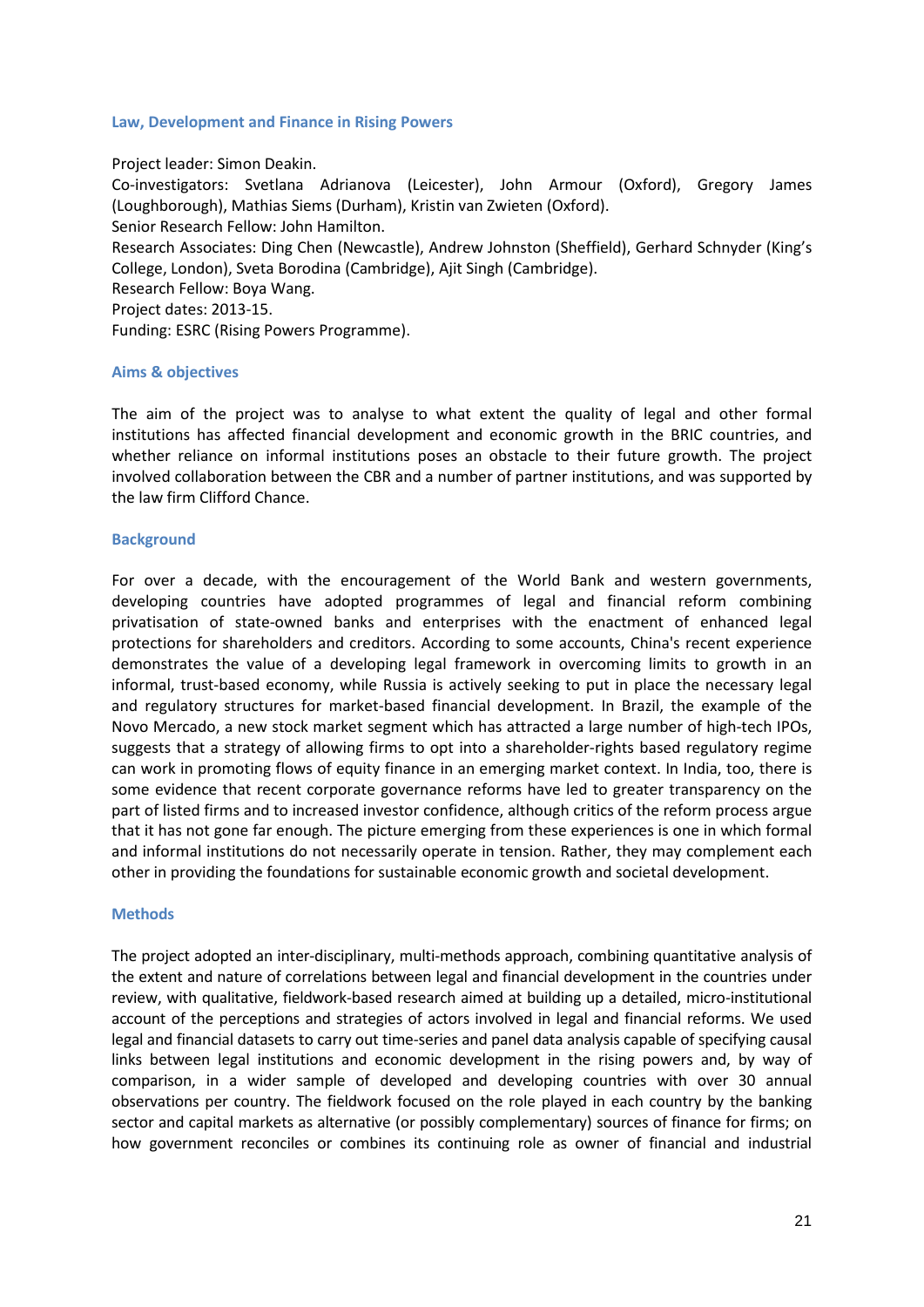### Law, Development and Finance in Rising Powers

Project leader: Simon Deakin.
Co-investigators: Svetlana Adrianova (Leicester), John Armour (Oxford), Gregory James (Loughborough), Mathias Siems (Durham), Kristin van Zwieten (Oxford).
Senior Research Fellow: John Hamilton.
Research Associates: Ding Chen (Newcastle), Andrew Johnston (Sheffield), Gerhard Schnyder (King's College, London), Sveta Borodina (Cambridge), Ajit Singh (Cambridge).
Research Fellow: Boya Wang.
Project dates: 2013-15.
Funding: ESRC (Rising Powers Programme).

### Aims & objectives

The aim of the project was to analyse to what extent the quality of legal and other formal institutions has affected financial development and economic growth in the BRIC countries, and whether reliance on informal institutions poses an obstacle to their future growth. The project involved collaboration between the CBR and a number of partner institutions, and was supported by the law firm Clifford Chance.

### Background

For over a decade, with the encouragement of the World Bank and western governments, developing countries have adopted programmes of legal and financial reform combining privatisation of state-owned banks and enterprises with the enactment of enhanced legal protections for shareholders and creditors. According to some accounts, China's recent experience demonstrates the value of a developing legal framework in overcoming limits to growth in an informal, trust-based economy, while Russia is actively seeking to put in place the necessary legal and regulatory structures for market-based financial development. In Brazil, the example of the Novo Mercado, a new stock market segment which has attracted a large number of high-tech IPOs, suggests that a strategy of allowing firms to opt into a shareholder-rights based regulatory regime can work in promoting flows of equity finance in an emerging market context. In India, too, there is some evidence that recent corporate governance reforms have led to greater transparency on the part of listed firms and to increased investor confidence, although critics of the reform process argue that it has not gone far enough. The picture emerging from these experiences is one in which formal and informal institutions do not necessarily operate in tension. Rather, they may complement each other in providing the foundations for sustainable economic growth and societal development.

### Methods

The project adopted an inter-disciplinary, multi-methods approach, combining quantitative analysis of the extent and nature of correlations between legal and financial development in the countries under review, with qualitative, fieldwork-based research aimed at building up a detailed, micro-institutional account of the perceptions and strategies of actors involved in legal and financial reforms. We used legal and financial datasets to carry out time-series and panel data analysis capable of specifying causal links between legal institutions and economic development in the rising powers and, by way of comparison, in a wider sample of developed and developing countries with over 30 annual observations per country. The fieldwork focused on the role played in each country by the banking sector and capital markets as alternative (or possibly complementary) sources of finance for firms; on how government reconciles or combines its continuing role as owner of financial and industrial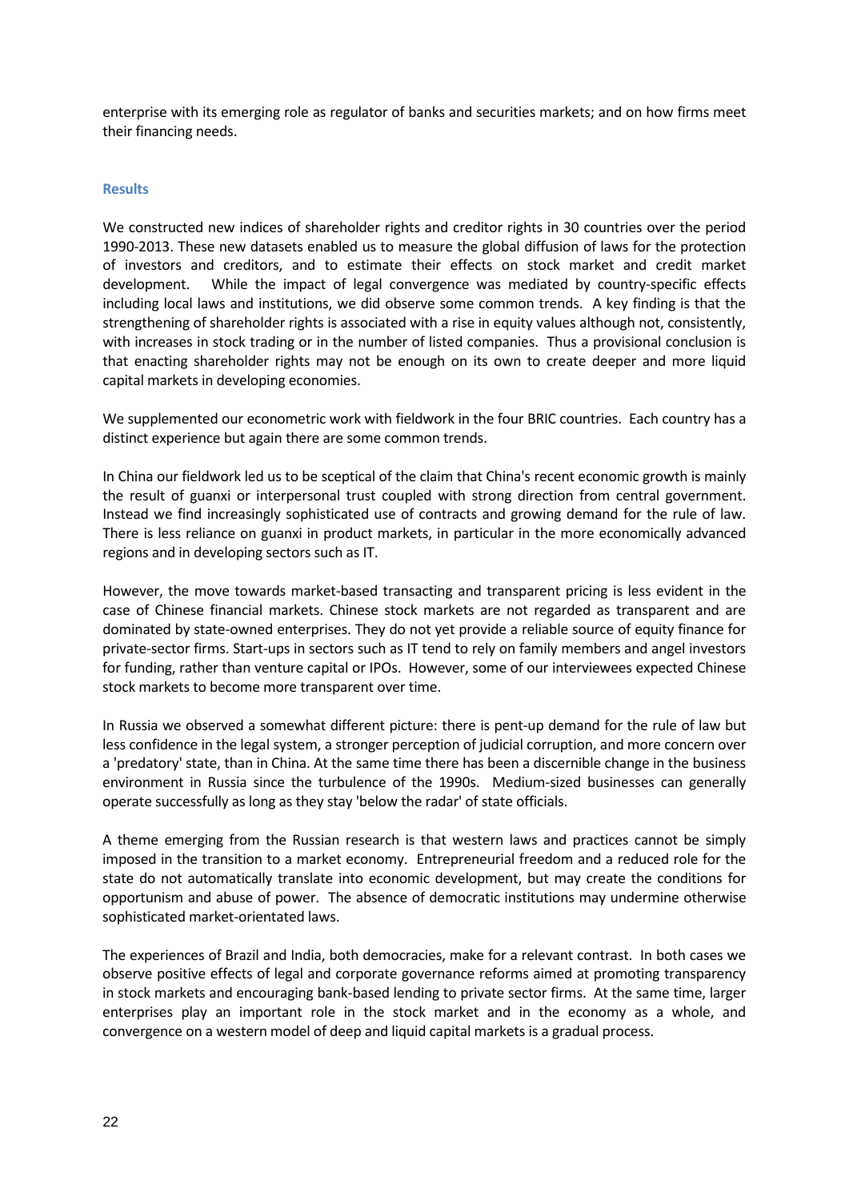enterprise with its emerging role as regulator of banks and securities markets; and on how firms meet their financing needs.

### Results

We constructed new indices of shareholder rights and creditor rights in 30 countries over the period 1990-2013. These new datasets enabled us to measure the global diffusion of laws for the protection of investors and creditors, and to estimate their effects on stock market and credit market development. While the impact of legal convergence was mediated by country-specific effects including local laws and institutions, we did observe some common trends. A key finding is that the strengthening of shareholder rights is associated with a rise in equity values although not, consistently, with increases in stock trading or in the number of listed companies. Thus a provisional conclusion is that enacting shareholder rights may not be enough on its own to create deeper and more liquid capital markets in developing economies.

We supplemented our econometric work with fieldwork in the four BRIC countries. Each country has a distinct experience but again there are some common trends.

In China our fieldwork led us to be sceptical of the claim that China's recent economic growth is mainly the result of guanxi or interpersonal trust coupled with strong direction from central government. Instead we find increasingly sophisticated use of contracts and growing demand for the rule of law. There is less reliance on guanxi in product markets, in particular in the more economically advanced regions and in developing sectors such as IT.

However, the move towards market-based transacting and transparent pricing is less evident in the case of Chinese financial markets. Chinese stock markets are not regarded as transparent and are dominated by state-owned enterprises. They do not yet provide a reliable source of equity finance for private-sector firms. Start-ups in sectors such as IT tend to rely on family members and angel investors for funding, rather than venture capital or IPOs. However, some of our interviewees expected Chinese stock markets to become more transparent over time.

In Russia we observed a somewhat different picture: there is pent-up demand for the rule of law but less confidence in the legal system, a stronger perception of judicial corruption, and more concern over a 'predatory' state, than in China. At the same time there has been a discernible change in the business environment in Russia since the turbulence of the 1990s. Medium-sized businesses can generally operate successfully as long as they stay 'below the radar' of state officials.

A theme emerging from the Russian research is that western laws and practices cannot be simply imposed in the transition to a market economy. Entrepreneurial freedom and a reduced role for the state do not automatically translate into economic development, but may create the conditions for opportunism and abuse of power. The absence of democratic institutions may undermine otherwise sophisticated market-orientated laws.

The experiences of Brazil and India, both democracies, make for a relevant contrast. In both cases we observe positive effects of legal and corporate governance reforms aimed at promoting transparency in stock markets and encouraging bank-based lending to private sector firms. At the same time, larger enterprises play an important role in the stock market and in the economy as a whole, and convergence on a western model of deep and liquid capital markets is a gradual process.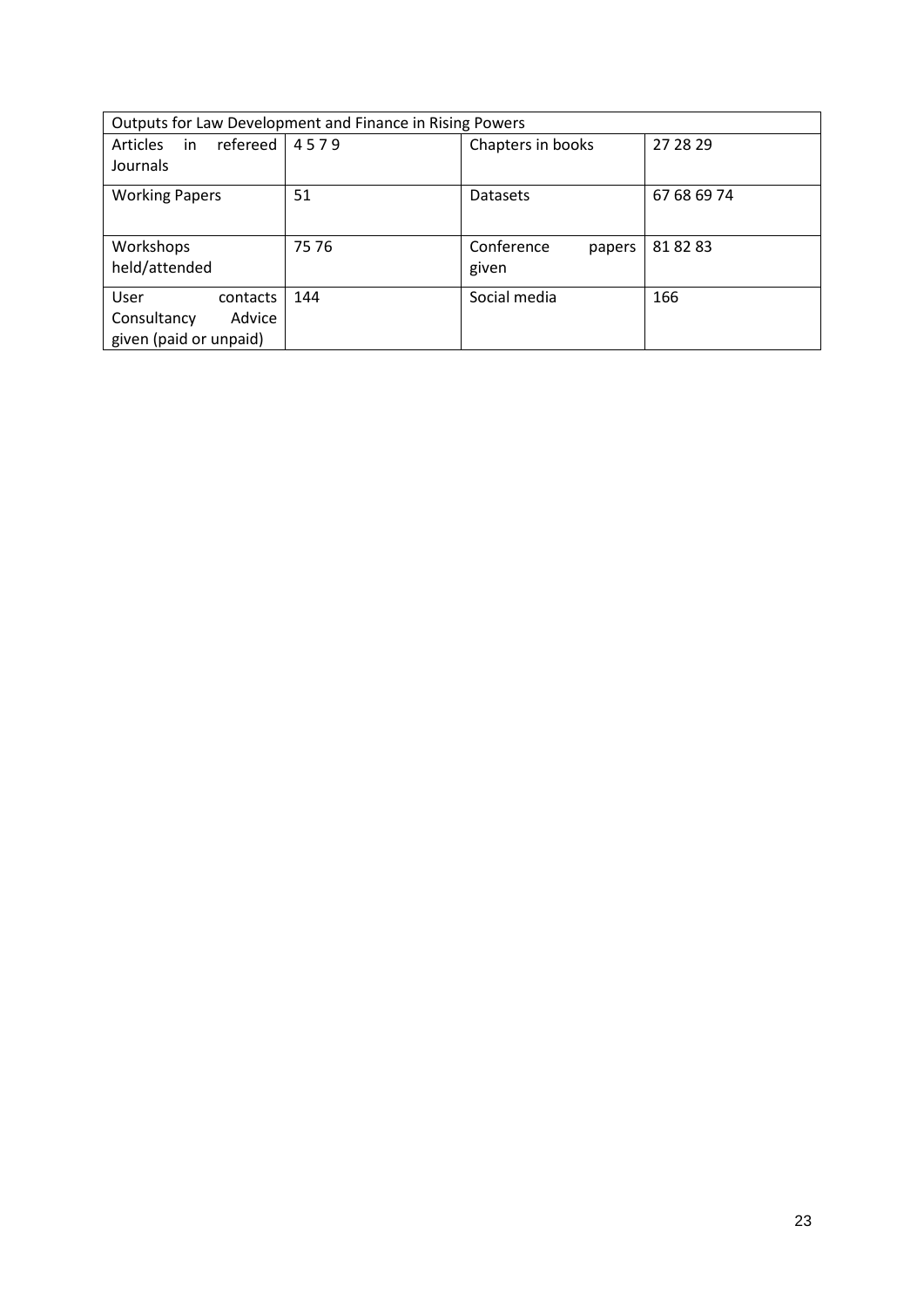| Outputs for Law Development and Finance in Rising Powers | | | |
|---|---|---|---|
| Articles in refereed Journals | 4 5 7 9 | Chapters in books | 27 28 29 |
| Working Papers | 51 | Datasets | 67 68 69 74 |
| Workshops held/attended | 75 76 | Conference papers given | 81 82 83 |
| User contacts Consultancy Advice given (paid or unpaid) | 144 | Social media | 166 |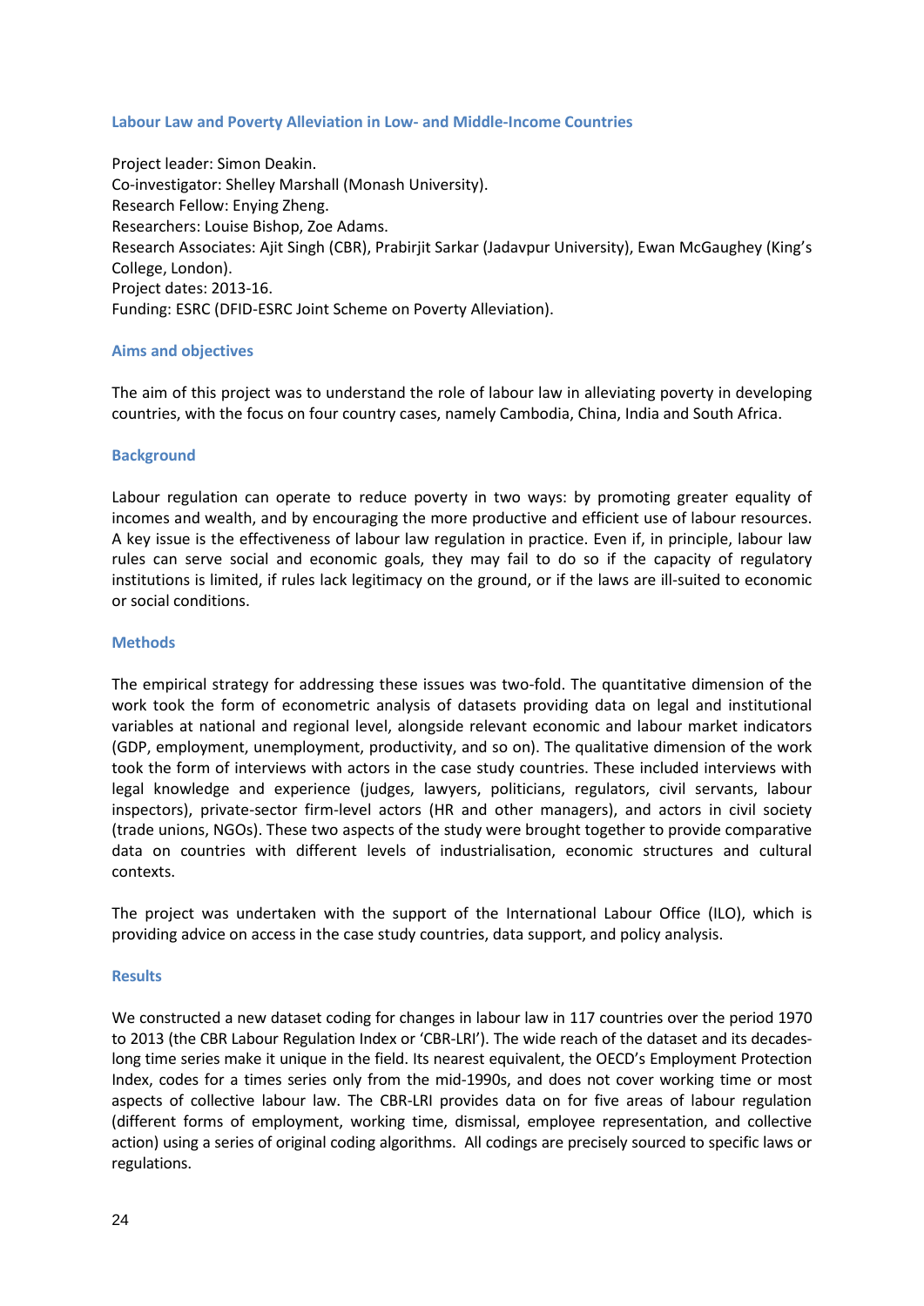## Labour Law and Poverty Alleviation in Low- and Middle-Income Countries

Project leader: Simon Deakin.
Co-investigator: Shelley Marshall (Monash University).
Research Fellow: Enying Zheng.
Researchers: Louise Bishop, Zoe Adams.
Research Associates: Ajit Singh (CBR), Prabirjit Sarkar (Jadavpur University), Ewan McGaughey (King's College, London).
Project dates: 2013-16.
Funding: ESRC (DFID-ESRC Joint Scheme on Poverty Alleviation).

### Aims and objectives

The aim of this project was to understand the role of labour law in alleviating poverty in developing countries, with the focus on four country cases, namely Cambodia, China, India and South Africa.

### Background

Labour regulation can operate to reduce poverty in two ways: by promoting greater equality of incomes and wealth, and by encouraging the more productive and efficient use of labour resources. A key issue is the effectiveness of labour law regulation in practice. Even if, in principle, labour law rules can serve social and economic goals, they may fail to do so if the capacity of regulatory institutions is limited, if rules lack legitimacy on the ground, or if the laws are ill-suited to economic or social conditions.

### Methods

The empirical strategy for addressing these issues was two-fold. The quantitative dimension of the work took the form of econometric analysis of datasets providing data on legal and institutional variables at national and regional level, alongside relevant economic and labour market indicators (GDP, employment, unemployment, productivity, and so on). The qualitative dimension of the work took the form of interviews with actors in the case study countries. These included interviews with legal knowledge and experience (judges, lawyers, politicians, regulators, civil servants, labour inspectors), private-sector firm-level actors (HR and other managers), and actors in civil society (trade unions, NGOs). These two aspects of the study were brought together to provide comparative data on countries with different levels of industrialisation, economic structures and cultural contexts.

The project was undertaken with the support of the International Labour Office (ILO), which is providing advice on access in the case study countries, data support, and policy analysis.

### Results

We constructed a new dataset coding for changes in labour law in 117 countries over the period 1970 to 2013 (the CBR Labour Regulation Index or 'CBR-LRI'). The wide reach of the dataset and its decades-long time series make it unique in the field. Its nearest equivalent, the OECD's Employment Protection Index, codes for a times series only from the mid-1990s, and does not cover working time or most aspects of collective labour law. The CBR-LRI provides data on for five areas of labour regulation (different forms of employment, working time, dismissal, employee representation, and collective action) using a series of original coding algorithms. All codings are precisely sourced to specific laws or regulations.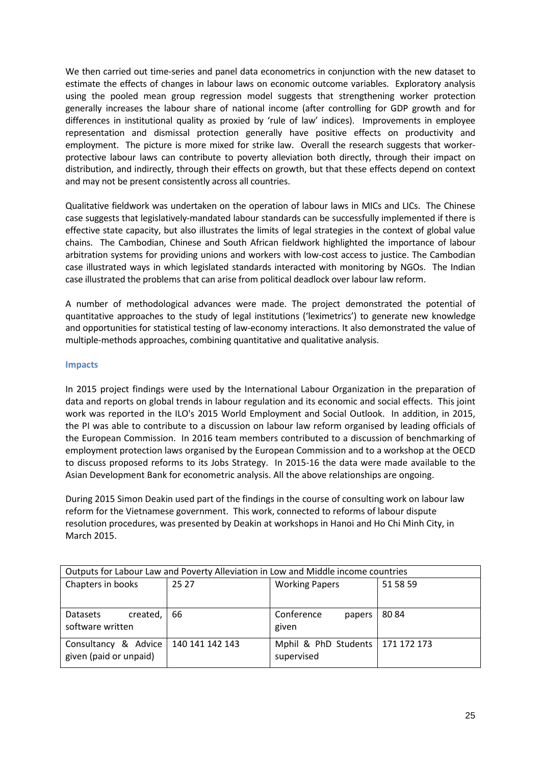We then carried out time-series and panel data econometrics in conjunction with the new dataset to estimate the effects of changes in labour laws on economic outcome variables. Exploratory analysis using the pooled mean group regression model suggests that strengthening worker protection generally increases the labour share of national income (after controlling for GDP growth and for differences in institutional quality as proxied by 'rule of law' indices). Improvements in employee representation and dismissal protection generally have positive effects on productivity and employment. The picture is more mixed for strike law. Overall the research suggests that worker-protective labour laws can contribute to poverty alleviation both directly, through their impact on distribution, and indirectly, through their effects on growth, but that these effects depend on context and may not be present consistently across all countries.

Qualitative fieldwork was undertaken on the operation of labour laws in MICs and LICs. The Chinese case suggests that legislatively-mandated labour standards can be successfully implemented if there is effective state capacity, but also illustrates the limits of legal strategies in the context of global value chains. The Cambodian, Chinese and South African fieldwork highlighted the importance of labour arbitration systems for providing unions and workers with low-cost access to justice. The Cambodian case illustrated ways in which legislated standards interacted with monitoring by NGOs. The Indian case illustrated the problems that can arise from political deadlock over labour law reform.

A number of methodological advances were made. The project demonstrated the potential of quantitative approaches to the study of legal institutions ('leximetrics') to generate new knowledge and opportunities for statistical testing of law-economy interactions. It also demonstrated the value of multiple-methods approaches, combining quantitative and qualitative analysis.

### Impacts

In 2015 project findings were used by the International Labour Organization in the preparation of data and reports on global trends in labour regulation and its economic and social effects. This joint work was reported in the ILO's 2015 World Employment and Social Outlook. In addition, in 2015, the PI was able to contribute to a discussion on labour law reform organised by leading officials of the European Commission. In 2016 team members contributed to a discussion of benchmarking of employment protection laws organised by the European Commission and to a workshop at the OECD to discuss proposed reforms to its Jobs Strategy. In 2015-16 the data were made available to the Asian Development Bank for econometric analysis. All the above relationships are ongoing.

During 2015 Simon Deakin used part of the findings in the course of consulting work on labour law reform for the Vietnamese government. This work, connected to reforms of labour dispute resolution procedures, was presented by Deakin at workshops in Hanoi and Ho Chi Minh City, in March 2015.

| Outputs for Labour Law and Poverty Alleviation in Low and Middle income countries | | | |
|---|---|---|---|
| Chapters in books | 25 27 | Working Papers | 51 58 59 |
| Datasets created, software written | 66 | Conference papers given | 80 84 |
| Consultancy & Advice given (paid or unpaid) | 140 141 142 143 | Mphil & PhD Students supervised | 171 172 173 |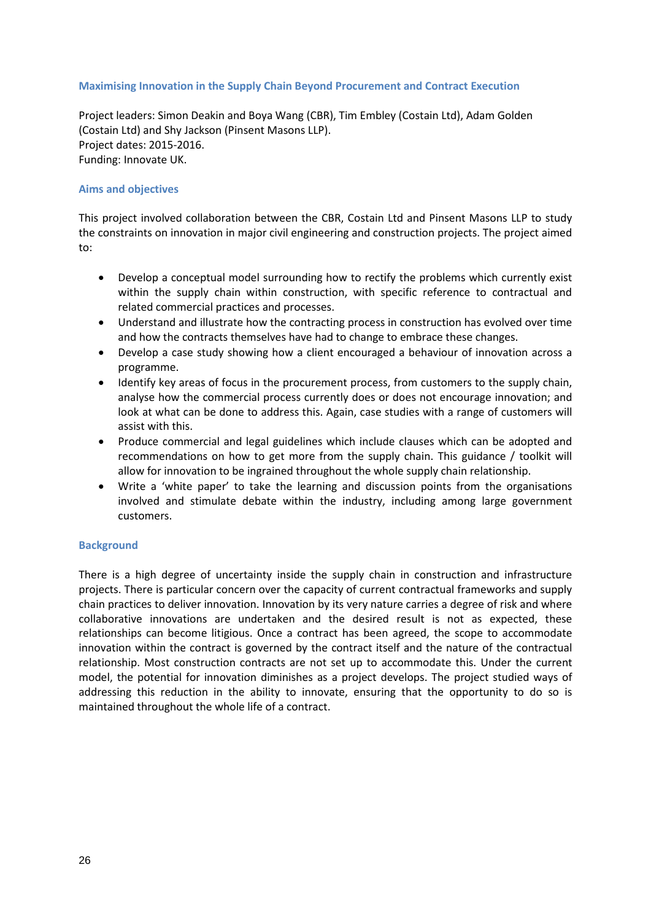### Maximising Innovation in the Supply Chain Beyond Procurement and Contract Execution

Project leaders: Simon Deakin and Boya Wang (CBR), Tim Embley (Costain Ltd), Adam Golden (Costain Ltd) and Shy Jackson (Pinsent Masons LLP).
Project dates: 2015-2016.
Funding: Innovate UK.

#### Aims and objectives

This project involved collaboration between the CBR, Costain Ltd and Pinsent Masons LLP to study the constraints on innovation in major civil engineering and construction projects. The project aimed to:

- Develop a conceptual model surrounding how to rectify the problems which currently exist within the supply chain within construction, with specific reference to contractual and related commercial practices and processes.
- Understand and illustrate how the contracting process in construction has evolved over time and how the contracts themselves have had to change to embrace these changes.
- Develop a case study showing how a client encouraged a behaviour of innovation across a programme.
- Identify key areas of focus in the procurement process, from customers to the supply chain, analyse how the commercial process currently does or does not encourage innovation; and look at what can be done to address this. Again, case studies with a range of customers will assist with this.
- Produce commercial and legal guidelines which include clauses which can be adopted and recommendations on how to get more from the supply chain. This guidance / toolkit will allow for innovation to be ingrained throughout the whole supply chain relationship.
- Write a 'white paper' to take the learning and discussion points from the organisations involved and stimulate debate within the industry, including among large government customers.

#### Background

There is a high degree of uncertainty inside the supply chain in construction and infrastructure projects. There is particular concern over the capacity of current contractual frameworks and supply chain practices to deliver innovation. Innovation by its very nature carries a degree of risk and where collaborative innovations are undertaken and the desired result is not as expected, these relationships can become litigious. Once a contract has been agreed, the scope to accommodate innovation within the contract is governed by the contract itself and the nature of the contractual relationship. Most construction contracts are not set up to accommodate this. Under the current model, the potential for innovation diminishes as a project develops. The project studied ways of addressing this reduction in the ability to innovate, ensuring that the opportunity to do so is maintained throughout the whole life of a contract.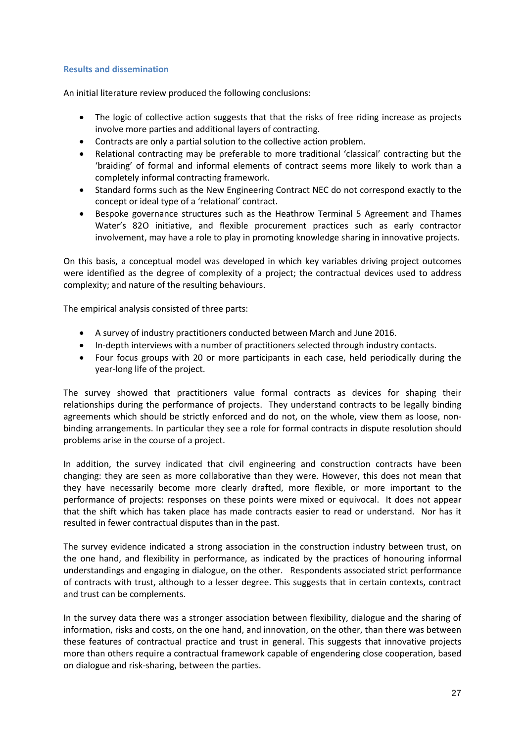### Results and dissemination

An initial literature review produced the following conclusions:

- The logic of collective action suggests that that the risks of free riding increase as projects involve more parties and additional layers of contracting.
- Contracts are only a partial solution to the collective action problem.
- Relational contracting may be preferable to more traditional 'classical' contracting but the 'braiding' of formal and informal elements of contract seems more likely to work than a completely informal contracting framework.
- Standard forms such as the New Engineering Contract NEC do not correspond exactly to the concept or ideal type of a 'relational' contract.
- Bespoke governance structures such as the Heathrow Terminal 5 Agreement and Thames Water's 82O initiative, and flexible procurement practices such as early contractor involvement, may have a role to play in promoting knowledge sharing in innovative projects.

On this basis, a conceptual model was developed in which key variables driving project outcomes were identified as the degree of complexity of a project; the contractual devices used to address complexity; and nature of the resulting behaviours.

The empirical analysis consisted of three parts:

- A survey of industry practitioners conducted between March and June 2016.
- In-depth interviews with a number of practitioners selected through industry contacts.
- Four focus groups with 20 or more participants in each case, held periodically during the year-long life of the project.

The survey showed that practitioners value formal contracts as devices for shaping their relationships during the performance of projects. They understand contracts to be legally binding agreements which should be strictly enforced and do not, on the whole, view them as loose, non-binding arrangements. In particular they see a role for formal contracts in dispute resolution should problems arise in the course of a project.

In addition, the survey indicated that civil engineering and construction contracts have been changing: they are seen as more collaborative than they were. However, this does not mean that they have necessarily become more clearly drafted, more flexible, or more important to the performance of projects: responses on these points were mixed or equivocal. It does not appear that the shift which has taken place has made contracts easier to read or understand. Nor has it resulted in fewer contractual disputes than in the past.

The survey evidence indicated a strong association in the construction industry between trust, on the one hand, and flexibility in performance, as indicated by the practices of honouring informal understandings and engaging in dialogue, on the other. Respondents associated strict performance of contracts with trust, although to a lesser degree. This suggests that in certain contexts, contract and trust can be complements.

In the survey data there was a stronger association between flexibility, dialogue and the sharing of information, risks and costs, on the one hand, and innovation, on the other, than there was between these features of contractual practice and trust in general. This suggests that innovative projects more than others require a contractual framework capable of engendering close cooperation, based on dialogue and risk-sharing, between the parties.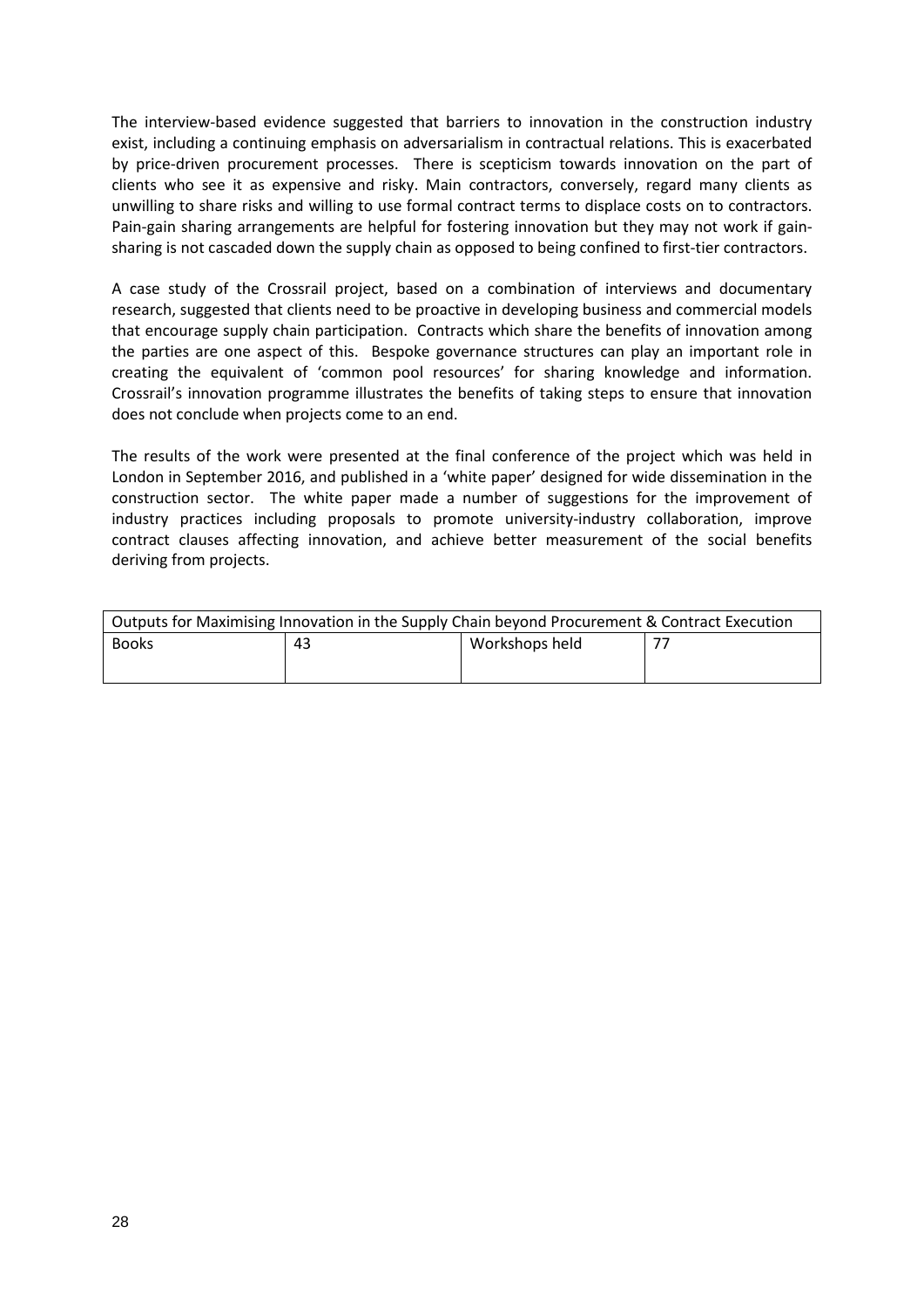The interview-based evidence suggested that barriers to innovation in the construction industry exist, including a continuing emphasis on adversarialism in contractual relations. This is exacerbated by price-driven procurement processes. There is scepticism towards innovation on the part of clients who see it as expensive and risky. Main contractors, conversely, regard many clients as unwilling to share risks and willing to use formal contract terms to displace costs on to contractors. Pain-gain sharing arrangements are helpful for fostering innovation but they may not work if gain-sharing is not cascaded down the supply chain as opposed to being confined to first-tier contractors.

A case study of the Crossrail project, based on a combination of interviews and documentary research, suggested that clients need to be proactive in developing business and commercial models that encourage supply chain participation. Contracts which share the benefits of innovation among the parties are one aspect of this. Bespoke governance structures can play an important role in creating the equivalent of 'common pool resources' for sharing knowledge and information. Crossrail's innovation programme illustrates the benefits of taking steps to ensure that innovation does not conclude when projects come to an end.

The results of the work were presented at the final conference of the project which was held in London in September 2016, and published in a 'white paper' designed for wide dissemination in the construction sector. The white paper made a number of suggestions for the improvement of industry practices including proposals to promote university-industry collaboration, improve contract clauses affecting innovation, and achieve better measurement of the social benefits deriving from projects.

| Outputs for Maximising Innovation in the Supply Chain beyond Procurement & Contract Execution | | | |
|---|---|---|---|
| Books | 43 | Workshops held | 77 |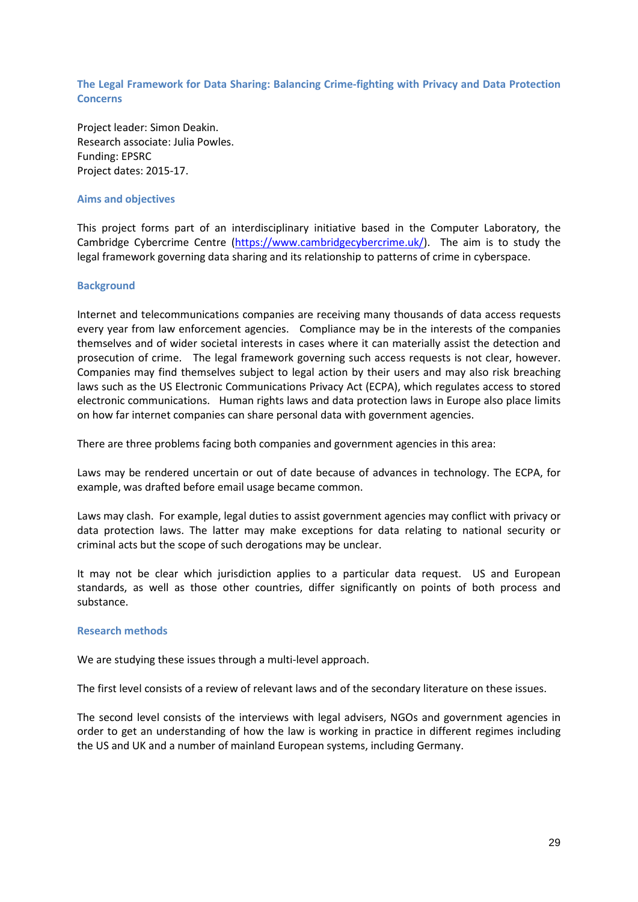## The Legal Framework for Data Sharing: Balancing Crime-fighting with Privacy and Data Protection Concerns

Project leader: Simon Deakin.
Research associate: Julia Powles.
Funding: EPSRC
Project dates: 2015-17.

### Aims and objectives

This project forms part of an interdisciplinary initiative based in the Computer Laboratory, the Cambridge Cybercrime Centre (https://www.cambridgecybercrime.uk/). The aim is to study the legal framework governing data sharing and its relationship to patterns of crime in cyberspace.

### Background

Internet and telecommunications companies are receiving many thousands of data access requests every year from law enforcement agencies. Compliance may be in the interests of the companies themselves and of wider societal interests in cases where it can materially assist the detection and prosecution of crime. The legal framework governing such access requests is not clear, however. Companies may find themselves subject to legal action by their users and may also risk breaching laws such as the US Electronic Communications Privacy Act (ECPA), which regulates access to stored electronic communications. Human rights laws and data protection laws in Europe also place limits on how far internet companies can share personal data with government agencies.

There are three problems facing both companies and government agencies in this area:

Laws may be rendered uncertain or out of date because of advances in technology. The ECPA, for example, was drafted before email usage became common.

Laws may clash. For example, legal duties to assist government agencies may conflict with privacy or data protection laws. The latter may make exceptions for data relating to national security or criminal acts but the scope of such derogations may be unclear.

It may not be clear which jurisdiction applies to a particular data request. US and European standards, as well as those other countries, differ significantly on points of both process and substance.

### Research methods

We are studying these issues through a multi-level approach.

The first level consists of a review of relevant laws and of the secondary literature on these issues.

The second level consists of the interviews with legal advisers, NGOs and government agencies in order to get an understanding of how the law is working in practice in different regimes including the US and UK and a number of mainland European systems, including Germany.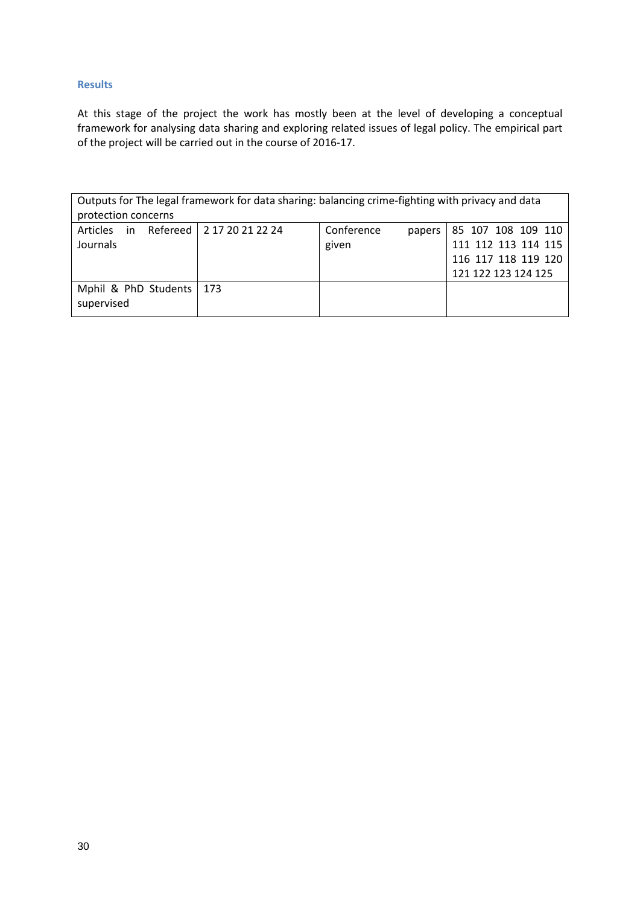### Results

At this stage of the project the work has mostly been at the level of developing a conceptual framework for analysing data sharing and exploring related issues of legal policy. The empirical part of the project will be carried out in the course of 2016-17.

| Outputs for The legal framework for data sharing: balancing crime-fighting with privacy and data protection concerns | | | |
|---|---|---|---|
| Articles in Refereed Journals | 2 17 20 21 22 24 | Conference papers given | 85 107 108 109 110 111 112 113 114 115 116 117 118 119 120 121 122 123 124 125 |
| Mphil & PhD Students supervised | 173 | | |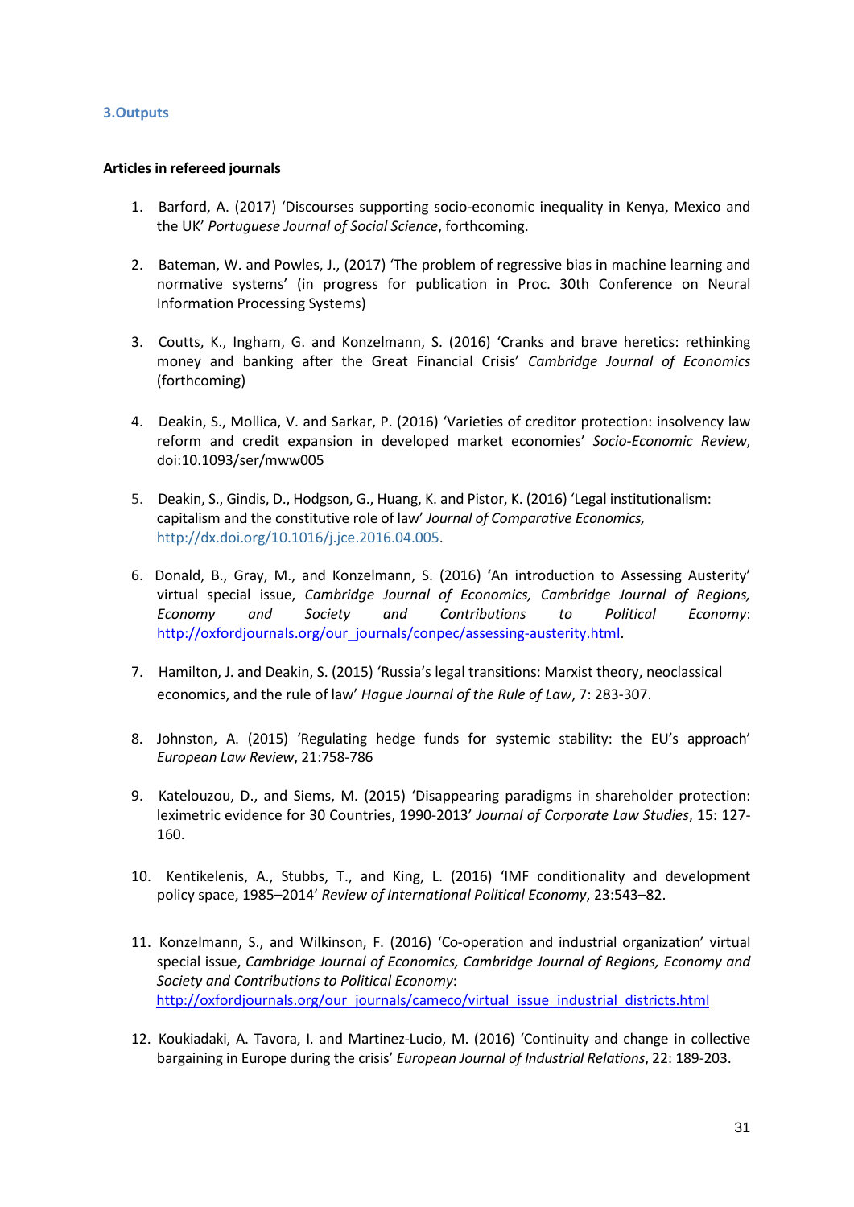## 3.Outputs

**Articles in refereed journals**

1. Barford, A. (2017) 'Discourses supporting socio-economic inequality in Kenya, Mexico and the UK' *Portuguese Journal of Social Science*, forthcoming.

2. Bateman, W. and Powles, J., (2017) 'The problem of regressive bias in machine learning and normative systems' (in progress for publication in Proc. 30th Conference on Neural Information Processing Systems)

3. Coutts, K., Ingham, G. and Konzelmann, S. (2016) 'Cranks and brave heretics: rethinking money and banking after the Great Financial Crisis' *Cambridge Journal of Economics* (forthcoming)

4. Deakin, S., Mollica, V. and Sarkar, P. (2016) 'Varieties of creditor protection: insolvency law reform and credit expansion in developed market economies' *Socio-Economic Review*, doi:10.1093/ser/mww005

5. Deakin, S., Gindis, D., Hodgson, G., Huang, K. and Pistor, K. (2016) 'Legal institutionalism: capitalism and the constitutive role of law' *Journal of Comparative Economics,* http://dx.doi.org/10.1016/j.jce.2016.04.005.

6. Donald, B., Gray, M., and Konzelmann, S. (2016) 'An introduction to Assessing Austerity' virtual special issue, *Cambridge Journal of Economics, Cambridge Journal of Regions, Economy and Society and Contributions to Political Economy*: http://oxfordjournals.org/our_journals/conpec/assessing-austerity.html.

7. Hamilton, J. and Deakin, S. (2015) 'Russia's legal transitions: Marxist theory, neoclassical economics, and the rule of law' *Hague Journal of the Rule of Law*, 7: 283-307.

8. Johnston, A. (2015) 'Regulating hedge funds for systemic stability: the EU's approach' *European Law Review*, 21:758-786

9. Katelouzou, D., and Siems, M. (2015) 'Disappearing paradigms in shareholder protection: leximetric evidence for 30 Countries, 1990-2013' *Journal of Corporate Law Studies*, 15: 127-160.

10. Kentikelenis, A., Stubbs, T., and King, L. (2016) 'IMF conditionality and development policy space, 1985–2014' *Review of International Political Economy*, 23:543–82.

11. Konzelmann, S., and Wilkinson, F. (2016) 'Co-operation and industrial organization' virtual special issue, *Cambridge Journal of Economics, Cambridge Journal of Regions, Economy and Society and Contributions to Political Economy*: http://oxfordjournals.org/our_journals/cameco/virtual_issue_industrial_districts.html

12. Koukiadaki, A. Tavora, I. and Martinez-Lucio, M. (2016) 'Continuity and change in collective bargaining in Europe during the crisis' *European Journal of Industrial Relations*, 22: 189-203.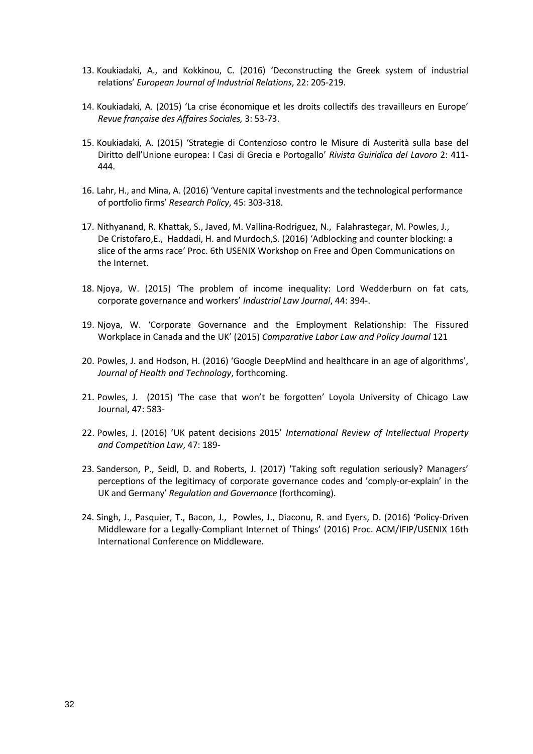13. Koukiadaki, A., and Kokkinou, C. (2016) 'Deconstructing the Greek system of industrial relations' *European Journal of Industrial Relations*, 22: 205-219.

14. Koukiadaki, A. (2015) 'La crise économique et les droits collectifs des travailleurs en Europe' *Revue française des Affaires Sociales,* 3: 53-73.

15. Koukiadaki, A. (2015) 'Strategie di Contenzioso contro le Misure di Austerità sulla base del Diritto dell'Unione europea: I Casi di Grecia e Portogallo' *Rivista Guiridica del Lavoro* 2: 411-444.

16. Lahr, H., and Mina, A. (2016) 'Venture capital investments and the technological performance of portfolio firms' *Research Policy*, 45: 303-318.

17. Nithyanand, R. Khattak, S., Javed, M. Vallina-Rodriguez, N., Falahrastegar, M. Powles, J., De Cristofaro,E., Haddadi, H. and Murdoch,S. (2016) 'Adblocking and counter blocking: a slice of the arms race' Proc. 6th USENIX Workshop on Free and Open Communications on the Internet.

18. Njoya, W. (2015) 'The problem of income inequality: Lord Wedderburn on fat cats, corporate governance and workers' *Industrial Law Journal*, 44: 394-.

19. Njoya, W. 'Corporate Governance and the Employment Relationship: The Fissured Workplace in Canada and the UK' (2015) *Comparative Labor Law and Policy Journal* 121

20. Powles, J. and Hodson, H. (2016) 'Google DeepMind and healthcare in an age of algorithms', *Journal of Health and Technology*, forthcoming.

21. Powles, J. (2015) 'The case that won't be forgotten' Loyola University of Chicago Law Journal, 47: 583-

22. Powles, J. (2016) 'UK patent decisions 2015' *International Review of Intellectual Property and Competition Law*, 47: 189-

23. Sanderson, P., Seidl, D. and Roberts, J. (2017) 'Taking soft regulation seriously? Managers' perceptions of the legitimacy of corporate governance codes and 'comply-or-explain' in the UK and Germany' *Regulation and Governance* (forthcoming).

24. Singh, J., Pasquier, T., Bacon, J., Powles, J., Diaconu, R. and Eyers, D. (2016) 'Policy-Driven Middleware for a Legally-Compliant Internet of Things' (2016) Proc. ACM/IFIP/USENIX 16th International Conference on Middleware.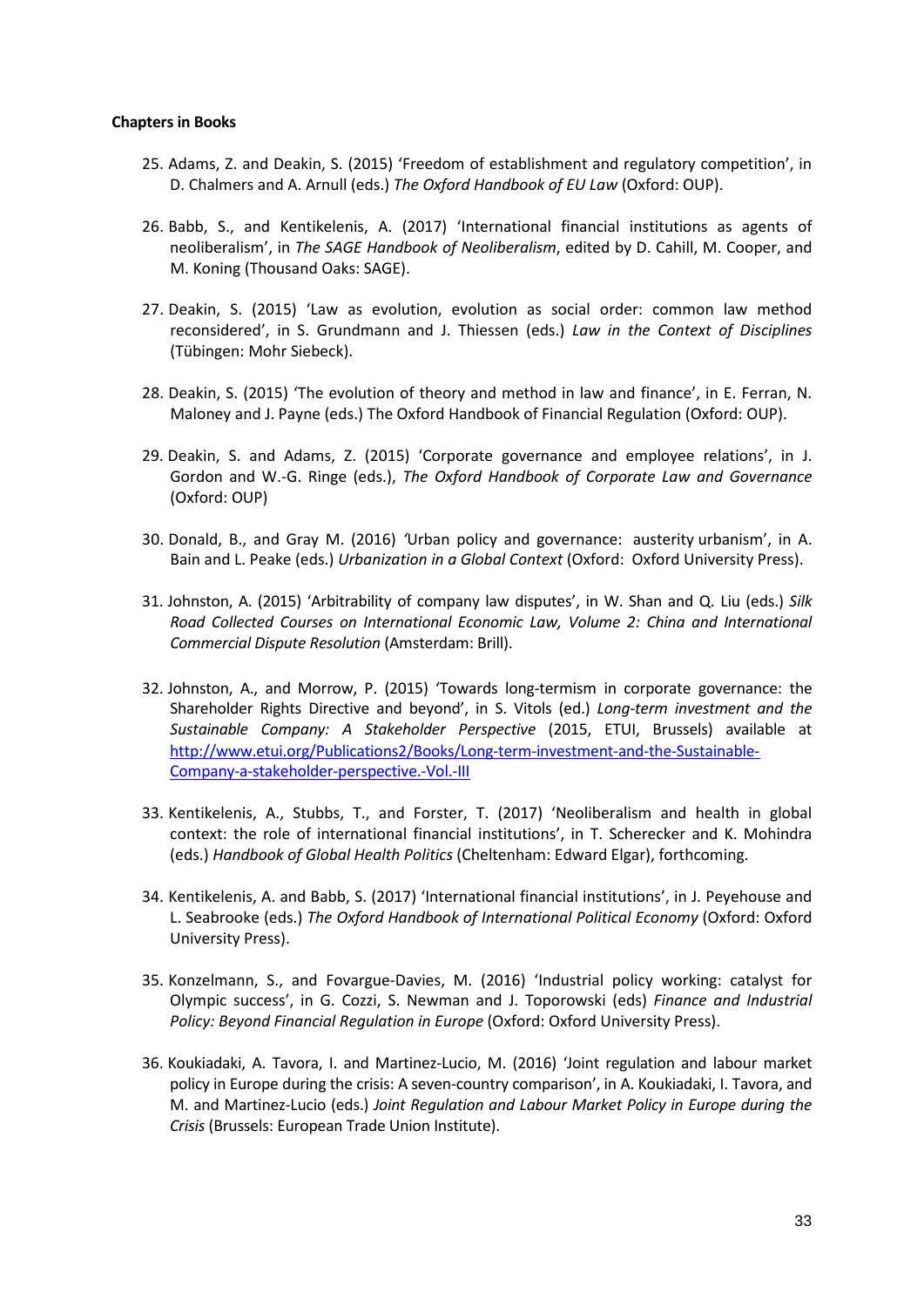**Chapters in Books**

25. Adams, Z. and Deakin, S. (2015) 'Freedom of establishment and regulatory competition', in D. Chalmers and A. Arnull (eds.) *The Oxford Handbook of EU Law* (Oxford: OUP).

26. Babb, S., and Kentikelenis, A. (2017) 'International financial institutions as agents of neoliberalism', in *The SAGE Handbook of Neoliberalism*, edited by D. Cahill, M. Cooper, and M. Koning (Thousand Oaks: SAGE).

27. Deakin, S. (2015) 'Law as evolution, evolution as social order: common law method reconsidered', in S. Grundmann and J. Thiessen (eds.) *Law in the Context of Disciplines* (Tübingen: Mohr Siebeck).

28. Deakin, S. (2015) 'The evolution of theory and method in law and finance', in E. Ferran, N. Maloney and J. Payne (eds.) The Oxford Handbook of Financial Regulation (Oxford: OUP).

29. Deakin, S. and Adams, Z. (2015) 'Corporate governance and employee relations', in J. Gordon and W.-G. Ringe (eds.), *The Oxford Handbook of Corporate Law and Governance* (Oxford: OUP)

30. Donald, B., and Gray M. (2016) 'Urban policy and governance: austerity urbanism', in A. Bain and L. Peake (eds.) *Urbanization in a Global Context* (Oxford: Oxford University Press).

31. Johnston, A. (2015) 'Arbitrability of company law disputes', in W. Shan and Q. Liu (eds.) *Silk Road Collected Courses on International Economic Law, Volume 2: China and International Commercial Dispute Resolution* (Amsterdam: Brill).

32. Johnston, A., and Morrow, P. (2015) 'Towards long-termism in corporate governance: the Shareholder Rights Directive and beyond', in S. Vitols (ed.) *Long-term investment and the Sustainable Company: A Stakeholder Perspective* (2015, ETUI, Brussels) available at [http://www.etui.org/Publications2/Books/Long-term-investment-and-the-Sustainable-Company-a-stakeholder-perspective.-Vol.-III](http://www.etui.org/Publications2/Books/Long-term-investment-and-the-Sustainable-Company-a-stakeholder-perspective.-Vol.-III)

33. Kentikelenis, A., Stubbs, T., and Forster, T. (2017) 'Neoliberalism and health in global context: the role of international financial institutions', in T. Scherecker and K. Mohindra (eds.) *Handbook of Global Health Politics* (Cheltenham: Edward Elgar), forthcoming.

34. Kentikelenis, A. and Babb, S. (2017) 'International financial institutions', in J. Peyehouse and L. Seabrooke (eds.) *The Oxford Handbook of International Political Economy* (Oxford: Oxford University Press).

35. Konzelmann, S., and Fovargue-Davies, M. (2016) 'Industrial policy working: catalyst for Olympic success', in G. Cozzi, S. Newman and J. Toporowski (eds) *Finance and Industrial Policy: Beyond Financial Regulation in Europe* (Oxford: Oxford University Press).

36. Koukiadaki, A. Tavora, I. and Martinez-Lucio, M. (2016) 'Joint regulation and labour market policy in Europe during the crisis: A seven-country comparison', in A. Koukiadaki, I. Tavora, and M. and Martinez-Lucio (eds.) *Joint Regulation and Labour Market Policy in Europe during the Crisis* (Brussels: European Trade Union Institute).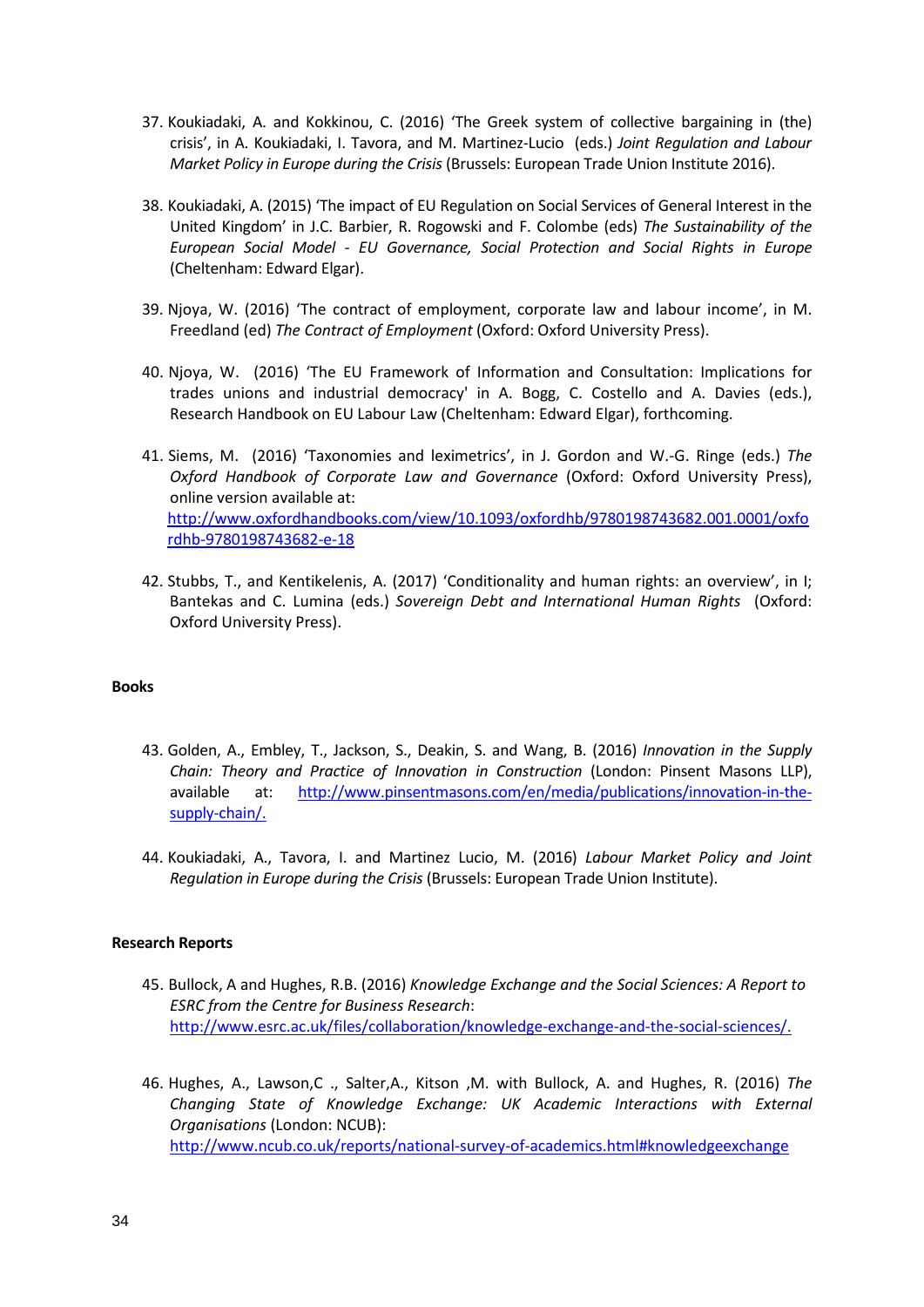37. Koukiadaki, A. and Kokkinou, C. (2016) 'The Greek system of collective bargaining in (the) crisis', in A. Koukiadaki, I. Tavora, and M. Martinez-Lucio (eds.) *Joint Regulation and Labour Market Policy in Europe during the Crisis* (Brussels: European Trade Union Institute 2016).

38. Koukiadaki, A. (2015) 'The impact of EU Regulation on Social Services of General Interest in the United Kingdom' in J.C. Barbier, R. Rogowski and F. Colombe (eds) *The Sustainability of the European Social Model - EU Governance, Social Protection and Social Rights in Europe* (Cheltenham: Edward Elgar).

39. Njoya, W. (2016) 'The contract of employment, corporate law and labour income', in M. Freedland (ed) *The Contract of Employment* (Oxford: Oxford University Press).

40. Njoya, W. (2016) 'The EU Framework of Information and Consultation: Implications for trades unions and industrial democracy' in A. Bogg, C. Costello and A. Davies (eds.), Research Handbook on EU Labour Law (Cheltenham: Edward Elgar), forthcoming.

41. Siems, M. (2016) 'Taxonomies and leximetrics', in J. Gordon and W.-G. Ringe (eds.) *The Oxford Handbook of Corporate Law and Governance* (Oxford: Oxford University Press), online version available at: http://www.oxfordhandbooks.com/view/10.1093/oxfordhb/9780198743682.001.0001/oxfordhb-9780198743682-e-18

42. Stubbs, T., and Kentikelenis, A. (2017) 'Conditionality and human rights: an overview', in I; Bantekas and C. Lumina (eds.) *Sovereign Debt and International Human Rights* (Oxford: Oxford University Press).

**Books**

43. Golden, A., Embley, T., Jackson, S., Deakin, S. and Wang, B. (2016) *Innovation in the Supply Chain: Theory and Practice of Innovation in Construction* (London: Pinsent Masons LLP), available at: http://www.pinsentmasons.com/en/media/publications/innovation-in-the-supply-chain/.

44. Koukiadaki, A., Tavora, I. and Martinez Lucio, M. (2016) *Labour Market Policy and Joint Regulation in Europe during the Crisis* (Brussels: European Trade Union Institute).

**Research Reports**

45. Bullock, A and Hughes, R.B. (2016) *Knowledge Exchange and the Social Sciences: A Report to ESRC from the Centre for Business Research*: http://www.esrc.ac.uk/files/collaboration/knowledge-exchange-and-the-social-sciences/.

46. Hughes, A., Lawson,C ., Salter,A., Kitson ,M. with Bullock, A. and Hughes, R. (2016) *The Changing State of Knowledge Exchange: UK Academic Interactions with External Organisations* (London: NCUB): http://www.ncub.co.uk/reports/national-survey-of-academics.html#knowledgeexchange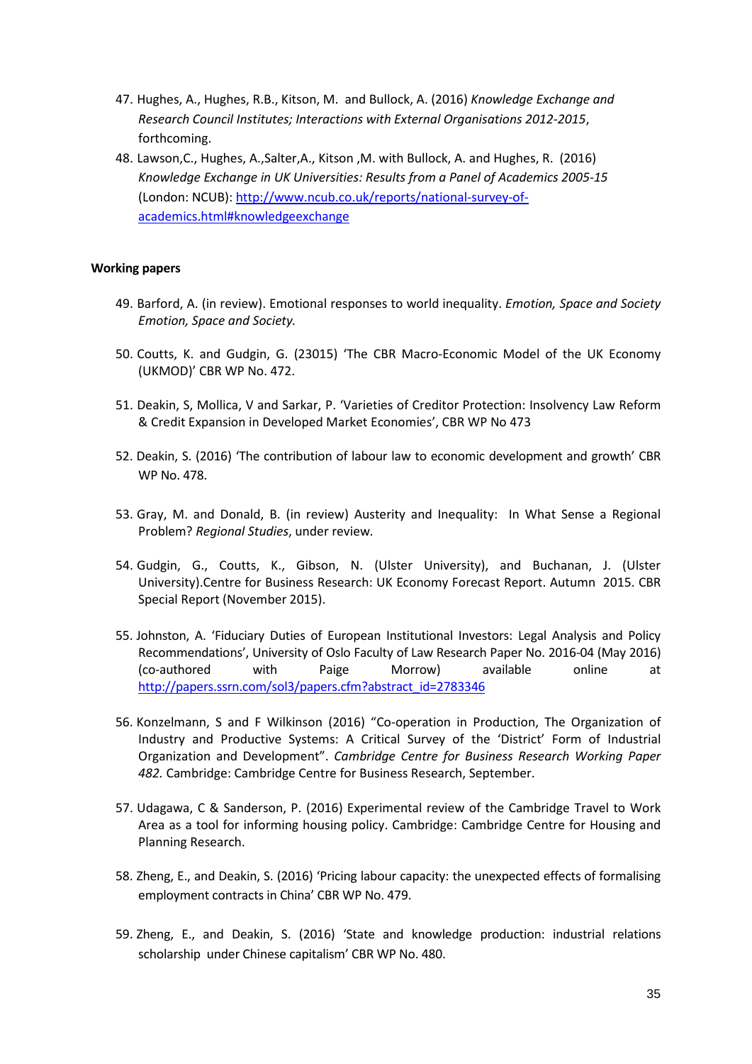47. Hughes, A., Hughes, R.B., Kitson, M. and Bullock, A. (2016) *Knowledge Exchange and Research Council Institutes; Interactions with External Organisations 2012-2015*, forthcoming.
48. Lawson,C., Hughes, A.,Salter,A., Kitson ,M. with Bullock, A. and Hughes, R. (2016) *Knowledge Exchange in UK Universities: Results from a Panel of Academics 2005-15* (London: NCUB): http://www.ncub.co.uk/reports/national-survey-of-academics.html#knowledgeexchange

**Working papers**

49. Barford, A. (in review). Emotional responses to world inequality. *Emotion, Space and Society Emotion, Space and Society.*
50. Coutts, K. and Gudgin, G. (23015) 'The CBR Macro-Economic Model of the UK Economy (UKMOD)' CBR WP No. 472.
51. Deakin, S, Mollica, V and Sarkar, P. 'Varieties of Creditor Protection: Insolvency Law Reform & Credit Expansion in Developed Market Economies', CBR WP No 473
52. Deakin, S. (2016) 'The contribution of labour law to economic development and growth' CBR WP No. 478.
53. Gray, M. and Donald, B. (in review) Austerity and Inequality: In What Sense a Regional Problem? *Regional Studies*, under review.
54. Gudgin, G., Coutts, K., Gibson, N. (Ulster University), and Buchanan, J. (Ulster University).Centre for Business Research: UK Economy Forecast Report. Autumn 2015. CBR Special Report (November 2015).
55. Johnston, A. 'Fiduciary Duties of European Institutional Investors: Legal Analysis and Policy Recommendations', University of Oslo Faculty of Law Research Paper No. 2016-04 (May 2016) (co-authored with Paige Morrow) available online at http://papers.ssrn.com/sol3/papers.cfm?abstract_id=2783346
56. Konzelmann, S and F Wilkinson (2016) "Co-operation in Production, The Organization of Industry and Productive Systems: A Critical Survey of the 'District' Form of Industrial Organization and Development". *Cambridge Centre for Business Research Working Paper 482.* Cambridge: Cambridge Centre for Business Research, September.
57. Udagawa, C & Sanderson, P. (2016) Experimental review of the Cambridge Travel to Work Area as a tool for informing housing policy. Cambridge: Cambridge Centre for Housing and Planning Research.
58. Zheng, E., and Deakin, S. (2016) 'Pricing labour capacity: the unexpected effects of formalising employment contracts in China' CBR WP No. 479.
59. Zheng, E., and Deakin, S. (2016) 'State and knowledge production: industrial relations scholarship under Chinese capitalism' CBR WP No. 480.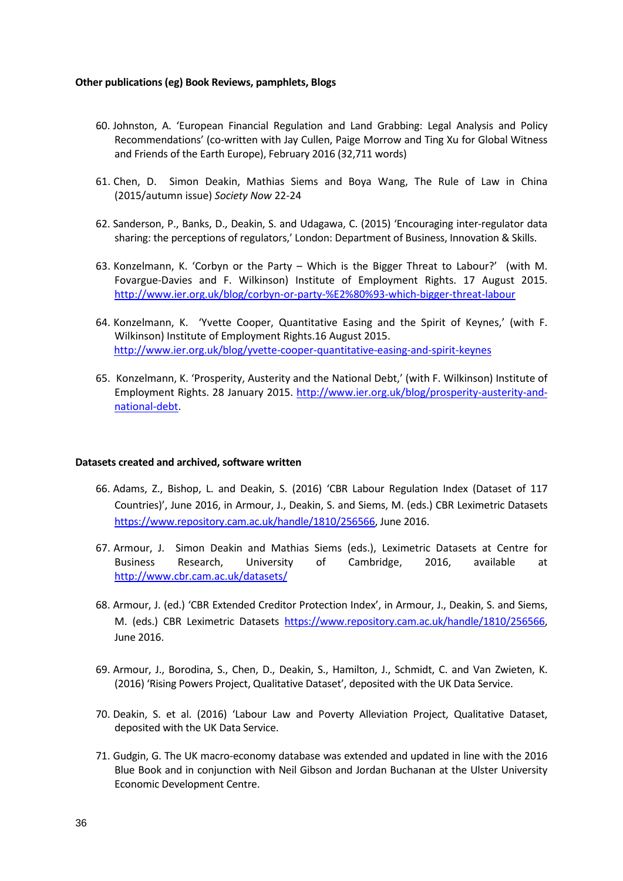**Other publications (eg) Book Reviews, pamphlets, Blogs**

60. Johnston, A. 'European Financial Regulation and Land Grabbing: Legal Analysis and Policy Recommendations' (co-written with Jay Cullen, Paige Morrow and Ting Xu for Global Witness and Friends of the Earth Europe), February 2016 (32,711 words)

61. Chen, D. Simon Deakin, Mathias Siems and Boya Wang, The Rule of Law in China (2015/autumn issue) *Society Now* 22-24

62. Sanderson, P., Banks, D., Deakin, S. and Udagawa, C. (2015) 'Encouraging inter-regulator data sharing: the perceptions of regulators,' London: Department of Business, Innovation & Skills.

63. Konzelmann, K. 'Corbyn or the Party – Which is the Bigger Threat to Labour?' (with M. Fovargue-Davies and F. Wilkinson) Institute of Employment Rights. 17 August 2015. http://www.ier.org.uk/blog/corbyn-or-party-%E2%80%93-which-bigger-threat-labour

64. Konzelmann, K. 'Yvette Cooper, Quantitative Easing and the Spirit of Keynes,' (with F. Wilkinson) Institute of Employment Rights.16 August 2015. http://www.ier.org.uk/blog/yvette-cooper-quantitative-easing-and-spirit-keynes

65. Konzelmann, K. 'Prosperity, Austerity and the National Debt,' (with F. Wilkinson) Institute of Employment Rights. 28 January 2015. http://www.ier.org.uk/blog/prosperity-austerity-and-national-debt.

**Datasets created and archived, software written**

66. Adams, Z., Bishop, L. and Deakin, S. (2016) 'CBR Labour Regulation Index (Dataset of 117 Countries)', June 2016, in Armour, J., Deakin, S. and Siems, M. (eds.) CBR Leximetric Datasets https://www.repository.cam.ac.uk/handle/1810/256566, June 2016.

67. Armour, J. Simon Deakin and Mathias Siems (eds.), Leximetric Datasets at Centre for Business Research, University of Cambridge, 2016, available at http://www.cbr.cam.ac.uk/datasets/

68. Armour, J. (ed.) 'CBR Extended Creditor Protection Index', in Armour, J., Deakin, S. and Siems, M. (eds.) CBR Leximetric Datasets https://www.repository.cam.ac.uk/handle/1810/256566, June 2016.

69. Armour, J., Borodina, S., Chen, D., Deakin, S., Hamilton, J., Schmidt, C. and Van Zwieten, K. (2016) 'Rising Powers Project, Qualitative Dataset', deposited with the UK Data Service.

70. Deakin, S. et al. (2016) 'Labour Law and Poverty Alleviation Project, Qualitative Dataset, deposited with the UK Data Service.

71. Gudgin, G. The UK macro-economy database was extended and updated in line with the 2016 Blue Book and in conjunction with Neil Gibson and Jordan Buchanan at the Ulster University Economic Development Centre.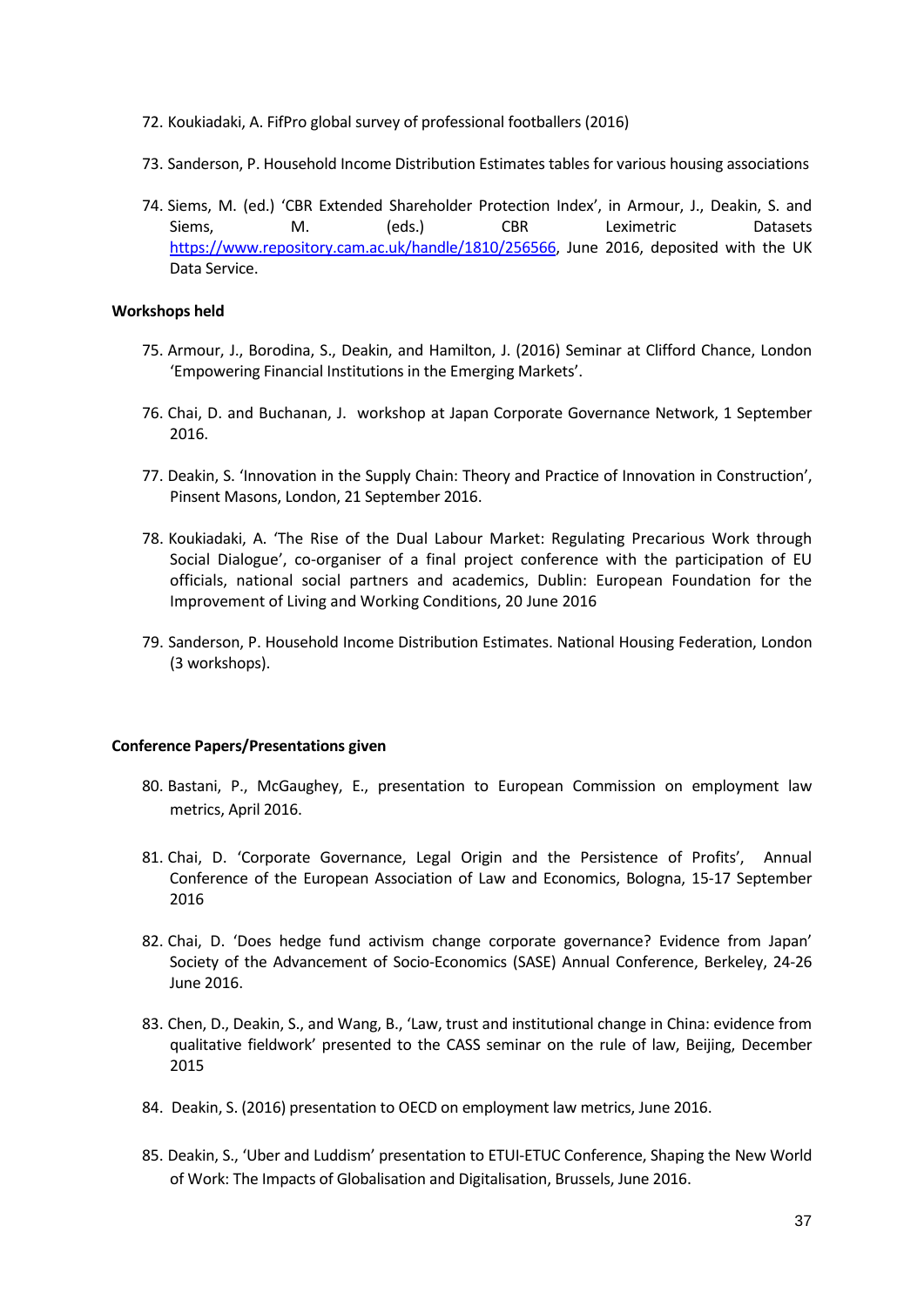72. Koukiadaki, A. FifPro global survey of professional footballers (2016)

73. Sanderson, P. Household Income Distribution Estimates tables for various housing associations

74. Siems, M. (ed.) 'CBR Extended Shareholder Protection Index', in Armour, J., Deakin, S. and Siems, M. (eds.) CBR Leximetric Datasets https://www.repository.cam.ac.uk/handle/1810/256566, June 2016, deposited with the UK Data Service.

**Workshops held**

75. Armour, J., Borodina, S., Deakin, and Hamilton, J. (2016) Seminar at Clifford Chance, London 'Empowering Financial Institutions in the Emerging Markets'.

76. Chai, D. and Buchanan, J. workshop at Japan Corporate Governance Network, 1 September 2016.

77. Deakin, S. 'Innovation in the Supply Chain: Theory and Practice of Innovation in Construction', Pinsent Masons, London, 21 September 2016.

78. Koukiadaki, A. 'The Rise of the Dual Labour Market: Regulating Precarious Work through Social Dialogue', co-organiser of a final project conference with the participation of EU officials, national social partners and academics, Dublin: European Foundation for the Improvement of Living and Working Conditions, 20 June 2016

79. Sanderson, P. Household Income Distribution Estimates. National Housing Federation, London (3 workshops).

**Conference Papers/Presentations given**

80. Bastani, P., McGaughey, E., presentation to European Commission on employment law metrics, April 2016.

81. Chai, D. 'Corporate Governance, Legal Origin and the Persistence of Profits', Annual Conference of the European Association of Law and Economics, Bologna, 15-17 September 2016

82. Chai, D. 'Does hedge fund activism change corporate governance? Evidence from Japan' Society of the Advancement of Socio-Economics (SASE) Annual Conference, Berkeley, 24-26 June 2016.

83. Chen, D., Deakin, S., and Wang, B., 'Law, trust and institutional change in China: evidence from qualitative fieldwork' presented to the CASS seminar on the rule of law, Beijing, December 2015

84. Deakin, S. (2016) presentation to OECD on employment law metrics, June 2016.

85. Deakin, S., 'Uber and Luddism' presentation to ETUI-ETUC Conference, Shaping the New World of Work: The Impacts of Globalisation and Digitalisation, Brussels, June 2016.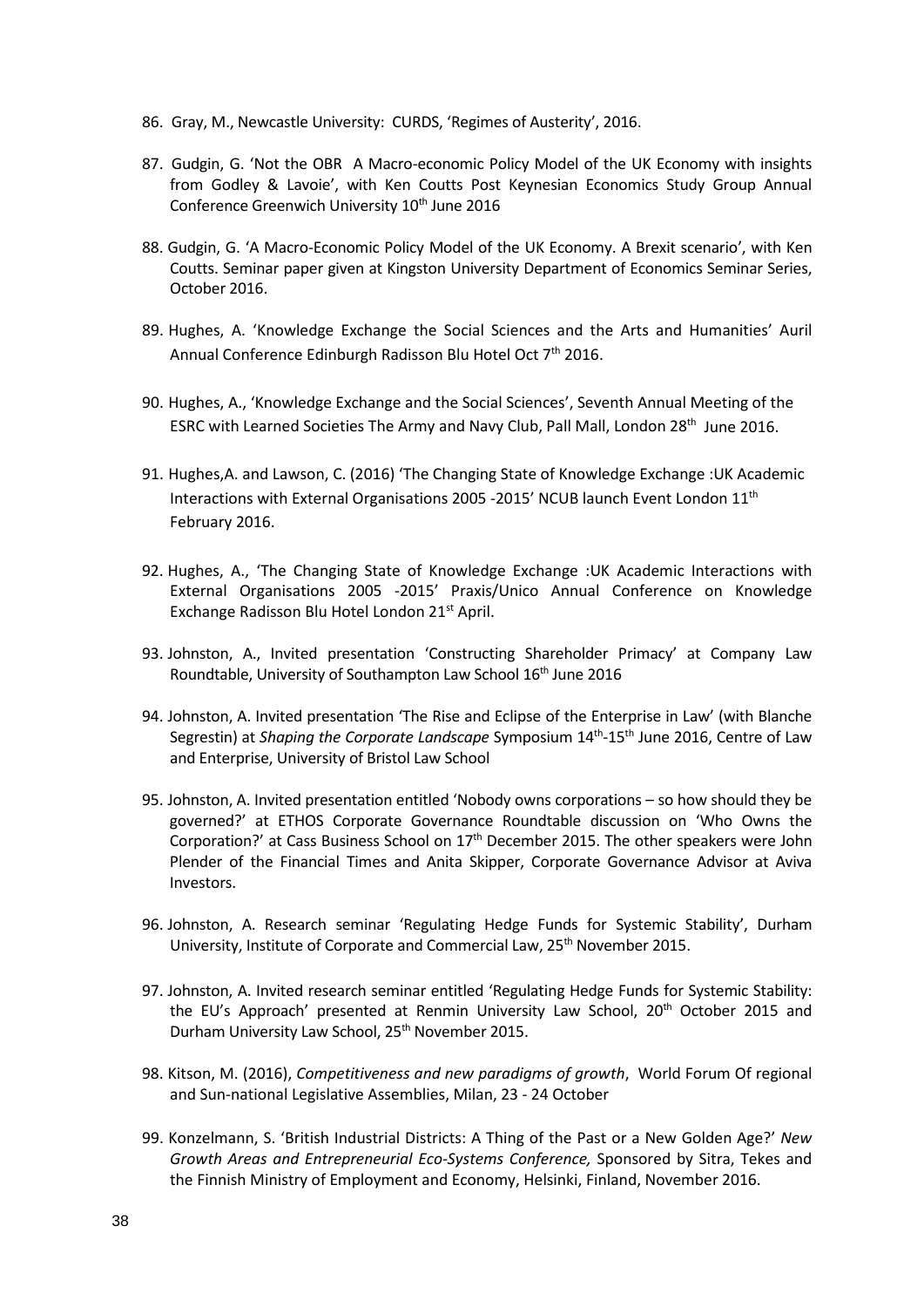86. Gray, M., Newcastle University: CURDS, 'Regimes of Austerity', 2016.

87. Gudgin, G. 'Not the OBR A Macro-economic Policy Model of the UK Economy with insights from Godley & Lavoie', with Ken Coutts Post Keynesian Economics Study Group Annual Conference Greenwich University 10th June 2016

88. Gudgin, G. 'A Macro-Economic Policy Model of the UK Economy. A Brexit scenario', with Ken Coutts. Seminar paper given at Kingston University Department of Economics Seminar Series, October 2016.

89. Hughes, A. 'Knowledge Exchange the Social Sciences and the Arts and Humanities' Auril Annual Conference Edinburgh Radisson Blu Hotel Oct 7th 2016.

90. Hughes, A., 'Knowledge Exchange and the Social Sciences', Seventh Annual Meeting of the ESRC with Learned Societies The Army and Navy Club, Pall Mall, London 28th June 2016.

91. Hughes,A. and Lawson, C. (2016) 'The Changing State of Knowledge Exchange :UK Academic Interactions with External Organisations 2005 -2015' NCUB launch Event London 11th February 2016.

92. Hughes, A., 'The Changing State of Knowledge Exchange :UK Academic Interactions with External Organisations 2005 -2015' Praxis/Unico Annual Conference on Knowledge Exchange Radisson Blu Hotel London 21st April.

93. Johnston, A., Invited presentation 'Constructing Shareholder Primacy' at Company Law Roundtable, University of Southampton Law School 16th June 2016

94. Johnston, A. Invited presentation 'The Rise and Eclipse of the Enterprise in Law' (with Blanche Segrestin) at *Shaping the Corporate Landscape* Symposium 14th-15th June 2016, Centre of Law and Enterprise, University of Bristol Law School

95. Johnston, A. Invited presentation entitled 'Nobody owns corporations – so how should they be governed?' at ETHOS Corporate Governance Roundtable discussion on 'Who Owns the Corporation?' at Cass Business School on 17th December 2015. The other speakers were John Plender of the Financial Times and Anita Skipper, Corporate Governance Advisor at Aviva Investors.

96. Johnston, A. Research seminar 'Regulating Hedge Funds for Systemic Stability', Durham University, Institute of Corporate and Commercial Law, 25th November 2015.

97. Johnston, A. Invited research seminar entitled 'Regulating Hedge Funds for Systemic Stability: the EU's Approach' presented at Renmin University Law School, 20th October 2015 and Durham University Law School, 25th November 2015.

98. Kitson, M. (2016), *Competitiveness and new paradigms of growth*, World Forum Of regional and Sun-national Legislative Assemblies, Milan, 23 - 24 October

99. Konzelmann, S. 'British Industrial Districts: A Thing of the Past or a New Golden Age?' *New Growth Areas and Entrepreneurial Eco-Systems Conference,* Sponsored by Sitra, Tekes and the Finnish Ministry of Employment and Economy, Helsinki, Finland, November 2016.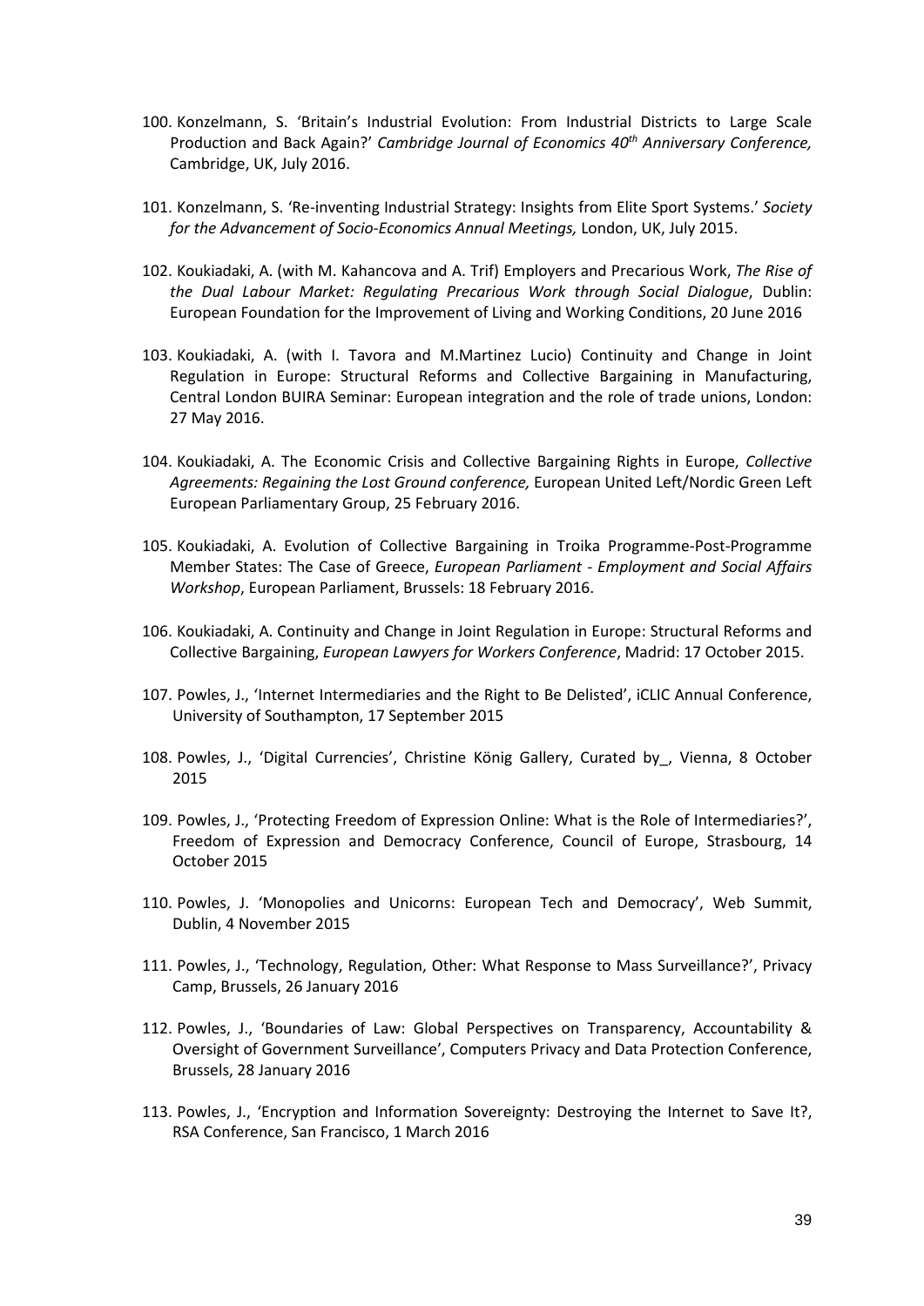100. Konzelmann, S. 'Britain's Industrial Evolution: From Industrial Districts to Large Scale Production and Back Again?' *Cambridge Journal of Economics 40th Anniversary Conference,* Cambridge, UK, July 2016.

101. Konzelmann, S. 'Re-inventing Industrial Strategy: Insights from Elite Sport Systems.' *Society for the Advancement of Socio-Economics Annual Meetings,* London, UK, July 2015.

102. Koukiadaki, A. (with M. Kahancova and A. Trif) Employers and Precarious Work, *The Rise of the Dual Labour Market: Regulating Precarious Work through Social Dialogue*, Dublin: European Foundation for the Improvement of Living and Working Conditions, 20 June 2016

103. Koukiadaki, A. (with I. Tavora and M.Martinez Lucio) Continuity and Change in Joint Regulation in Europe: Structural Reforms and Collective Bargaining in Manufacturing, Central London BUIRA Seminar: European integration and the role of trade unions, London: 27 May 2016.

104. Koukiadaki, A. The Economic Crisis and Collective Bargaining Rights in Europe, *Collective Agreements: Regaining the Lost Ground conference,* European United Left/Nordic Green Left European Parliamentary Group, 25 February 2016.

105. Koukiadaki, A. Evolution of Collective Bargaining in Troika Programme-Post-Programme Member States: The Case of Greece, *European Parliament - Employment and Social Affairs Workshop*, European Parliament, Brussels: 18 February 2016.

106. Koukiadaki, A. Continuity and Change in Joint Regulation in Europe: Structural Reforms and Collective Bargaining, *European Lawyers for Workers Conference*, Madrid: 17 October 2015.

107. Powles, J., 'Internet Intermediaries and the Right to Be Delisted', iCLIC Annual Conference, University of Southampton, 17 September 2015

108. Powles, J., 'Digital Currencies', Christine König Gallery, Curated by_, Vienna, 8 October 2015

109. Powles, J., 'Protecting Freedom of Expression Online: What is the Role of Intermediaries?', Freedom of Expression and Democracy Conference, Council of Europe, Strasbourg, 14 October 2015

110. Powles, J. 'Monopolies and Unicorns: European Tech and Democracy', Web Summit, Dublin, 4 November 2015

111. Powles, J., 'Technology, Regulation, Other: What Response to Mass Surveillance?', Privacy Camp, Brussels, 26 January 2016

112. Powles, J., 'Boundaries of Law: Global Perspectives on Transparency, Accountability & Oversight of Government Surveillance', Computers Privacy and Data Protection Conference, Brussels, 28 January 2016

113. Powles, J., 'Encryption and Information Sovereignty: Destroying the Internet to Save It?, RSA Conference, San Francisco, 1 March 2016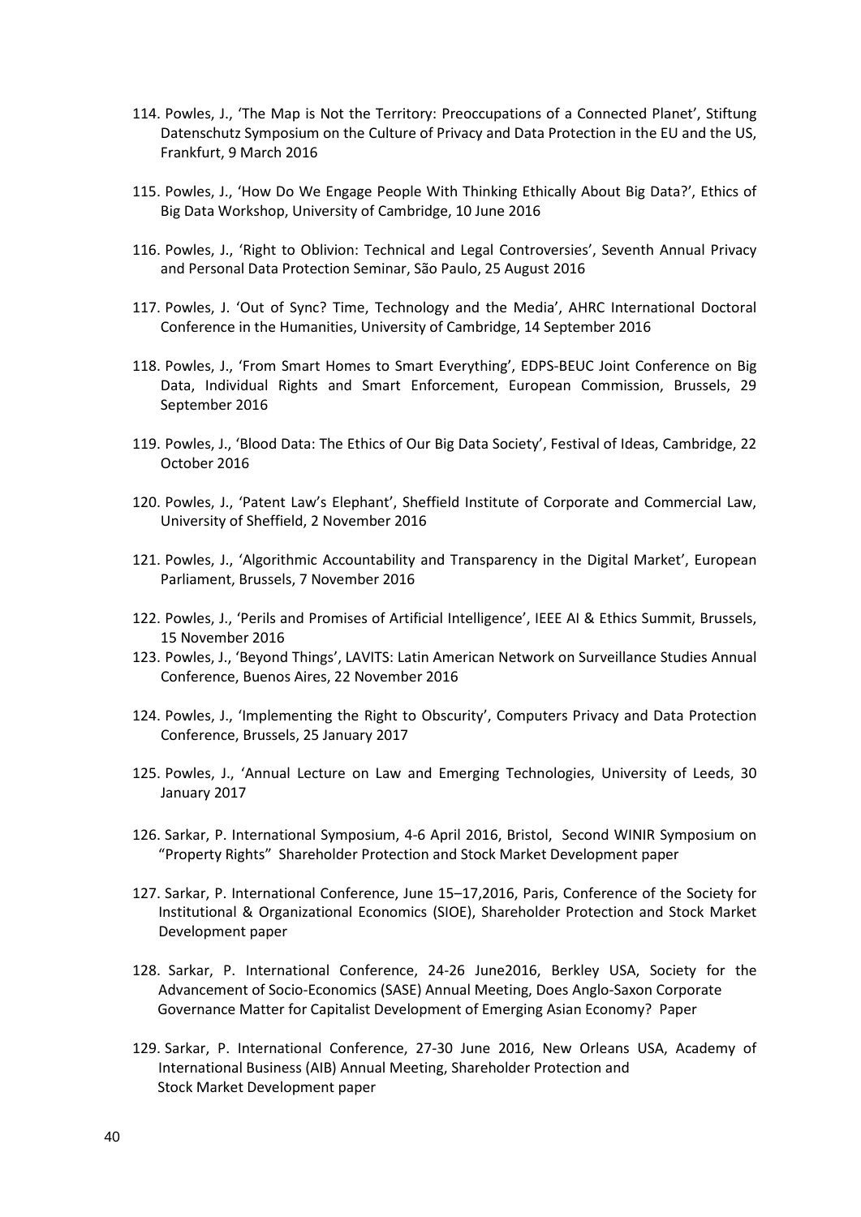114. Powles, J., 'The Map is Not the Territory: Preoccupations of a Connected Planet', Stiftung Datenschutz Symposium on the Culture of Privacy and Data Protection in the EU and the US, Frankfurt, 9 March 2016

115. Powles, J., 'How Do We Engage People With Thinking Ethically About Big Data?', Ethics of Big Data Workshop, University of Cambridge, 10 June 2016

116. Powles, J., 'Right to Oblivion: Technical and Legal Controversies', Seventh Annual Privacy and Personal Data Protection Seminar, São Paulo, 25 August 2016

117. Powles, J. 'Out of Sync? Time, Technology and the Media', AHRC International Doctoral Conference in the Humanities, University of Cambridge, 14 September 2016

118. Powles, J., 'From Smart Homes to Smart Everything', EDPS-BEUC Joint Conference on Big Data, Individual Rights and Smart Enforcement, European Commission, Brussels, 29 September 2016

119. Powles, J., 'Blood Data: The Ethics of Our Big Data Society', Festival of Ideas, Cambridge, 22 October 2016

120. Powles, J., 'Patent Law's Elephant', Sheffield Institute of Corporate and Commercial Law, University of Sheffield, 2 November 2016

121. Powles, J., 'Algorithmic Accountability and Transparency in the Digital Market', European Parliament, Brussels, 7 November 2016

122. Powles, J., 'Perils and Promises of Artificial Intelligence', IEEE AI & Ethics Summit, Brussels, 15 November 2016

123. Powles, J., 'Beyond Things', LAVITS: Latin American Network on Surveillance Studies Annual Conference, Buenos Aires, 22 November 2016

124. Powles, J., 'Implementing the Right to Obscurity', Computers Privacy and Data Protection Conference, Brussels, 25 January 2017

125. Powles, J., 'Annual Lecture on Law and Emerging Technologies, University of Leeds, 30 January 2017

126. Sarkar, P. International Symposium, 4-6 April 2016, Bristol, Second WINIR Symposium on "Property Rights" Shareholder Protection and Stock Market Development paper

127. Sarkar, P. International Conference, June 15–17,2016, Paris, Conference of the Society for Institutional & Organizational Economics (SIOE), Shareholder Protection and Stock Market Development paper

128. Sarkar, P. International Conference, 24-26 June2016, Berkley USA, Society for the Advancement of Socio-Economics (SASE) Annual Meeting, Does Anglo-Saxon Corporate Governance Matter for Capitalist Development of Emerging Asian Economy? Paper

129. Sarkar, P. International Conference, 27-30 June 2016, New Orleans USA, Academy of International Business (AIB) Annual Meeting, Shareholder Protection and Stock Market Development paper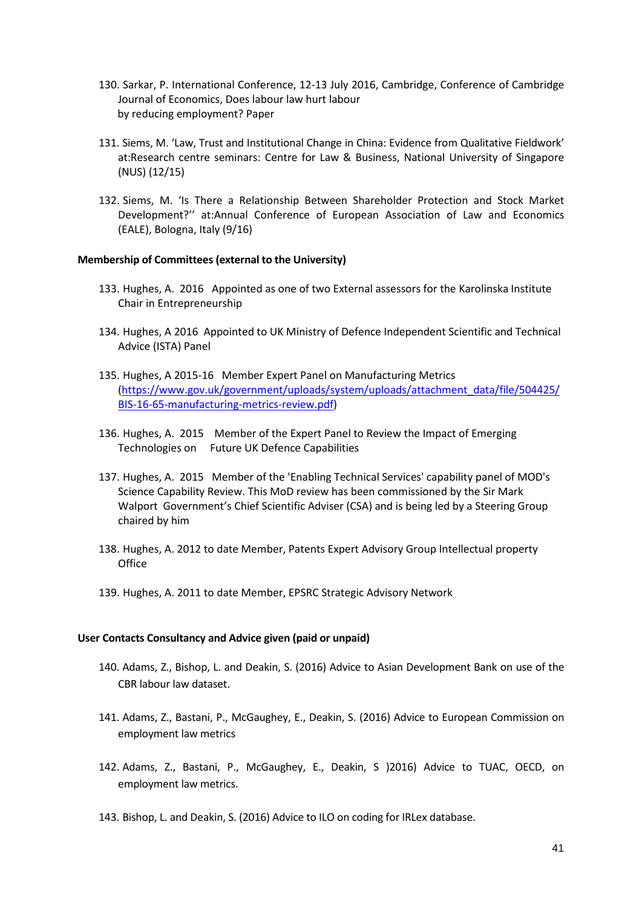130. Sarkar, P. International Conference, 12-13 July 2016, Cambridge, Conference of Cambridge Journal of Economics, Does labour law hurt labour by reducing employment? Paper

131. Siems, M. 'Law, Trust and Institutional Change in China: Evidence from Qualitative Fieldwork' at:Research centre seminars: Centre for Law & Business, National University of Singapore (NUS) (12/15)

132. Siems, M. 'Is There a Relationship Between Shareholder Protection and Stock Market Development?'' at:Annual Conference of European Association of Law and Economics (EALE), Bologna, Italy (9/16)

**Membership of Committees (external to the University)**

133. Hughes, A. 2016 Appointed as one of two External assessors for the Karolinska Institute Chair in Entrepreneurship

134. Hughes, A 2016 Appointed to UK Ministry of Defence Independent Scientific and Technical Advice (ISTA) Panel

135. Hughes, A 2015-16 Member Expert Panel on Manufacturing Metrics (https://www.gov.uk/government/uploads/system/uploads/attachment_data/file/504425/BIS-16-65-manufacturing-metrics-review.pdf)

136. Hughes, A. 2015 Member of the Expert Panel to Review the Impact of Emerging Technologies on Future UK Defence Capabilities

137. Hughes, A. 2015 Member of the 'Enabling Technical Services' capability panel of MOD's Science Capability Review. This MoD review has been commissioned by the Sir Mark Walport Government's Chief Scientific Adviser (CSA) and is being led by a Steering Group chaired by him

138. Hughes, A. 2012 to date Member, Patents Expert Advisory Group Intellectual property Office

139. Hughes, A. 2011 to date Member, EPSRC Strategic Advisory Network

**User Contacts Consultancy and Advice given (paid or unpaid)**

140. Adams, Z., Bishop, L. and Deakin, S. (2016) Advice to Asian Development Bank on use of the CBR labour law dataset.

141. Adams, Z., Bastani, P., McGaughey, E., Deakin, S. (2016) Advice to European Commission on employment law metrics

142. Adams, Z., Bastani, P., McGaughey, E., Deakin, S )2016) Advice to TUAC, OECD, on employment law metrics.

143. Bishop, L. and Deakin, S. (2016) Advice to ILO on coding for IRLex database.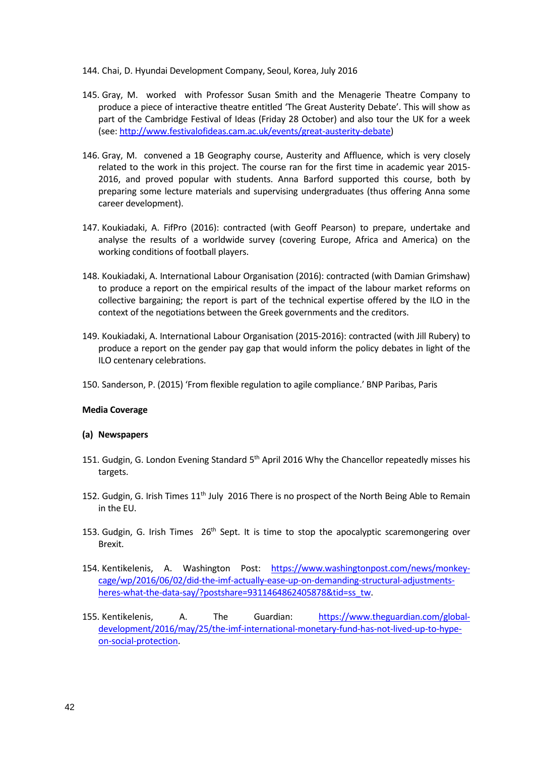144. Chai, D. Hyundai Development Company, Seoul, Korea, July 2016

145. Gray, M. worked with Professor Susan Smith and the Menagerie Theatre Company to produce a piece of interactive theatre entitled 'The Great Austerity Debate'. This will show as part of the Cambridge Festival of Ideas (Friday 28 October) and also tour the UK for a week (see: http://www.festivalofideas.cam.ac.uk/events/great-austerity-debate)

146. Gray, M. convened a 1B Geography course, Austerity and Affluence, which is very closely related to the work in this project. The course ran for the first time in academic year 2015-2016, and proved popular with students. Anna Barford supported this course, both by preparing some lecture materials and supervising undergraduates (thus offering Anna some career development).

147. Koukiadaki, A. FifPro (2016): contracted (with Geoff Pearson) to prepare, undertake and analyse the results of a worldwide survey (covering Europe, Africa and America) on the working conditions of football players.

148. Koukiadaki, A. International Labour Organisation (2016): contracted (with Damian Grimshaw) to produce a report on the empirical results of the impact of the labour market reforms on collective bargaining; the report is part of the technical expertise offered by the ILO in the context of the negotiations between the Greek governments and the creditors.

149. Koukiadaki, A. International Labour Organisation (2015-2016): contracted (with Jill Rubery) to produce a report on the gender pay gap that would inform the policy debates in light of the ILO centenary celebrations.

150. Sanderson, P. (2015) 'From flexible regulation to agile compliance.' BNP Paribas, Paris

**Media Coverage**

**(a) Newspapers**

151. Gudgin, G. London Evening Standard 5th April 2016 Why the Chancellor repeatedly misses his targets.

152. Gudgin, G. Irish Times 11th July 2016 There is no prospect of the North Being Able to Remain in the EU.

153. Gudgin, G. Irish Times 26th Sept. It is time to stop the apocalyptic scaremongering over Brexit.

154. Kentikelenis, A. Washington Post: https://www.washingtonpost.com/news/monkey-cage/wp/2016/06/02/did-the-imf-actually-ease-up-on-demanding-structural-adjustments-heres-what-the-data-say/?postshare=9311464862405878&tid=ss_tw.

155. Kentikelenis, A. The Guardian: https://www.theguardian.com/global-development/2016/may/25/the-imf-international-monetary-fund-has-not-lived-up-to-hype-on-social-protection.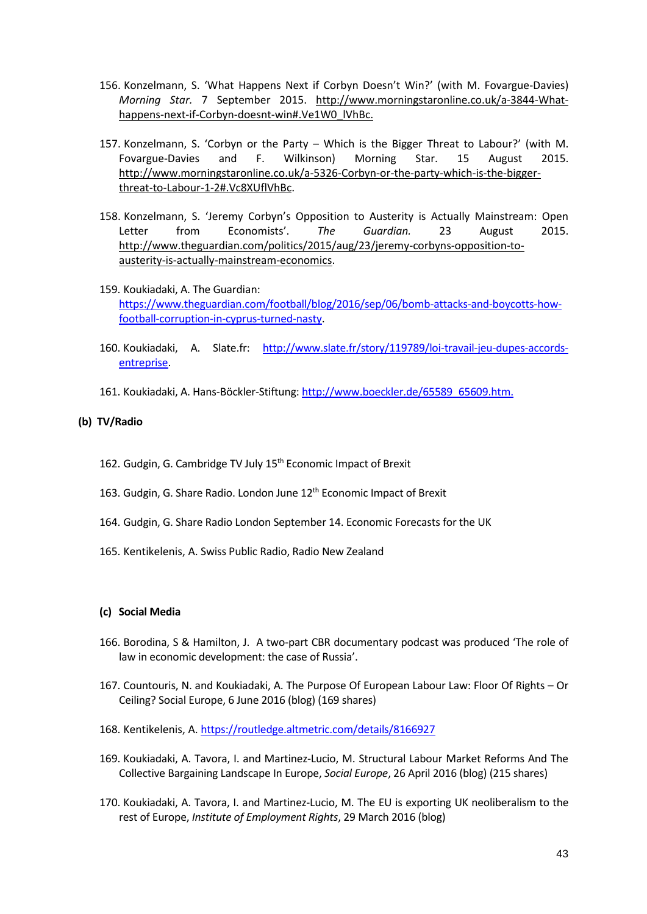156. Konzelmann, S. 'What Happens Next if Corbyn Doesn't Win?' (with M. Fovargue-Davies) *Morning Star.* 7 September 2015. http://www.morningstaronline.co.uk/a-3844-What-happens-next-if-Corbyn-doesnt-win#.Ve1W0_lVhBc.

157. Konzelmann, S. 'Corbyn or the Party – Which is the Bigger Threat to Labour?' (with M. Fovargue-Davies and F. Wilkinson) Morning Star. 15 August 2015. http://www.morningstaronline.co.uk/a-5326-Corbyn-or-the-party-which-is-the-bigger-threat-to-Labour-1-2#.Vc8XUflVhBc.

158. Konzelmann, S. 'Jeremy Corbyn's Opposition to Austerity is Actually Mainstream: Open Letter from Economists'. *The Guardian.* 23 August 2015. http://www.theguardian.com/politics/2015/aug/23/jeremy-corbyns-opposition-to-austerity-is-actually-mainstream-economics.

159. Koukiadaki, A. The Guardian: https://www.theguardian.com/football/blog/2016/sep/06/bomb-attacks-and-boycotts-how-football-corruption-in-cyprus-turned-nasty.

160. Koukiadaki, A. Slate.fr: http://www.slate.fr/story/119789/loi-travail-jeu-dupes-accords-entreprise.

161. Koukiadaki, A. Hans-Böckler-Stiftung: http://www.boeckler.de/65589_65609.htm.

**(b) TV/Radio**

162. Gudgin, G. Cambridge TV July 15th Economic Impact of Brexit

163. Gudgin, G. Share Radio. London June 12th Economic Impact of Brexit

164. Gudgin, G. Share Radio London September 14. Economic Forecasts for the UK

165. Kentikelenis, A. Swiss Public Radio, Radio New Zealand

**(c) Social Media**

166. Borodina, S & Hamilton, J. A two-part CBR documentary podcast was produced 'The role of law in economic development: the case of Russia'.

167. Countouris, N. and Koukiadaki, A. The Purpose Of European Labour Law: Floor Of Rights – Or Ceiling? Social Europe, 6 June 2016 (blog) (169 shares)

168. Kentikelenis, A. https://routledge.altmetric.com/details/8166927

169. Koukiadaki, A. Tavora, I. and Martinez-Lucio, M. Structural Labour Market Reforms And The Collective Bargaining Landscape In Europe, *Social Europe*, 26 April 2016 (blog) (215 shares)

170. Koukiadaki, A. Tavora, I. and Martinez-Lucio, M. The EU is exporting UK neoliberalism to the rest of Europe, *Institute of Employment Rights*, 29 March 2016 (blog)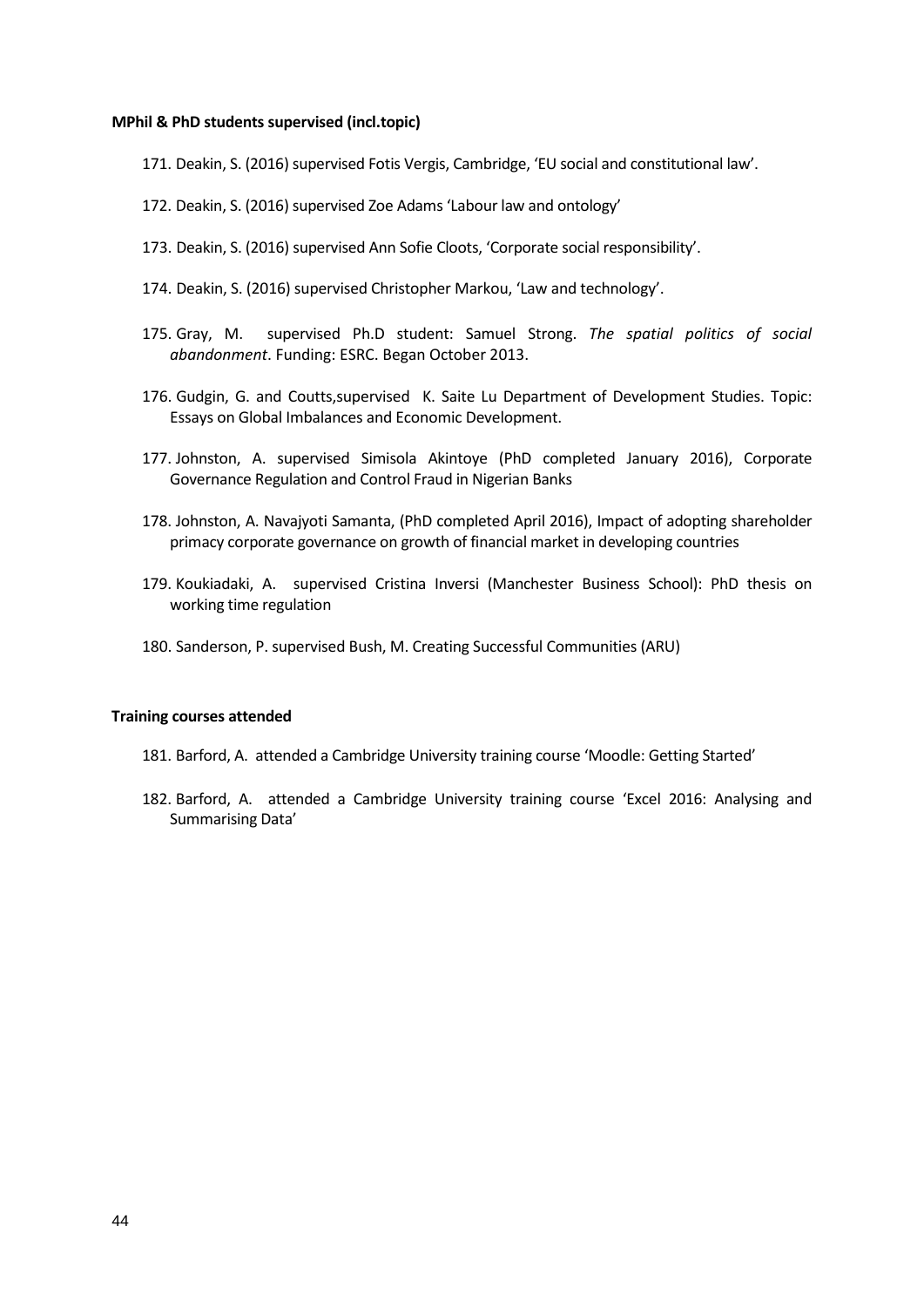**MPhil & PhD students supervised (incl.topic)**

171. Deakin, S. (2016) supervised Fotis Vergis, Cambridge, 'EU social and constitutional law'.

172. Deakin, S. (2016) supervised Zoe Adams 'Labour law and ontology'

173. Deakin, S. (2016) supervised Ann Sofie Cloots, 'Corporate social responsibility'.

174. Deakin, S. (2016) supervised Christopher Markou, 'Law and technology'.

175. Gray, M. supervised Ph.D student: Samuel Strong. *The spatial politics of social abandonment*. Funding: ESRC. Began October 2013.

176. Gudgin, G. and Coutts,supervised K. Saite Lu Department of Development Studies. Topic: Essays on Global Imbalances and Economic Development.

177. Johnston, A. supervised Simisola Akintoye (PhD completed January 2016), Corporate Governance Regulation and Control Fraud in Nigerian Banks

178. Johnston, A. Navajyoti Samanta, (PhD completed April 2016), Impact of adopting shareholder primacy corporate governance on growth of financial market in developing countries

179. Koukiadaki, A. supervised Cristina Inversi (Manchester Business School): PhD thesis on working time regulation

180. Sanderson, P. supervised Bush, M. Creating Successful Communities (ARU)

**Training courses attended**

181. Barford, A. attended a Cambridge University training course 'Moodle: Getting Started'

182. Barford, A. attended a Cambridge University training course 'Excel 2016: Analysing and Summarising Data'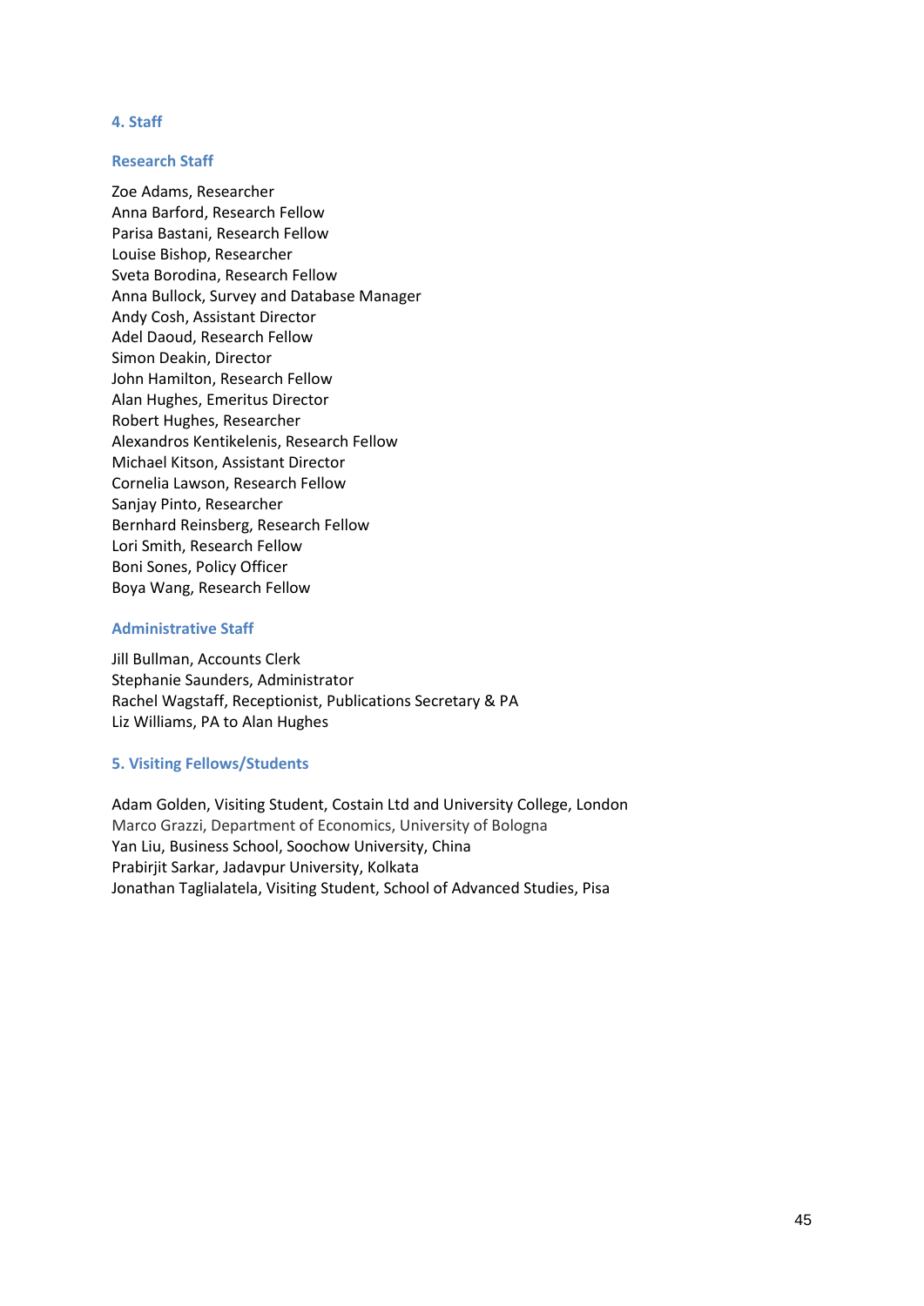## 4. Staff

### Research Staff

Zoe Adams, Researcher
Anna Barford, Research Fellow
Parisa Bastani, Research Fellow
Louise Bishop, Researcher
Sveta Borodina, Research Fellow
Anna Bullock, Survey and Database Manager
Andy Cosh, Assistant Director
Adel Daoud, Research Fellow
Simon Deakin, Director
John Hamilton, Research Fellow
Alan Hughes, Emeritus Director
Robert Hughes, Researcher
Alexandros Kentikelenis, Research Fellow
Michael Kitson, Assistant Director
Cornelia Lawson, Research Fellow
Sanjay Pinto, Researcher
Bernhard Reinsberg, Research Fellow
Lori Smith, Research Fellow
Boni Sones, Policy Officer
Boya Wang, Research Fellow

### Administrative Staff

Jill Bullman, Accounts Clerk
Stephanie Saunders, Administrator
Rachel Wagstaff, Receptionist, Publications Secretary & PA
Liz Williams, PA to Alan Hughes

## 5. Visiting Fellows/Students

Adam Golden, Visiting Student, Costain Ltd and University College, London
Marco Grazzi, Department of Economics, University of Bologna
Yan Liu, Business School, Soochow University, China
Prabirjit Sarkar, Jadavpur University, Kolkata
Jonathan Taglialatela, Visiting Student, School of Advanced Studies, Pisa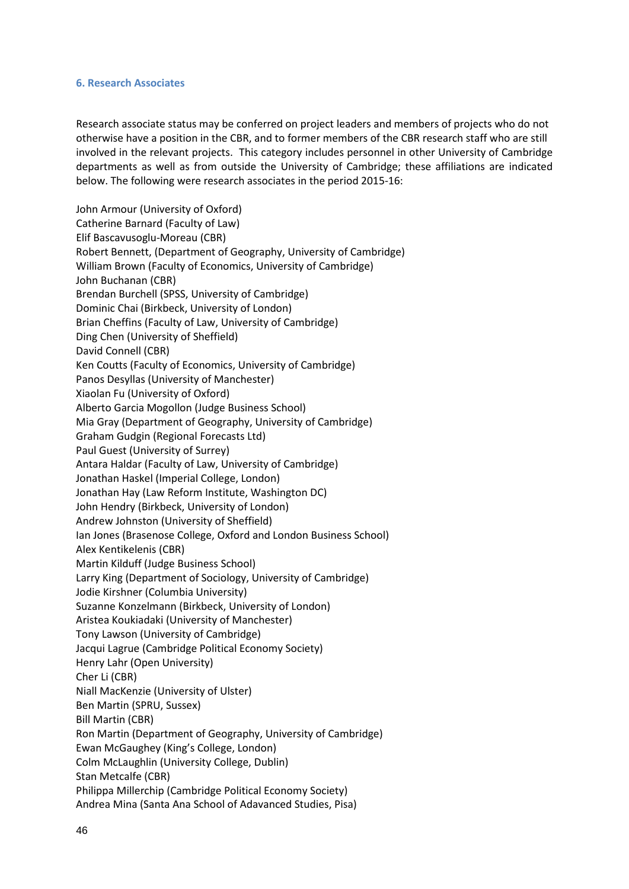### 6. Research Associates

Research associate status may be conferred on project leaders and members of projects who do not otherwise have a position in the CBR, and to former members of the CBR research staff who are still involved in the relevant projects. This category includes personnel in other University of Cambridge departments as well as from outside the University of Cambridge; these affiliations are indicated below. The following were research associates in the period 2015-16:

John Armour (University of Oxford)
Catherine Barnard (Faculty of Law)
Elif Bascavusoglu-Moreau (CBR)
Robert Bennett, (Department of Geography, University of Cambridge)
William Brown (Faculty of Economics, University of Cambridge)
John Buchanan (CBR)
Brendan Burchell (SPSS, University of Cambridge)
Dominic Chai (Birkbeck, University of London)
Brian Cheffins (Faculty of Law, University of Cambridge)
Ding Chen (University of Sheffield)
David Connell (CBR)
Ken Coutts (Faculty of Economics, University of Cambridge)
Panos Desyllas (University of Manchester)
Xiaolan Fu (University of Oxford)
Alberto Garcia Mogollon (Judge Business School)
Mia Gray (Department of Geography, University of Cambridge)
Graham Gudgin (Regional Forecasts Ltd)
Paul Guest (University of Surrey)
Antara Haldar (Faculty of Law, University of Cambridge)
Jonathan Haskel (Imperial College, London)
Jonathan Hay (Law Reform Institute, Washington DC)
John Hendry (Birkbeck, University of London)
Andrew Johnston (University of Sheffield)
Ian Jones (Brasenose College, Oxford and London Business School)
Alex Kentikelenis (CBR)
Martin Kilduff (Judge Business School)
Larry King (Department of Sociology, University of Cambridge)
Jodie Kirshner (Columbia University)
Suzanne Konzelmann (Birkbeck, University of London)
Aristea Koukiadaki (University of Manchester)
Tony Lawson (University of Cambridge)
Jacqui Lagrue (Cambridge Political Economy Society)
Henry Lahr (Open University)
Cher Li (CBR)
Niall MacKenzie (University of Ulster)
Ben Martin (SPRU, Sussex)
Bill Martin (CBR)
Ron Martin (Department of Geography, University of Cambridge)
Ewan McGaughey (King's College, London)
Colm McLaughlin (University College, Dublin)
Stan Metcalfe (CBR)
Philippa Millerchip (Cambridge Political Economy Society)
Andrea Mina (Santa Ana School of Adavanced Studies, Pisa)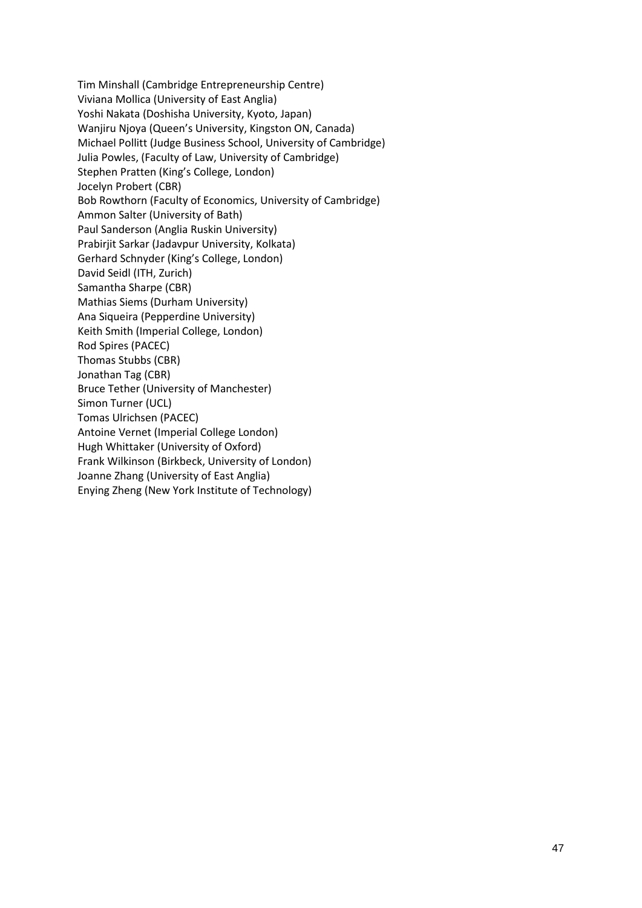Tim Minshall (Cambridge Entrepreneurship Centre)
Viviana Mollica (University of East Anglia)
Yoshi Nakata (Doshisha University, Kyoto, Japan)
Wanjiru Njoya (Queen's University, Kingston ON, Canada)
Michael Pollitt (Judge Business School, University of Cambridge)
Julia Powles, (Faculty of Law, University of Cambridge)
Stephen Pratten (King's College, London)
Jocelyn Probert (CBR)
Bob Rowthorn (Faculty of Economics, University of Cambridge)
Ammon Salter (University of Bath)
Paul Sanderson (Anglia Ruskin University)
Prabirjit Sarkar (Jadavpur University, Kolkata)
Gerhard Schnyder (King's College, London)
David Seidl (ITH, Zurich)
Samantha Sharpe (CBR)
Mathias Siems (Durham University)
Ana Siqueira (Pepperdine University)
Keith Smith (Imperial College, London)
Rod Spires (PACEC)
Thomas Stubbs (CBR)
Jonathan Tag (CBR)
Bruce Tether (University of Manchester)
Simon Turner (UCL)
Tomas Ulrichsen (PACEC)
Antoine Vernet (Imperial College London)
Hugh Whittaker (University of Oxford)
Frank Wilkinson (Birkbeck, University of London)
Joanne Zhang (University of East Anglia)
Enying Zheng (New York Institute of Technology)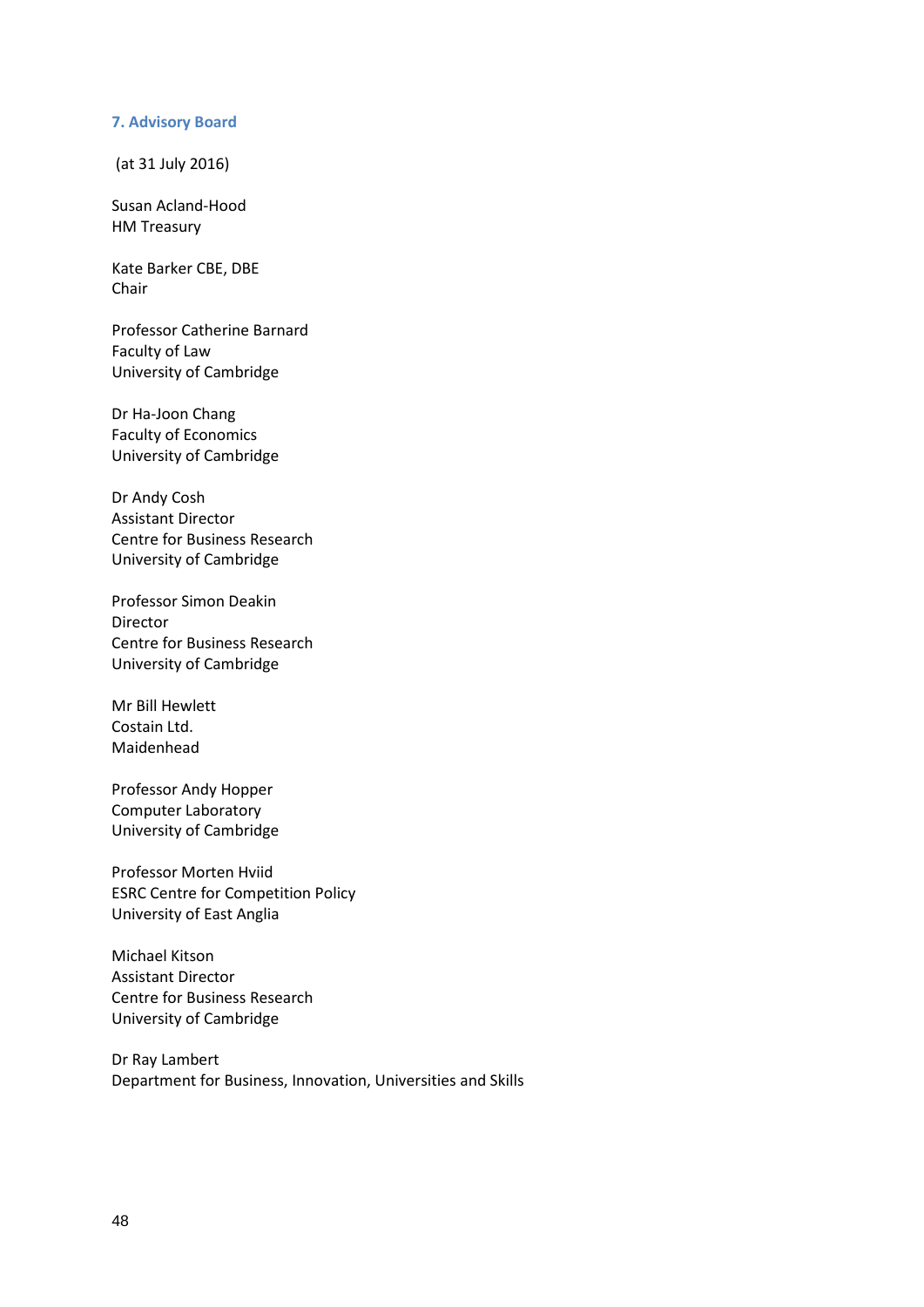## 7. Advisory Board

(at 31 July 2016)

Susan Acland-Hood  
HM Treasury

Kate Barker CBE, DBE  
Chair

Professor Catherine Barnard  
Faculty of Law  
University of Cambridge

Dr Ha-Joon Chang  
Faculty of Economics  
University of Cambridge

Dr Andy Cosh  
Assistant Director  
Centre for Business Research  
University of Cambridge

Professor Simon Deakin  
Director  
Centre for Business Research  
University of Cambridge

Mr Bill Hewlett  
Costain Ltd.  
Maidenhead

Professor Andy Hopper  
Computer Laboratory  
University of Cambridge

Professor Morten Hviid  
ESRC Centre for Competition Policy  
University of East Anglia

Michael Kitson  
Assistant Director  
Centre for Business Research  
University of Cambridge

Dr Ray Lambert  
Department for Business, Innovation, Universities and Skills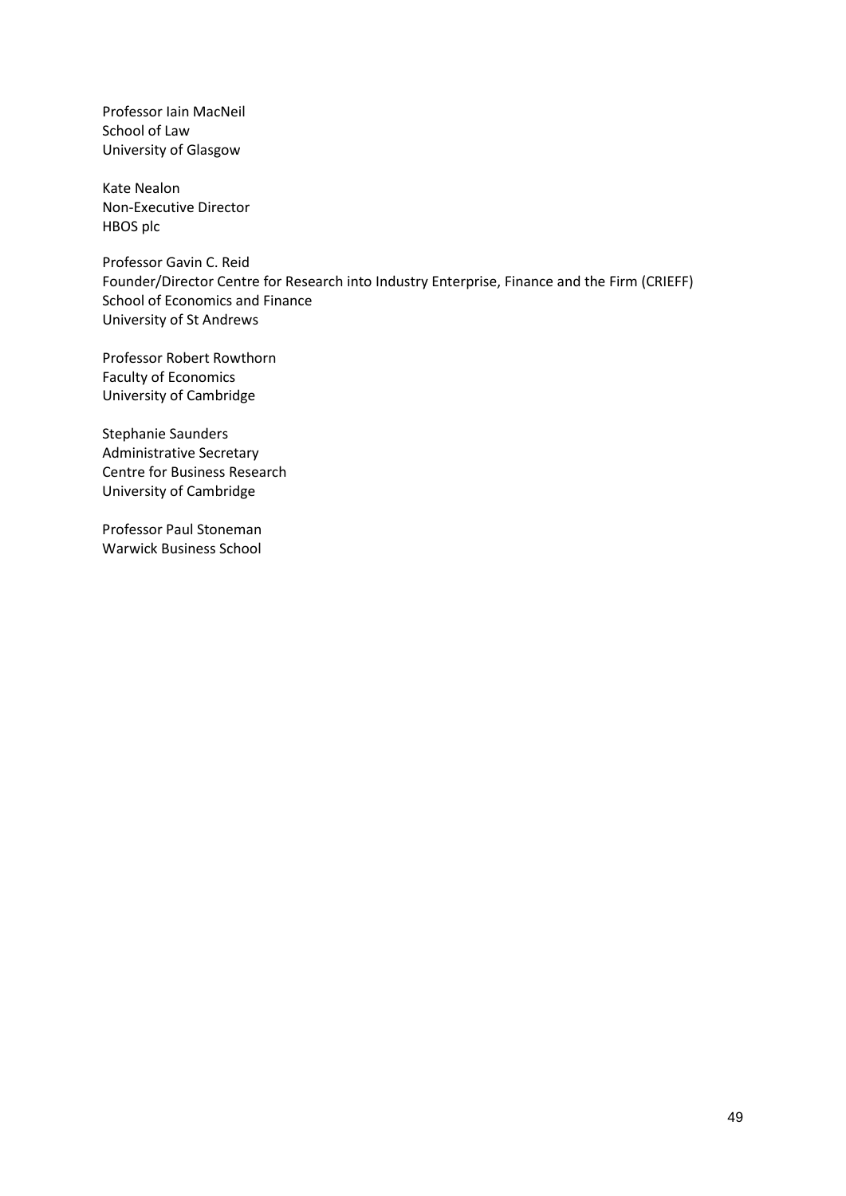Professor Iain MacNeil
School of Law
University of Glasgow

Kate Nealon
Non-Executive Director
HBOS plc

Professor Gavin C. Reid
Founder/Director Centre for Research into Industry Enterprise, Finance and the Firm (CRIEFF)
School of Economics and Finance
University of St Andrews

Professor Robert Rowthorn
Faculty of Economics
University of Cambridge

Stephanie Saunders
Administrative Secretary
Centre for Business Research
University of Cambridge

Professor Paul Stoneman
Warwick Business School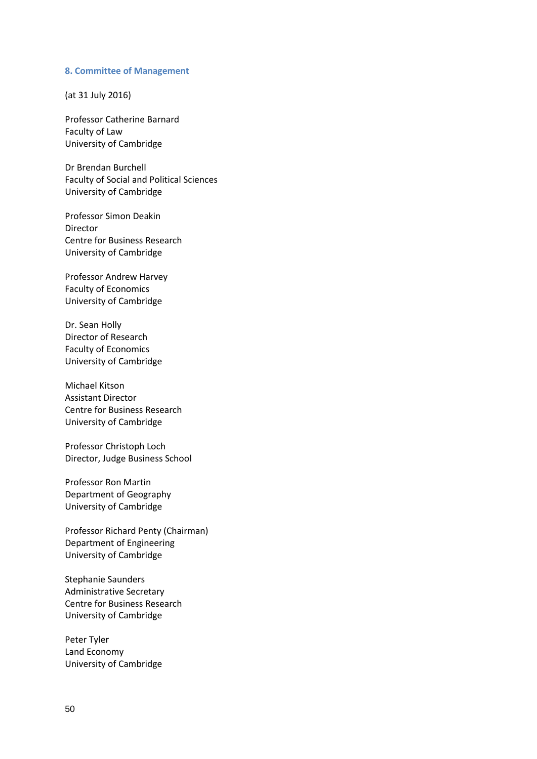## 8. Committee of Management

(at 31 July 2016)

Professor Catherine Barnard
Faculty of Law
University of Cambridge

Dr Brendan Burchell
Faculty of Social and Political Sciences
University of Cambridge

Professor Simon Deakin
Director
Centre for Business Research
University of Cambridge

Professor Andrew Harvey
Faculty of Economics
University of Cambridge

Dr. Sean Holly
Director of Research
Faculty of Economics
University of Cambridge

Michael Kitson
Assistant Director
Centre for Business Research
University of Cambridge

Professor Christoph Loch
Director, Judge Business School

Professor Ron Martin
Department of Geography
University of Cambridge

Professor Richard Penty (Chairman)
Department of Engineering
University of Cambridge

Stephanie Saunders
Administrative Secretary
Centre for Business Research
University of Cambridge

Peter Tyler
Land Economy
University of Cambridge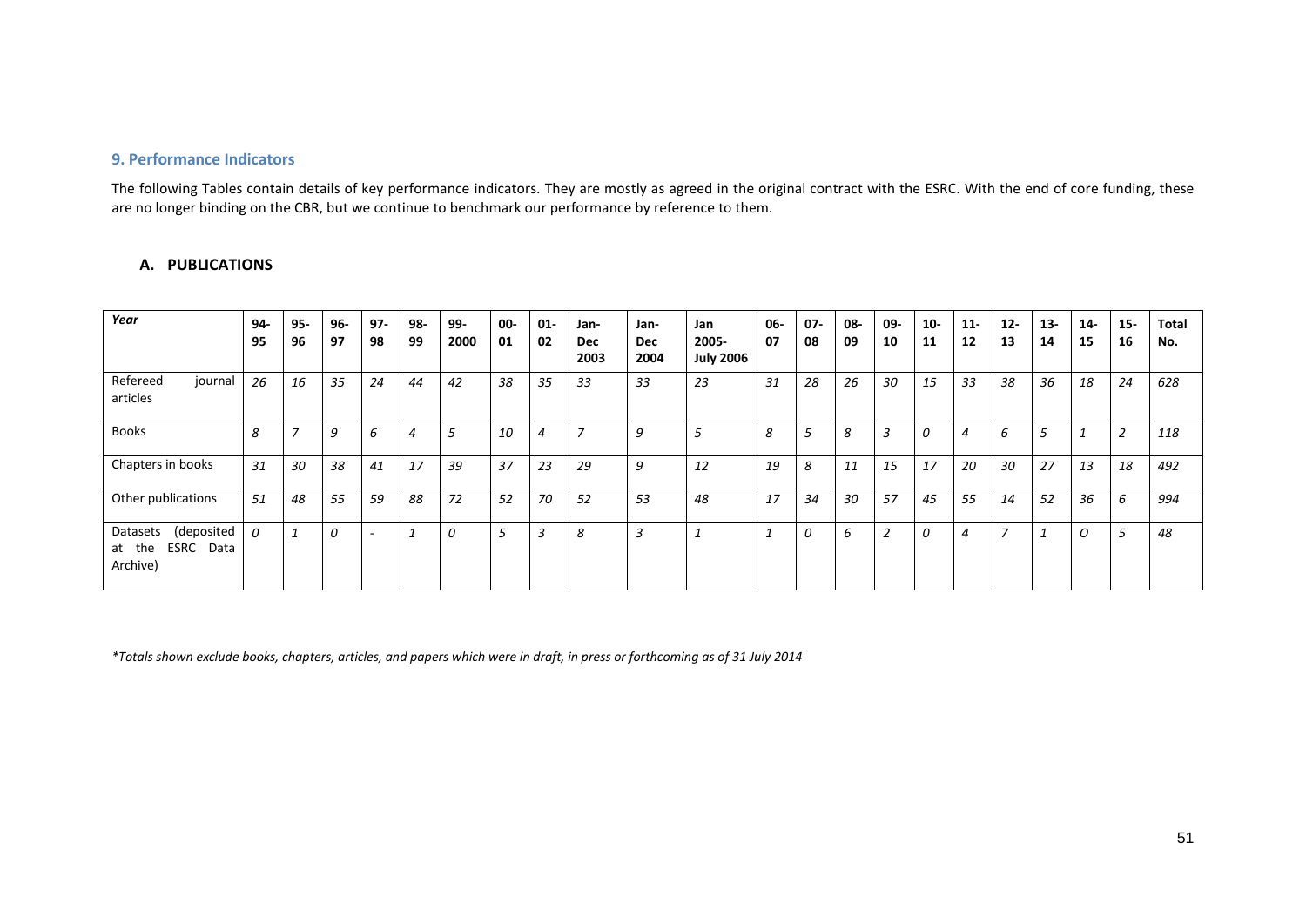### 9. Performance Indicators

The following Tables contain details of key performance indicators. They are mostly as agreed in the original contract with the ESRC. With the end of core funding, these are no longer binding on the CBR, but we continue to benchmark our performance by reference to them.

#### A. PUBLICATIONS

| *Year* | 94-95 | 95-96 | 96-97 | 97-98 | 98-99 | 99-2000 | 00-01 | 01-02 | Jan-Dec 2003 | Jan-Dec 2004 | Jan 2005-July 2006 | 06-07 | 07-08 | 08-09 | 09-10 | 10-11 | 11-12 | 12-13 | 13-14 | 14-15 | 15-16 | Total No. |
|---|---|---|---|---|---|---|---|---|---|---|---|---|---|---|---|---|---|---|---|---|---|---|
| Refereed journal articles | *26* | *16* | *35* | *24* | *44* | *42* | *38* | *35* | *33* | *33* | *23* | *31* | *28* | *26* | *30* | *15* | *33* | *38* | *36* | *18* | *24* | *628* |
| Books | *8* | *7* | *9* | *6* | *4* | *5* | *10* | *4* | *7* | *9* | *5* | *8* | *5* | *8* | *3* | *0* | *4* | *6* | *5* | *1* | *2* | *118* |
| Chapters in books | *31* | *30* | *38* | *41* | *17* | *39* | *37* | *23* | *29* | *9* | *12* | *19* | *8* | *11* | *15* | *17* | *20* | *30* | *27* | *13* | *18* | *492* |
| Other publications | *51* | *48* | *55* | *59* | *88* | *72* | *52* | *70* | *52* | *53* | *48* | *17* | *34* | *30* | *57* | *45* | *55* | *14* | *52* | *36* | *6* | *994* |
| Datasets (deposited at the ESRC Data Archive) | *0* | *1* | *0* | *-* | *1* | *0* | *5* | *3* | *8* | *3* | *1* | *1* | *0* | *6* | *2* | *0* | *4* | *7* | *1* | *O* | *5* | *48* |

*\*Totals shown exclude books, chapters, articles, and papers which were in draft, in press or forthcoming as of 31 July 2014*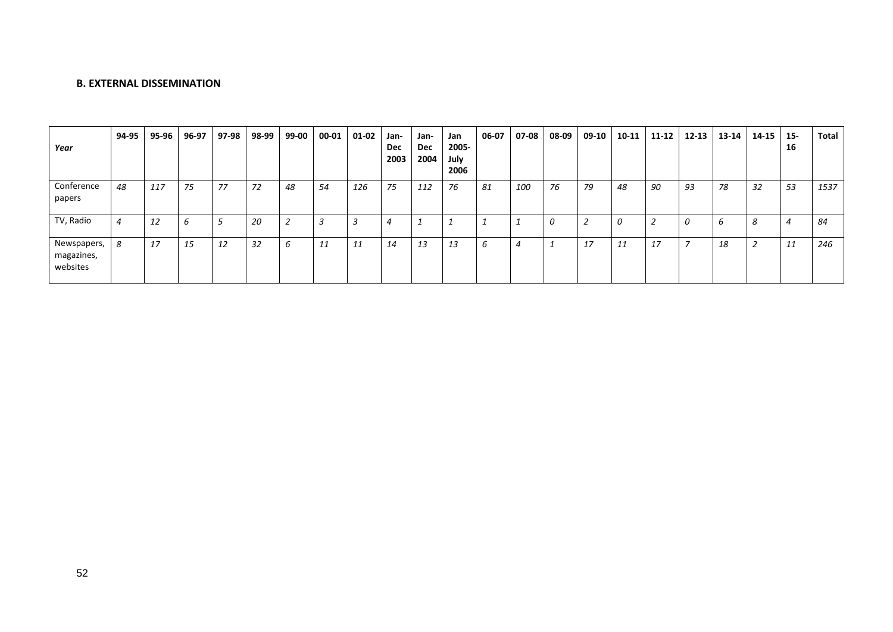### B. EXTERNAL DISSEMINATION

| *Year* | 94-95 | 95-96 | 96-97 | 97-98 | 98-99 | 99-00 | 00-01 | 01-02 | Jan-Dec 2003 | Jan-Dec 2004 | Jan 2005-July 2006 | 06-07 | 07-08 | 08-09 | 09-10 | 10-11 | 11-12 | 12-13 | 13-14 | 14-15 | 15-16 | Total |
|---|---|---|---|---|---|---|---|---|---|---|---|---|---|---|---|---|---|---|---|---|---|---|
| Conference papers | *48* | *117* | *75* | *77* | *72* | *48* | *54* | *126* | *75* | *112* | *76* | *81* | *100* | *76* | *79* | *48* | *90* | *93* | *78* | *32* | *53* | *1537* |
| TV, Radio | *4* | *12* | *6* | *5* | *20* | *2* | *3* | *3* | *4* | *1* | *1* | *1* | *1* | *0* | *2* | *0* | *2* | *0* | *6* | *8* | *4* | *84* |
| Newspapers, magazines, websites | *8* | *17* | *15* | *12* | *32* | *6* | *11* | *11* | *14* | *13* | *13* | *6* | *4* | *1* | *17* | *11* | *17* | *7* | *18* | *2* | *11* | *246* |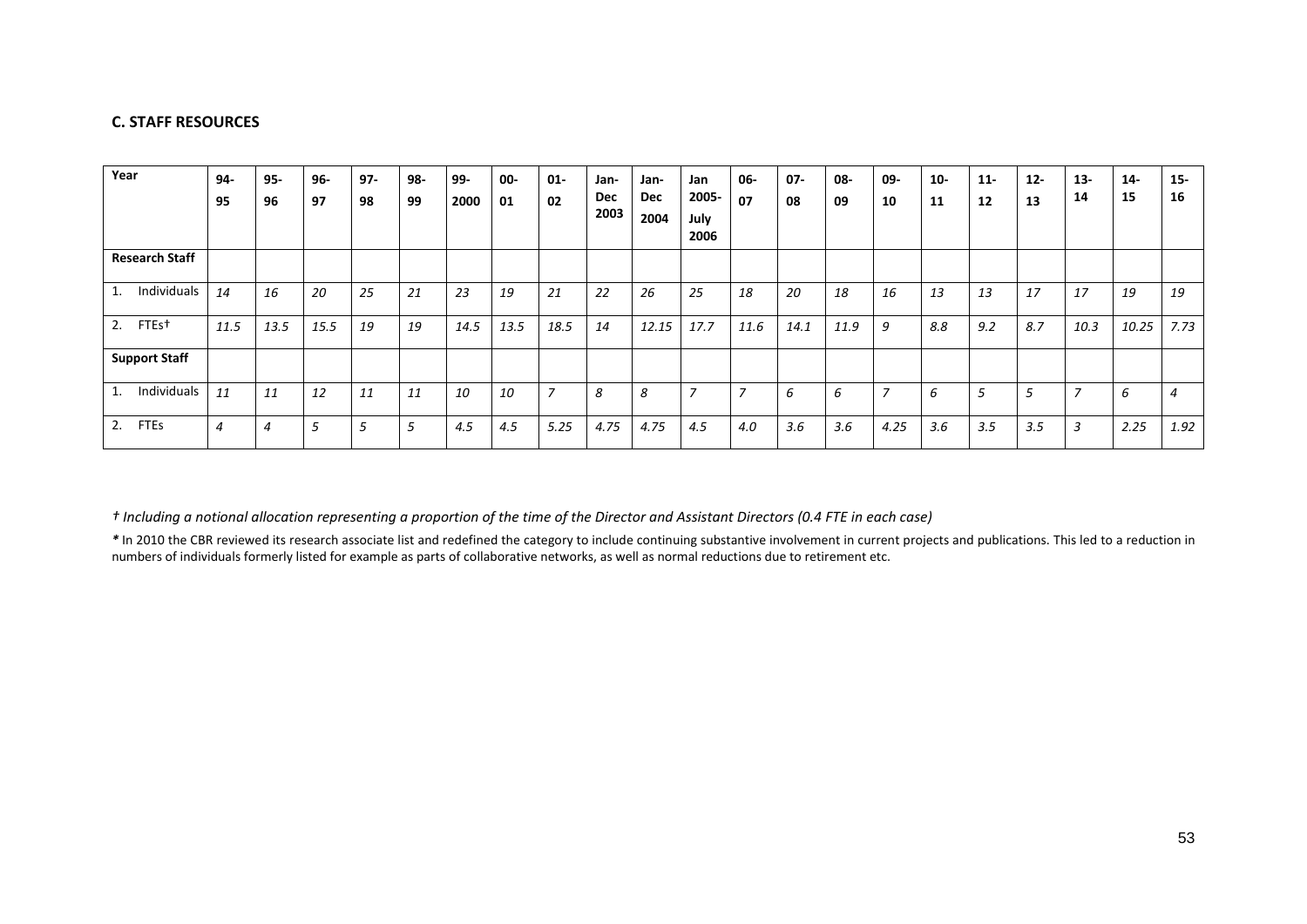**C. STAFF RESOURCES**

| Year | 94-95 | 95-96 | 96-97 | 97-98 | 98-99 | 99-2000 | 00-01 | 01-02 | Jan-Dec 2003 | Jan-Dec 2004 | Jan 2005-July 2006 | 06-07 | 07-08 | 08-09 | 09-10 | 10-11 | 11-12 | 12-13 | 13-14 | 14-15 | 15-16 |
|---|---|---|---|---|---|---|---|---|---|---|---|---|---|---|---|---|---|---|---|---|---|
| **Research Staff** | | | | | | | | | | | | | | | | | | | | | |
| 1. Individuals | *14* | *16* | *20* | *25* | *21* | *23* | *19* | *21* | *22* | *26* | *25* | *18* | *20* | *18* | *16* | *13* | *13* | *17* | *17* | *19* | *19* |
| 2. FTEs† | *11.5* | *13.5* | *15.5* | *19* | *19* | *14.5* | *13.5* | *18.5* | *14* | *12.15* | *17.7* | *11.6* | *14.1* | *11.9* | *9* | *8.8* | *9.2* | *8.7* | *10.3* | *10.25* | *7.73* |
| **Support Staff** | | | | | | | | | | | | | | | | | | | | | |
| 1. Individuals | *11* | *11* | *12* | *11* | *11* | *10* | *10* | *7* | *8* | *8* | *7* | *7* | *6* | *6* | *7* | *6* | *5* | *5* | *7* | *6* | *4* |
| 2. FTEs | *4* | *4* | *5* | *5* | *5* | *4.5* | *4.5* | *5.25* | *4.75* | *4.75* | *4.5* | *4.0* | *3.6* | *3.6* | *4.25* | *3.6* | *3.5* | *3.5* | *3* | *2.25* | *1.92* |

*† Including a notional allocation representing a proportion of the time of the Director and Assistant Directors (0.4 FTE in each case)*

***** In 2010 the CBR reviewed its research associate list and redefined the category to include continuing substantive involvement in current projects and publications. This led to a reduction in numbers of individuals formerly listed for example as parts of collaborative networks, as well as normal reductions due to retirement etc.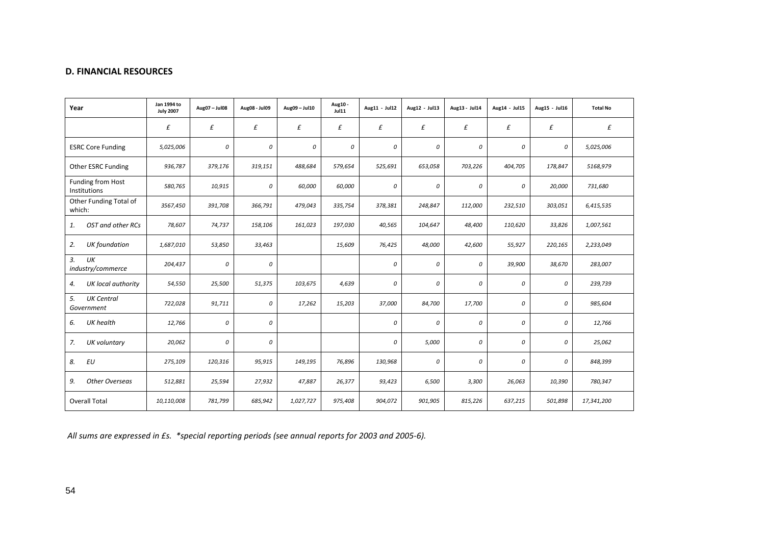### D. FINANCIAL RESOURCES

| Year | Jan 1994 to July 2007 | Aug07 – Jul08 | Aug08 - Jul09 | Aug09 – Jul10 | Aug10 - Jul11 | Aug11 - Jul12 | Aug12 - Jul13 | Aug13 - Jul14 | Aug14 - Jul15 | Aug15 - Jul16 | Total No |
|---|---|---|---|---|---|---|---|---|---|---|---|
| | £ | £ | £ | £ | £ | £ | £ | £ | £ | £ | £ |
| ESRC Core Funding | *5,025,006* | *0* | *0* | *0* | *0* | *0* | *0* | *0* | *0* | *0* | *5,025,006* |
| Other ESRC Funding | *936,787* | *379,176* | *319,151* | *488,684* | *579,654* | *525,691* | *653,058* | *703,226* | *404,705* | *178,847* | *5168,979* |
| Funding from Host Institutions | *580,765* | *10,915* | *0* | *60,000* | *60,000* | *0* | *0* | *0* | *0* | *20,000* | *731,680* |
| Other Funding Total of which: | *3567,450* | *391,708* | *366,791* | *479,043* | *335,754* | *378,381* | *248,847* | *112,000* | *232,510* | *303,051* | *6,415,535* |
| *1. OST and other RCs* | *78,607* | *74,737* | *158,106* | *161,023* | *197,030* | *40,565* | *104,647* | *48,400* | *110,620* | *33,826* | *1,007,561* |
| *2. UK foundation* | *1,687,010* | *53,850* | *33,463* | | *15,609* | *76,425* | *48,000* | *42,600* | *55,927* | *220,165* | *2,233,049* |
| *3. UK industry/commerce* | *204,437* | *0* | *0* | | | *0* | *0* | *0* | *39,900* | *38,670* | *283,007* |
| *4. UK local authority* | *54,550* | *25,500* | *51,375* | *103,675* | *4,639* | *0* | *0* | *0* | *0* | *0* | *239,739* |
| *5. UK Central Government* | *722,028* | *91,711* | *0* | *17,262* | *15,203* | *37,000* | *84,700* | *17,700* | *0* | *0* | *985,604* |
| *6. UK health* | *12,766* | *0* | *0* | | | *0* | *0* | *0* | *0* | *0* | *12,766* |
| *7. UK voluntary* | *20,062* | *0* | *0* | | | *0* | *5,000* | *0* | *0* | *0* | *25,062* |
| *8. EU* | *275,109* | *120,316* | *95,915* | *149,195* | *76,896* | *130,968* | *0* | *0* | *0* | *0* | *848,399* |
| *9. Other Overseas* | *512,881* | *25,594* | *27,932* | *47,887* | *26,377* | *93,423* | *6,500* | *3,300* | *26,063* | *10,390* | *780,347* |
| Overall Total | *10,110,008* | *781,799* | *685,942* | *1,027,727* | *975,408* | *904,072* | *901,905* | *815,226* | *637,215* | *501,898* | *17,341,200* |

*All sums are expressed in £s. *special reporting periods (see annual reports for 2003 and 2005-6).*